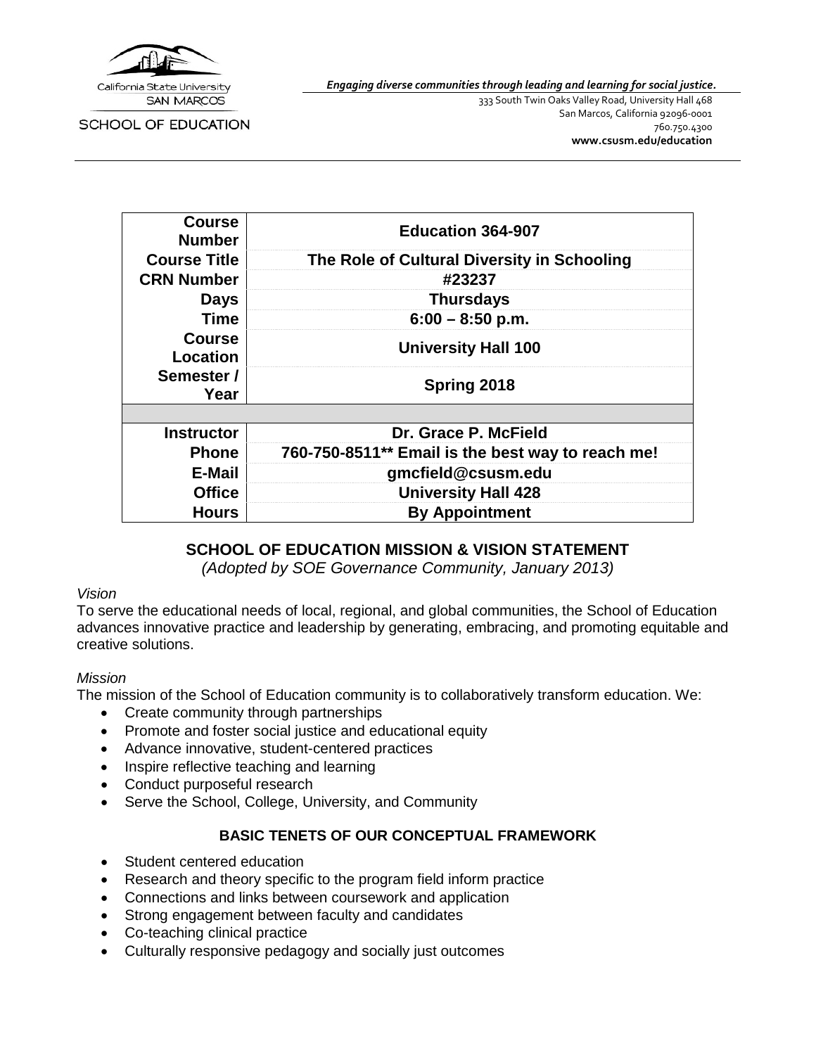California State University SAN MARCOS

SCHOOL OF EDUCATION

*Engaging diverse communities through leading and learning for social justice.*

333 South Twin Oaks Valley Road, University Hall 468
San Marcos, California 92096-0001
760.750.4300
**www.csusm.edu/education**

| | |
|---|---|
| **Course Number** | **Education 364-907** |
| **Course Title** | **The Role of Cultural Diversity in Schooling** |
| **CRN Number** | **#23237** |
| **Days** | **Thursdays** |
| **Time** | **6:00 – 8:50 p.m.** |
| **Course Location** | **University Hall 100** |
| **Semester / Year** | **Spring 2018** |
| | |
| **Instructor** | **Dr. Grace P. McField** |
| **Phone** | **760-750-8511** Email is the best way to reach me!** |
| **E-Mail** | **gmcfield@csusm.edu** |
| **Office** | **University Hall 428** |
| **Hours** | **By Appointment** |

## SCHOOL OF EDUCATION MISSION & VISION STATEMENT

*(Adopted by SOE Governance Community, January 2013)*

*Vision*

To serve the educational needs of local, regional, and global communities, the School of Education advances innovative practice and leadership by generating, embracing, and promoting equitable and creative solutions.

*Mission*

The mission of the School of Education community is to collaboratively transform education. We:

- Create community through partnerships
- Promote and foster social justice and educational equity
- Advance innovative, student-centered practices
- Inspire reflective teaching and learning
- Conduct purposeful research
- Serve the School, College, University, and Community

## BASIC TENETS OF OUR CONCEPTUAL FRAMEWORK

- Student centered education
- Research and theory specific to the program field inform practice
- Connections and links between coursework and application
- Strong engagement between faculty and candidates
- Co-teaching clinical practice
- Culturally responsive pedagogy and socially just outcomes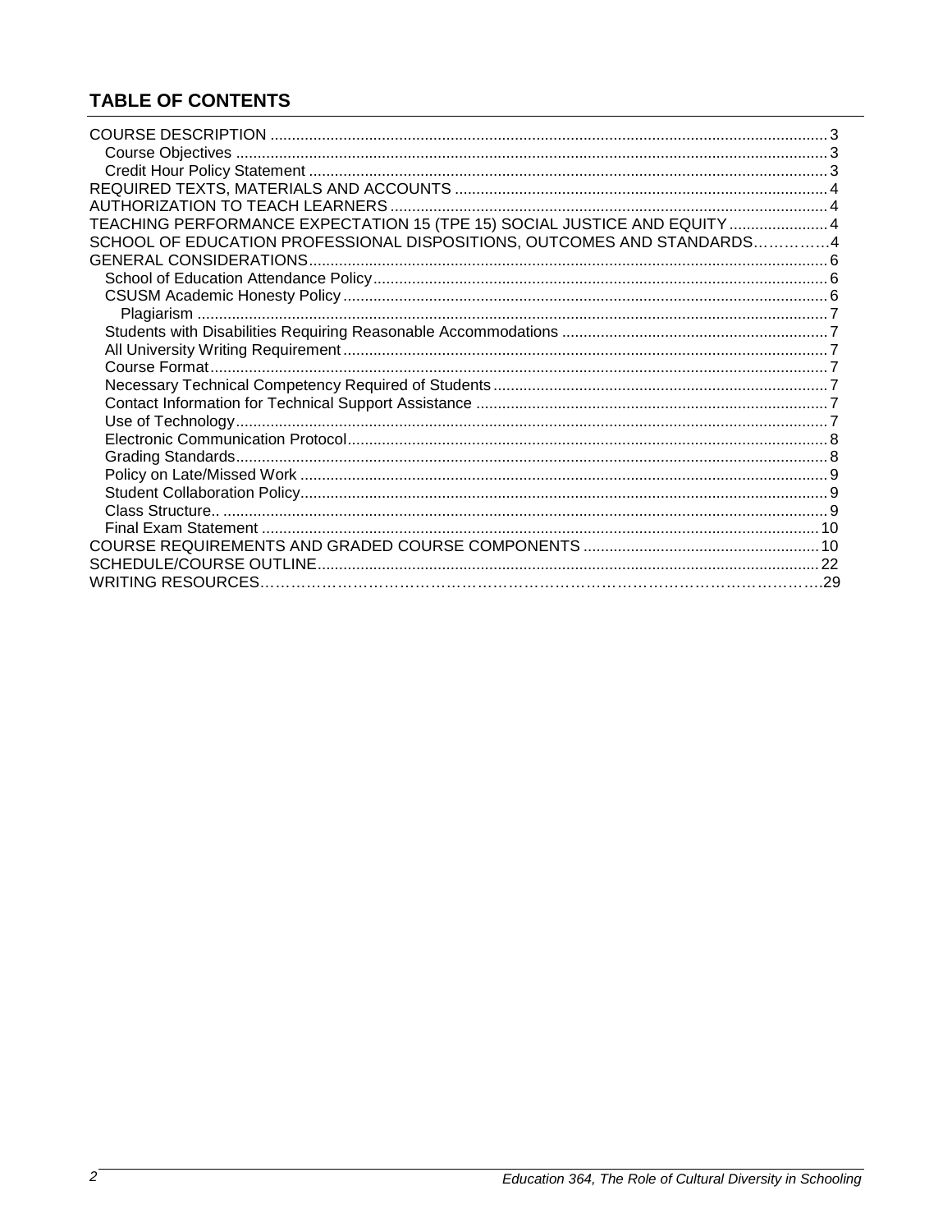## TABLE OF CONTENTS

COURSE DESCRIPTION ....................................................................................................................... 3
  Course Objectives ......................................................................................................................... 3
  Credit Hour Policy Statement ........................................................................................................ 3
REQUIRED TEXTS, MATERIALS AND ACCOUNTS ....................................................................... 4
AUTHORIZATION TO TEACH LEARNERS ..................................................................................... 4
TEACHING PERFORMANCE EXPECTATION 15 (TPE 15) SOCIAL JUSTICE AND EQUITY ....................... 4
SCHOOL OF EDUCATION PROFESSIONAL DISPOSITIONS, OUTCOMES AND STANDARDS……………4
GENERAL CONSIDERATIONS........................................................................................................ 6
  School of Education Attendance Policy ......................................................................................... 6
  CSUSM Academic Honesty Policy ................................................................................................ 6
    Plagiarism ................................................................................................................................. 7
  Students with Disabilities Requiring Reasonable Accommodations .............................................. 7
  All University Writing Requirement ................................................................................................ 7
  Course Format .............................................................................................................................. 7
  Necessary Technical Competency Required of Students ............................................................. 7
  Contact Information for Technical Support Assistance ................................................................. 7
  Use of Technology ......................................................................................................................... 7
  Electronic Communication Protocol ............................................................................................... 8
  Grading Standards ......................................................................................................................... 8
  Policy on Late/Missed Work .......................................................................................................... 9
  Student Collaboration Policy ......................................................................................................... 9
  Class Structure.. ............................................................................................................................ 9
  Final Exam Statement ................................................................................................................. 10
COURSE REQUIREMENTS AND GRADED COURSE COMPONENTS ....................................... 10
SCHEDULE/COURSE OUTLINE.................................................................................................... 22
WRITING RESOURCES……………………………………………………………………………………….29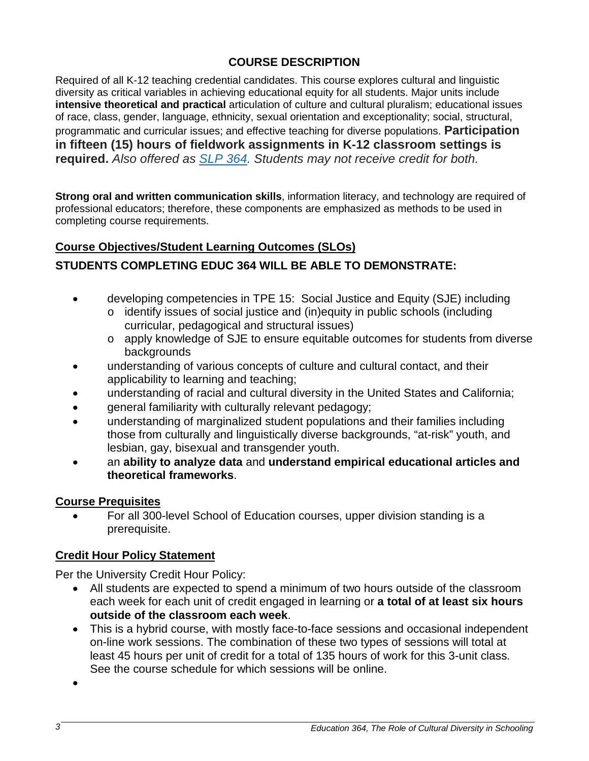## COURSE DESCRIPTION

Required of all K-12 teaching credential candidates. This course explores cultural and linguistic diversity as critical variables in achieving educational equity for all students. Major units include **intensive theoretical and practical** articulation of culture and cultural pluralism; educational issues of race, class, gender, language, ethnicity, sexual orientation and exceptionality; social, structural, programmatic and curricular issues; and effective teaching for diverse populations. **Participation in fifteen (15) hours of fieldwork assignments in K-12 classroom settings is required.** *Also offered as [SLP 364](). Students may not receive credit for both.*

**Strong oral and written communication skills**, information literacy, and technology are required of professional educators; therefore, these components are emphasized as methods to be used in completing course requirements.

### Course Objectives/Student Learning Outcomes (SLOs)

**STUDENTS COMPLETING EDUC 364 WILL BE ABLE TO DEMONSTRATE:**

- developing competencies in TPE 15: Social Justice and Equity (SJE) including
  - identify issues of social justice and (in)equity in public schools (including curricular, pedagogical and structural issues)
  - apply knowledge of SJE to ensure equitable outcomes for students from diverse backgrounds
- understanding of various concepts of culture and cultural contact, and their applicability to learning and teaching;
- understanding of racial and cultural diversity in the United States and California;
- general familiarity with culturally relevant pedagogy;
- understanding of marginalized student populations and their families including those from culturally and linguistically diverse backgrounds, "at-risk" youth, and lesbian, gay, bisexual and transgender youth.
- an **ability to analyze data** and **understand empirical educational articles and theoretical frameworks**.

### Course Prequisites

- For all 300-level School of Education courses, upper division standing is a prerequisite.

### Credit Hour Policy Statement

Per the University Credit Hour Policy:

- All students are expected to spend a minimum of two hours outside of the classroom each week for each unit of credit engaged in learning or **a total of at least six hours outside of the classroom each week**.
- This is a hybrid course, with mostly face-to-face sessions and occasional independent on-line work sessions. The combination of these two types of sessions will total at least 45 hours per unit of credit for a total of 135 hours of work for this 3-unit class. See the course schedule for which sessions will be online.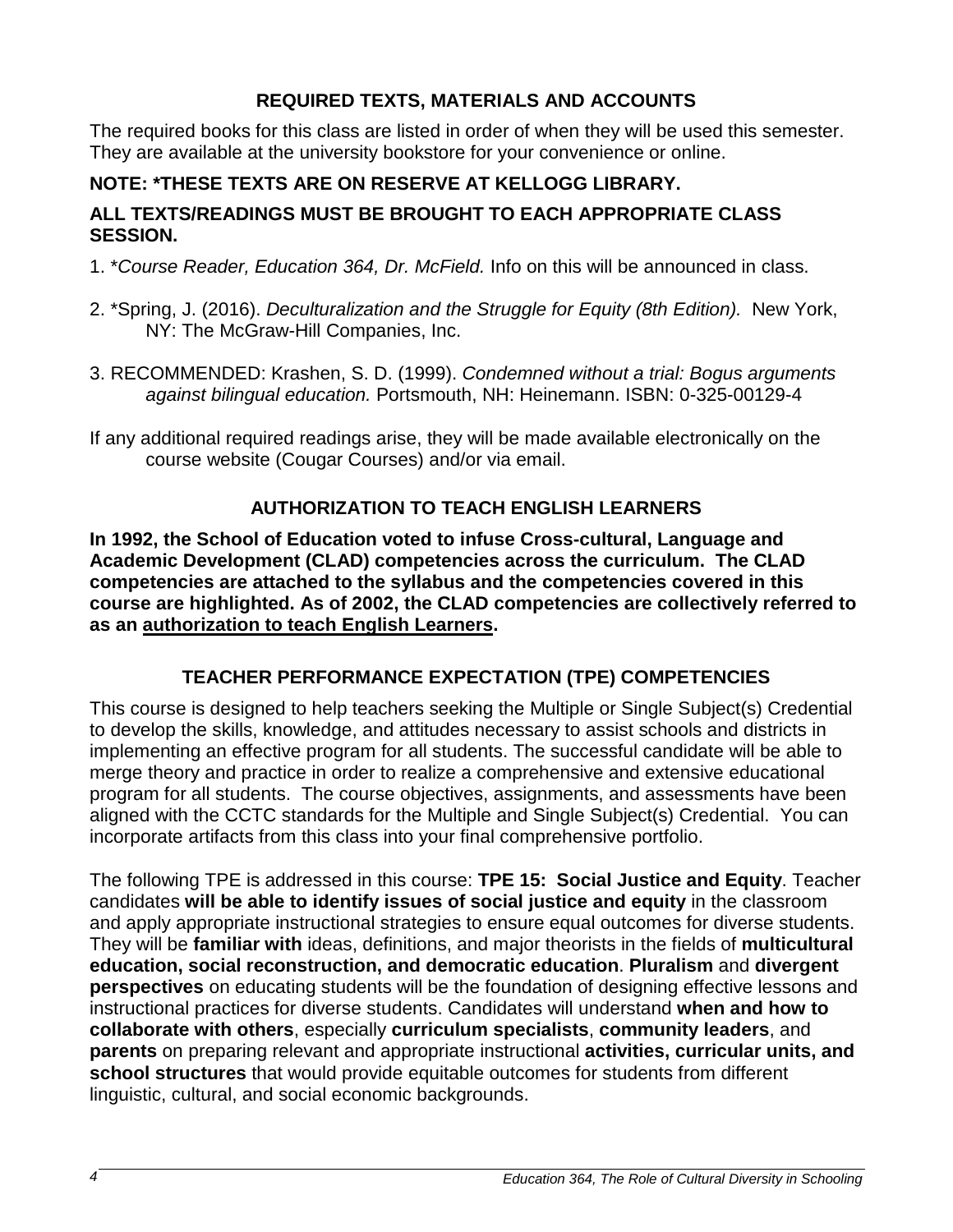## REQUIRED TEXTS, MATERIALS AND ACCOUNTS

The required books for this class are listed in order of when they will be used this semester. They are available at the university bookstore for your convenience or online.

**NOTE: *THESE TEXTS ARE ON RESERVE AT KELLOGG LIBRARY.**

**ALL TEXTS/READINGS MUST BE BROUGHT TO EACH APPROPRIATE CLASS SESSION.**

1. **Course Reader, Education 364, Dr. McField.* Info on this will be announced in class.

2. *Spring, J. (2016). *Deculturalization and the Struggle for Equity (8th Edition).* New York, NY: The McGraw-Hill Companies, Inc.

3. RECOMMENDED: Krashen, S. D. (1999). *Condemned without a trial: Bogus arguments against bilingual education.* Portsmouth, NH: Heinemann. ISBN: 0-325-00129-4

If any additional required readings arise, they will be made available electronically on the course website (Cougar Courses) and/or via email.

## AUTHORIZATION TO TEACH ENGLISH LEARNERS

**In 1992, the School of Education voted to infuse Cross-cultural, Language and Academic Development (CLAD) competencies across the curriculum. The CLAD competencies are attached to the syllabus and the competencies covered in this course are highlighted. As of 2002, the CLAD competencies are collectively referred to as an <u>authorization to teach English Learners</u>.**

## TEACHER PERFORMANCE EXPECTATION (TPE) COMPETENCIES

This course is designed to help teachers seeking the Multiple or Single Subject(s) Credential to develop the skills, knowledge, and attitudes necessary to assist schools and districts in implementing an effective program for all students. The successful candidate will be able to merge theory and practice in order to realize a comprehensive and extensive educational program for all students. The course objectives, assignments, and assessments have been aligned with the CCTC standards for the Multiple and Single Subject(s) Credential. You can incorporate artifacts from this class into your final comprehensive portfolio.

The following TPE is addressed in this course: **TPE 15: Social Justice and Equity**. Teacher candidates **will be able to identify issues of social justice and equity** in the classroom and apply appropriate instructional strategies to ensure equal outcomes for diverse students. They will be **familiar with** ideas, definitions, and major theorists in the fields of **multicultural education, social reconstruction, and democratic education**. **Pluralism** and **divergent perspectives** on educating students will be the foundation of designing effective lessons and instructional practices for diverse students. Candidates will understand **when and how to collaborate with others**, especially **curriculum specialists**, **community leaders**, and **parents** on preparing relevant and appropriate instructional **activities, curricular units, and school structures** that would provide equitable outcomes for students from different linguistic, cultural, and social economic backgrounds.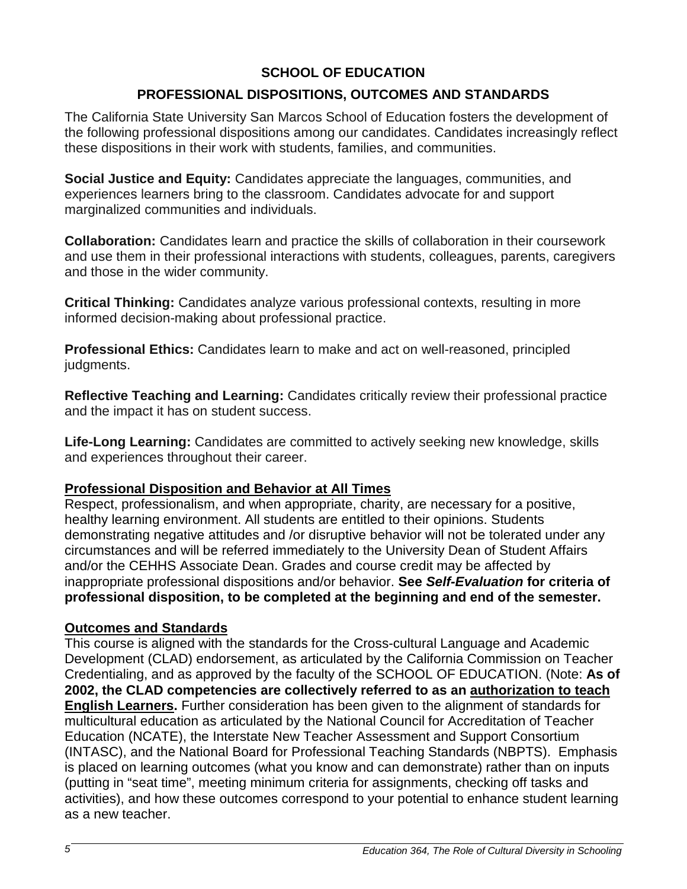## SCHOOL OF EDUCATION

## PROFESSIONAL DISPOSITIONS, OUTCOMES AND STANDARDS

The California State University San Marcos School of Education fosters the development of the following professional dispositions among our candidates. Candidates increasingly reflect these dispositions in their work with students, families, and communities.

**Social Justice and Equity:** Candidates appreciate the languages, communities, and experiences learners bring to the classroom. Candidates advocate for and support marginalized communities and individuals.

**Collaboration:** Candidates learn and practice the skills of collaboration in their coursework and use them in their professional interactions with students, colleagues, parents, caregivers and those in the wider community.

**Critical Thinking:** Candidates analyze various professional contexts, resulting in more informed decision-making about professional practice.

**Professional Ethics:** Candidates learn to make and act on well-reasoned, principled judgments.

**Reflective Teaching and Learning:** Candidates critically review their professional practice and the impact it has on student success.

**Life-Long Learning:** Candidates are committed to actively seeking new knowledge, skills and experiences throughout their career.

### Professional Disposition and Behavior at All Times

Respect, professionalism, and when appropriate, charity, are necessary for a positive, healthy learning environment. All students are entitled to their opinions. Students demonstrating negative attitudes and /or disruptive behavior will not be tolerated under any circumstances and will be referred immediately to the University Dean of Student Affairs and/or the CEHHS Associate Dean. Grades and course credit may be affected by inappropriate professional dispositions and/or behavior. **See *Self-Evaluation* for criteria of professional disposition, to be completed at the beginning and end of the semester.**

### Outcomes and Standards

This course is aligned with the standards for the Cross-cultural Language and Academic Development (CLAD) endorsement, as articulated by the California Commission on Teacher Credentialing, and as approved by the faculty of the SCHOOL OF EDUCATION. (Note: **As of 2002, the CLAD competencies are collectively referred to as an authorization to teach English Learners.** Further consideration has been given to the alignment of standards for multicultural education as articulated by the National Council for Accreditation of Teacher Education (NCATE), the Interstate New Teacher Assessment and Support Consortium (INTASC), and the National Board for Professional Teaching Standards (NBPTS). Emphasis is placed on learning outcomes (what you know and can demonstrate) rather than on inputs (putting in "seat time", meeting minimum criteria for assignments, checking off tasks and activities), and how these outcomes correspond to your potential to enhance student learning as a new teacher.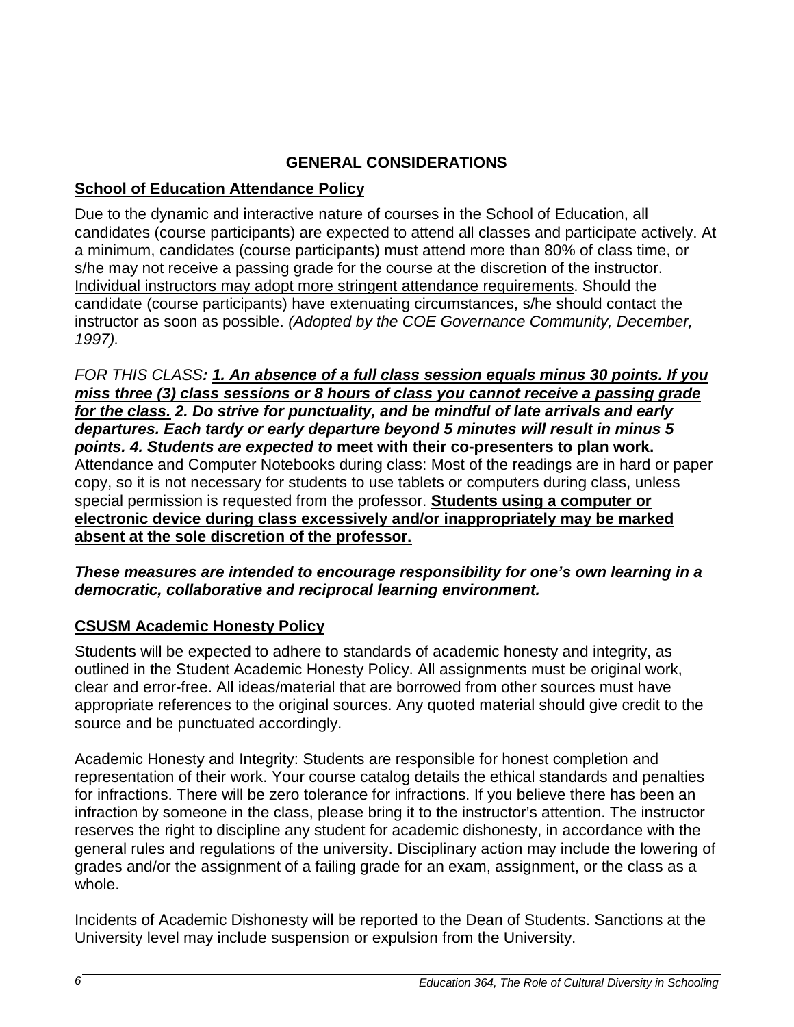## GENERAL CONSIDERATIONS

### School of Education Attendance Policy

Due to the dynamic and interactive nature of courses in the School of Education, all candidates (course participants) are expected to attend all classes and participate actively. At a minimum, candidates (course participants) must attend more than 80% of class time, or s/he may not receive a passing grade for the course at the discretion of the instructor. Individual instructors may adopt more stringent attendance requirements. Should the candidate (course participants) have extenuating circumstances, s/he should contact the instructor as soon as possible. *(Adopted by the COE Governance Community, December, 1997).*

*FOR THIS CLASS**: 1. An absence of a full class session equals minus 30 points. If you miss three (3) class sessions or 8 hours of class you cannot receive a passing grade for the class. 2. Do strive for punctuality, and be mindful of late arrivals and early departures. Each tardy or early departure beyond 5 minutes will result in minus 5 points. 4. Students are expected to*** **meet with their co-presenters to plan work.** Attendance and Computer Notebooks during class: Most of the readings are in hard or paper copy, so it is not necessary for students to use tablets or computers during class, unless special permission is requested from the professor. **Students using a computer or electronic device during class excessively and/or inappropriately may be marked absent at the sole discretion of the professor.**

***These measures are intended to encourage responsibility for one's own learning in a democratic, collaborative and reciprocal learning environment.***

### CSUSM Academic Honesty Policy

Students will be expected to adhere to standards of academic honesty and integrity, as outlined in the Student Academic Honesty Policy. All assignments must be original work, clear and error-free. All ideas/material that are borrowed from other sources must have appropriate references to the original sources. Any quoted material should give credit to the source and be punctuated accordingly.

Academic Honesty and Integrity: Students are responsible for honest completion and representation of their work. Your course catalog details the ethical standards and penalties for infractions. There will be zero tolerance for infractions. If you believe there has been an infraction by someone in the class, please bring it to the instructor's attention. The instructor reserves the right to discipline any student for academic dishonesty, in accordance with the general rules and regulations of the university. Disciplinary action may include the lowering of grades and/or the assignment of a failing grade for an exam, assignment, or the class as a whole.

Incidents of Academic Dishonesty will be reported to the Dean of Students. Sanctions at the University level may include suspension or expulsion from the University.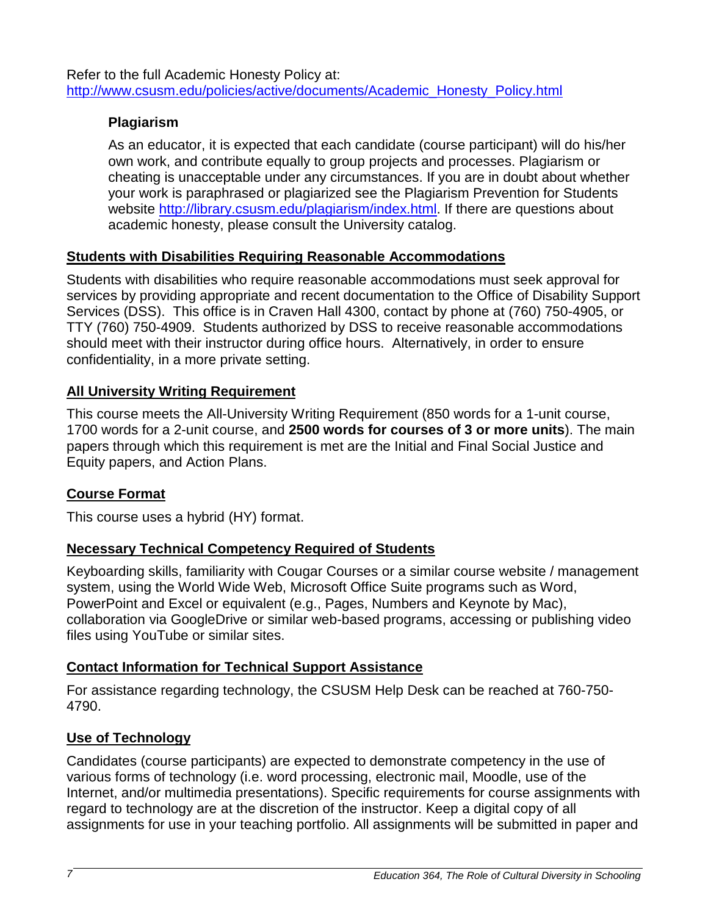Refer to the full Academic Honesty Policy at: http://www.csusm.edu/policies/active/documents/Academic_Honesty_Policy.html

### Plagiarism

As an educator, it is expected that each candidate (course participant) will do his/her own work, and contribute equally to group projects and processes. Plagiarism or cheating is unacceptable under any circumstances. If you are in doubt about whether your work is paraphrased or plagiarized see the Plagiarism Prevention for Students website http://library.csusm.edu/plagiarism/index.html. If there are questions about academic honesty, please consult the University catalog.

## Students with Disabilities Requiring Reasonable Accommodations

Students with disabilities who require reasonable accommodations must seek approval for services by providing appropriate and recent documentation to the Office of Disability Support Services (DSS). This office is in Craven Hall 4300, contact by phone at (760) 750-4905, or TTY (760) 750-4909. Students authorized by DSS to receive reasonable accommodations should meet with their instructor during office hours. Alternatively, in order to ensure confidentiality, in a more private setting.

## All University Writing Requirement

This course meets the All-University Writing Requirement (850 words for a 1-unit course, 1700 words for a 2-unit course, and **2500 words for courses of 3 or more units**). The main papers through which this requirement is met are the Initial and Final Social Justice and Equity papers, and Action Plans.

## Course Format

This course uses a hybrid (HY) format.

## Necessary Technical Competency Required of Students

Keyboarding skills, familiarity with Cougar Courses or a similar course website / management system, using the World Wide Web, Microsoft Office Suite programs such as Word, PowerPoint and Excel or equivalent (e.g., Pages, Numbers and Keynote by Mac), collaboration via GoogleDrive or similar web-based programs, accessing or publishing video files using YouTube or similar sites.

## Contact Information for Technical Support Assistance

For assistance regarding technology, the CSUSM Help Desk can be reached at 760-750-4790.

## Use of Technology

Candidates (course participants) are expected to demonstrate competency in the use of various forms of technology (i.e. word processing, electronic mail, Moodle, use of the Internet, and/or multimedia presentations). Specific requirements for course assignments with regard to technology are at the discretion of the instructor. Keep a digital copy of all assignments for use in your teaching portfolio. All assignments will be submitted in paper and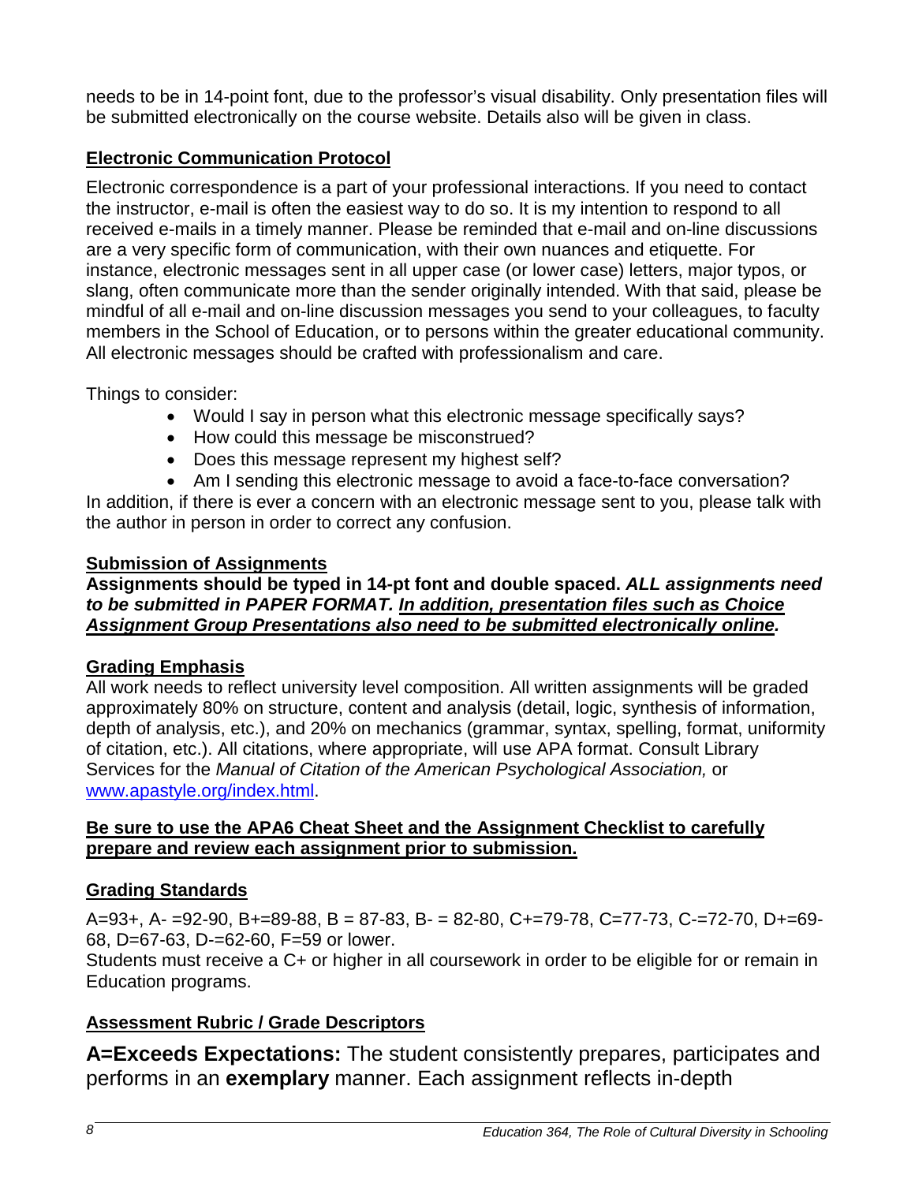needs to be in 14-point font, due to the professor's visual disability. Only presentation files will be submitted electronically on the course website. Details also will be given in class.

## <u>Electronic Communication Protocol</u>

Electronic correspondence is a part of your professional interactions. If you need to contact the instructor, e-mail is often the easiest way to do so. It is my intention to respond to all received e-mails in a timely manner. Please be reminded that e-mail and on-line discussions are a very specific form of communication, with their own nuances and etiquette. For instance, electronic messages sent in all upper case (or lower case) letters, major typos, or slang, often communicate more than the sender originally intended. With that said, please be mindful of all e-mail and on-line discussion messages you send to your colleagues, to faculty members in the School of Education, or to persons within the greater educational community. All electronic messages should be crafted with professionalism and care.

Things to consider:

- Would I say in person what this electronic message specifically says?
- How could this message be misconstrued?
- Does this message represent my highest self?
- Am I sending this electronic message to avoid a face-to-face conversation?

In addition, if there is ever a concern with an electronic message sent to you, please talk with the author in person in order to correct any confusion.

## <u>Submission of Assignments</u>

**Assignments should be typed in 14-pt font and double spaced.** ***ALL assignments need to be submitted in PAPER FORMAT. <u>In addition, presentation files such as Choice Assignment Group Presentations also need to be submitted electronically online</u>.***

## <u>Grading Emphasis</u>

All work needs to reflect university level composition. All written assignments will be graded approximately 80% on structure, content and analysis (detail, logic, synthesis of information, depth of analysis, etc.), and 20% on mechanics (grammar, syntax, spelling, format, uniformity of citation, etc.). All citations, where appropriate, will use APA format. Consult Library Services for the *Manual of Citation of the American Psychological Association,* or www.apastyle.org/index.html.

**<u>Be sure to use the APA6 Cheat Sheet and the Assignment Checklist to carefully prepare and review each assignment prior to submission.</u>**

## <u>Grading Standards</u>

A=93+, A- =92-90, B+=89-88, B = 87-83, B- = 82-80, C+=79-78, C=77-73, C-=72-70, D+=69-68, D=67-63, D-=62-60, F=59 or lower.

Students must receive a C+ or higher in all coursework in order to be eligible for or remain in Education programs.

## <u>Assessment Rubric / Grade Descriptors</u>

**A=Exceeds Expectations:** The student consistently prepares, participates and performs in an **exemplary** manner. Each assignment reflects in-depth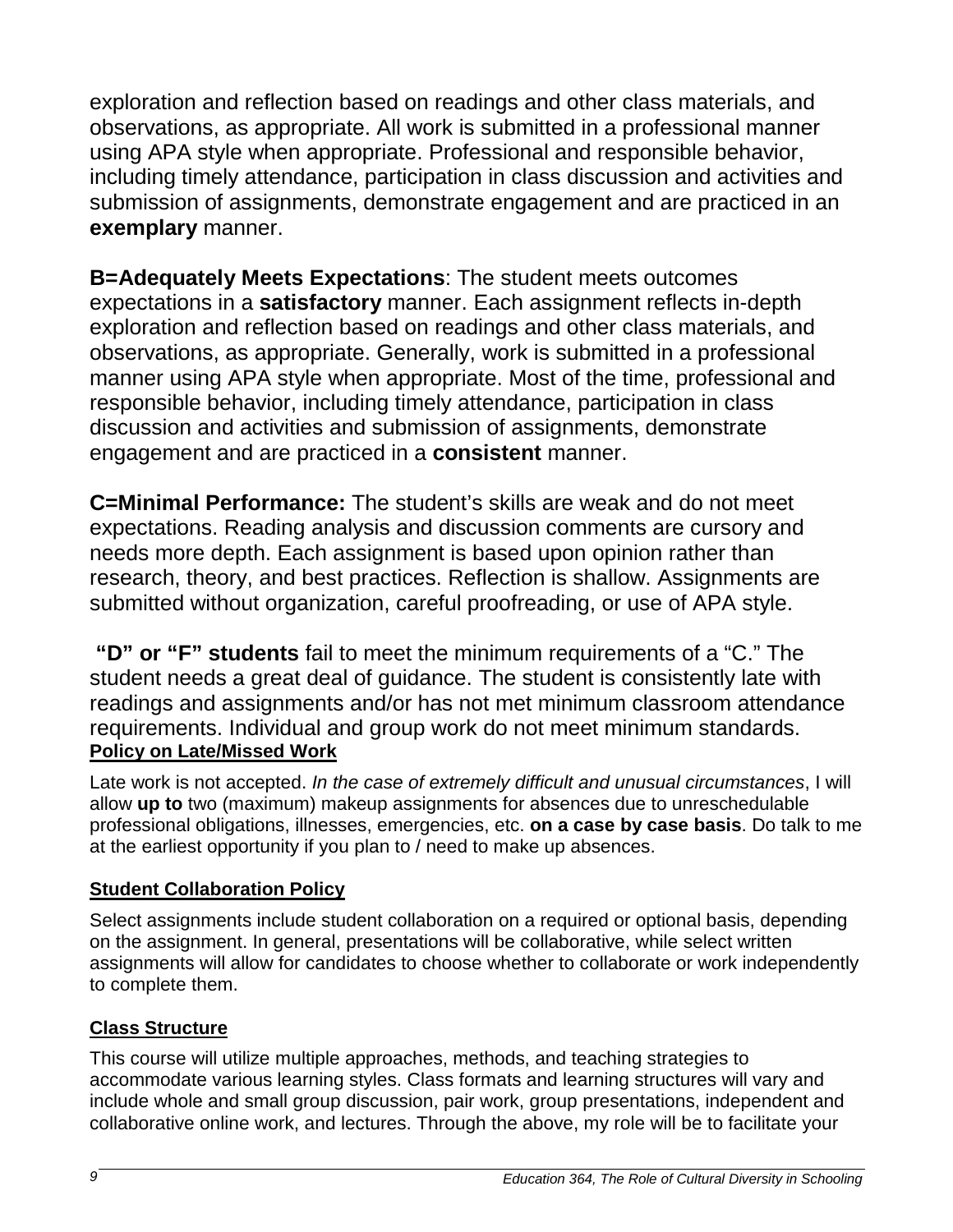exploration and reflection based on readings and other class materials, and observations, as appropriate. All work is submitted in a professional manner using APA style when appropriate. Professional and responsible behavior, including timely attendance, participation in class discussion and activities and submission of assignments, demonstrate engagement and are practiced in an **exemplary** manner.

**B=Adequately Meets Expectations**: The student meets outcomes expectations in a **satisfactory** manner. Each assignment reflects in-depth exploration and reflection based on readings and other class materials, and observations, as appropriate. Generally, work is submitted in a professional manner using APA style when appropriate. Most of the time, professional and responsible behavior, including timely attendance, participation in class discussion and activities and submission of assignments, demonstrate engagement and are practiced in a **consistent** manner.

**C=Minimal Performance:** The student's skills are weak and do not meet expectations. Reading analysis and discussion comments are cursory and needs more depth. Each assignment is based upon opinion rather than research, theory, and best practices. Reflection is shallow. Assignments are submitted without organization, careful proofreading, or use of APA style.

**"D" or "F" students** fail to meet the minimum requirements of a "C." The student needs a great deal of guidance. The student is consistently late with readings and assignments and/or has not met minimum classroom attendance requirements. Individual and group work do not meet minimum standards.

## Policy on Late/Missed Work

Late work is not accepted. *In the case of extremely difficult and unusual circumstances*, I will allow **up to** two (maximum) makeup assignments for absences due to unreschedulable professional obligations, illnesses, emergencies, etc. **on a case by case basis**. Do talk to me at the earliest opportunity if you plan to / need to make up absences.

## Student Collaboration Policy

Select assignments include student collaboration on a required or optional basis, depending on the assignment. In general, presentations will be collaborative, while select written assignments will allow for candidates to choose whether to collaborate or work independently to complete them.

## Class Structure

This course will utilize multiple approaches, methods, and teaching strategies to accommodate various learning styles. Class formats and learning structures will vary and include whole and small group discussion, pair work, group presentations, independent and collaborative online work, and lectures. Through the above, my role will be to facilitate your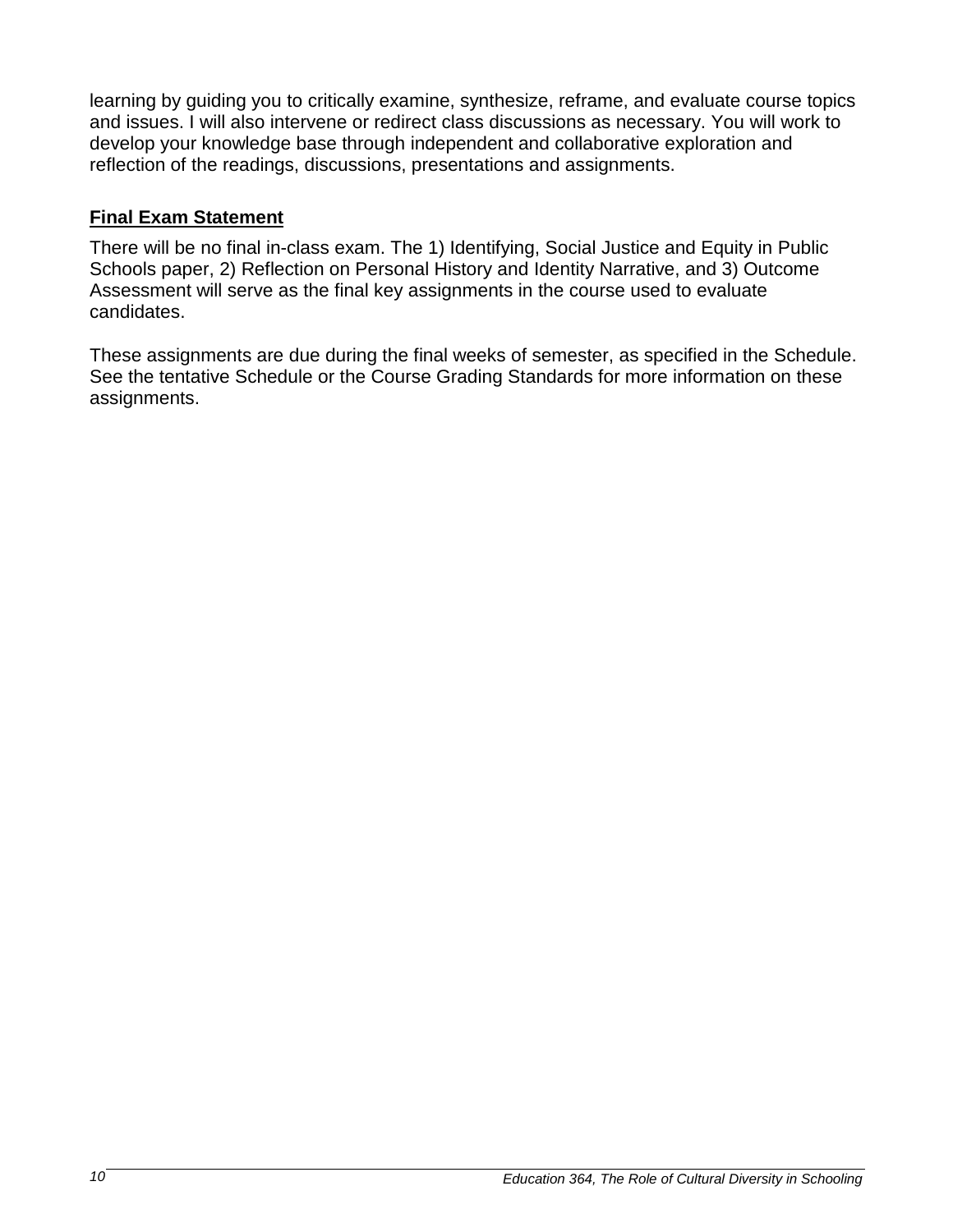learning by guiding you to critically examine, synthesize, reframe, and evaluate course topics and issues. I will also intervene or redirect class discussions as necessary. You will work to develop your knowledge base through independent and collaborative exploration and reflection of the readings, discussions, presentations and assignments.

## Final Exam Statement

There will be no final in-class exam. The 1) Identifying, Social Justice and Equity in Public Schools paper, 2) Reflection on Personal History and Identity Narrative, and 3) Outcome Assessment will serve as the final key assignments in the course used to evaluate candidates.

These assignments are due during the final weeks of semester, as specified in the Schedule. See the tentative Schedule or the Course Grading Standards for more information on these assignments.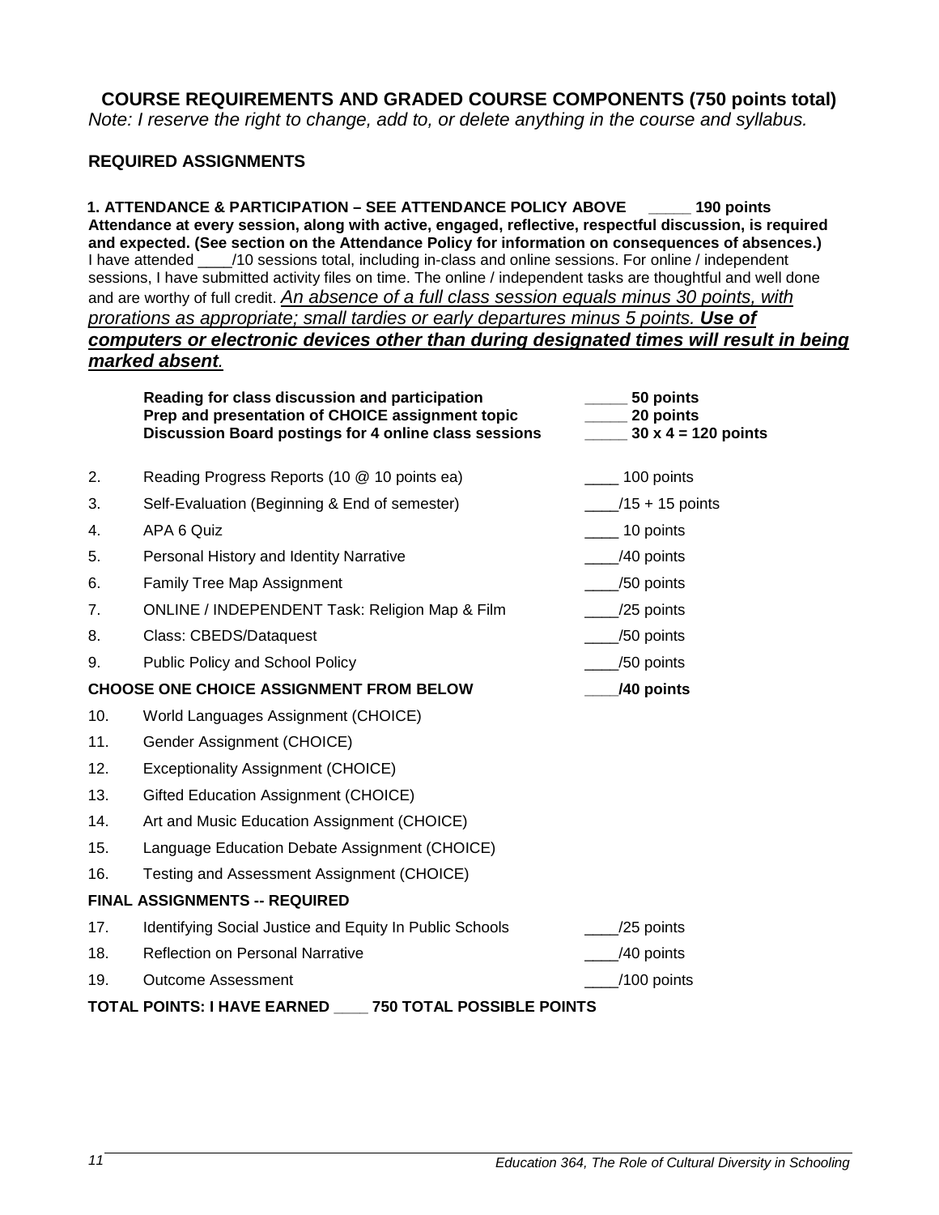## COURSE REQUIREMENTS AND GRADED COURSE COMPONENTS (750 points total)

*Note: I reserve the right to change, add to, or delete anything in the course and syllabus.*

### REQUIRED ASSIGNMENTS

**1. ATTENDANCE & PARTICIPATION – SEE ATTENDANCE POLICY ABOVE _____ 190 points**
**Attendance at every session, along with active, engaged, reflective, respectful discussion, is required and expected. (See section on the Attendance Policy for information on consequences of absences.)**
I have attended ____/10 sessions total, including in-class and online sessions. For online / independent sessions, I have submitted activity files on time. The online / independent tasks are thoughtful and well done and are worthy of full credit. *An absence of a full class session equals minus 30 points, with prorations as appropriate; small tardies or early departures minus 5 points.* ***Use of computers or electronic devices other than during designated times will result in being marked absent.***

| | | |
|---|---|---|
| | **Reading for class discussion and participation** | **_____ 50 points** |
| | **Prep and presentation of CHOICE assignment topic** | **_____ 20 points** |
| | **Discussion Board postings for 4 online class sessions** | **_____ 30 x 4 = 120 points** |
| 2. | Reading Progress Reports (10 @ 10 points ea) | ____ 100 points |
| 3. | Self-Evaluation (Beginning & End of semester) | ____/15 + 15 points |
| 4. | APA 6 Quiz | ____ 10 points |
| 5. | Personal History and Identity Narrative | ____/40 points |
| 6. | Family Tree Map Assignment | ____/50 points |
| 7. | ONLINE / INDEPENDENT Task: Religion Map & Film | ____/25 points |
| 8. | Class: CBEDS/Dataquest | ____/50 points |
| 9. | Public Policy and School Policy | ____/50 points |
| **CHOOSE ONE CHOICE ASSIGNMENT FROM BELOW** | | **____/40 points** |
| 10. | World Languages Assignment (CHOICE) | |
| 11. | Gender Assignment (CHOICE) | |
| 12. | Exceptionality Assignment (CHOICE) | |
| 13. | Gifted Education Assignment (CHOICE) | |
| 14. | Art and Music Education Assignment (CHOICE) | |
| 15. | Language Education Debate Assignment (CHOICE) | |
| 16. | Testing and Assessment Assignment (CHOICE) | |
| **FINAL ASSIGNMENTS -- REQUIRED** | | |
| 17. | Identifying Social Justice and Equity In Public Schools | ____/25 points |
| 18. | Reflection on Personal Narrative | ____/40 points |
| 19. | Outcome Assessment | ____/100 points |

**TOTAL POINTS: I HAVE EARNED ____ 750 TOTAL POSSIBLE POINTS**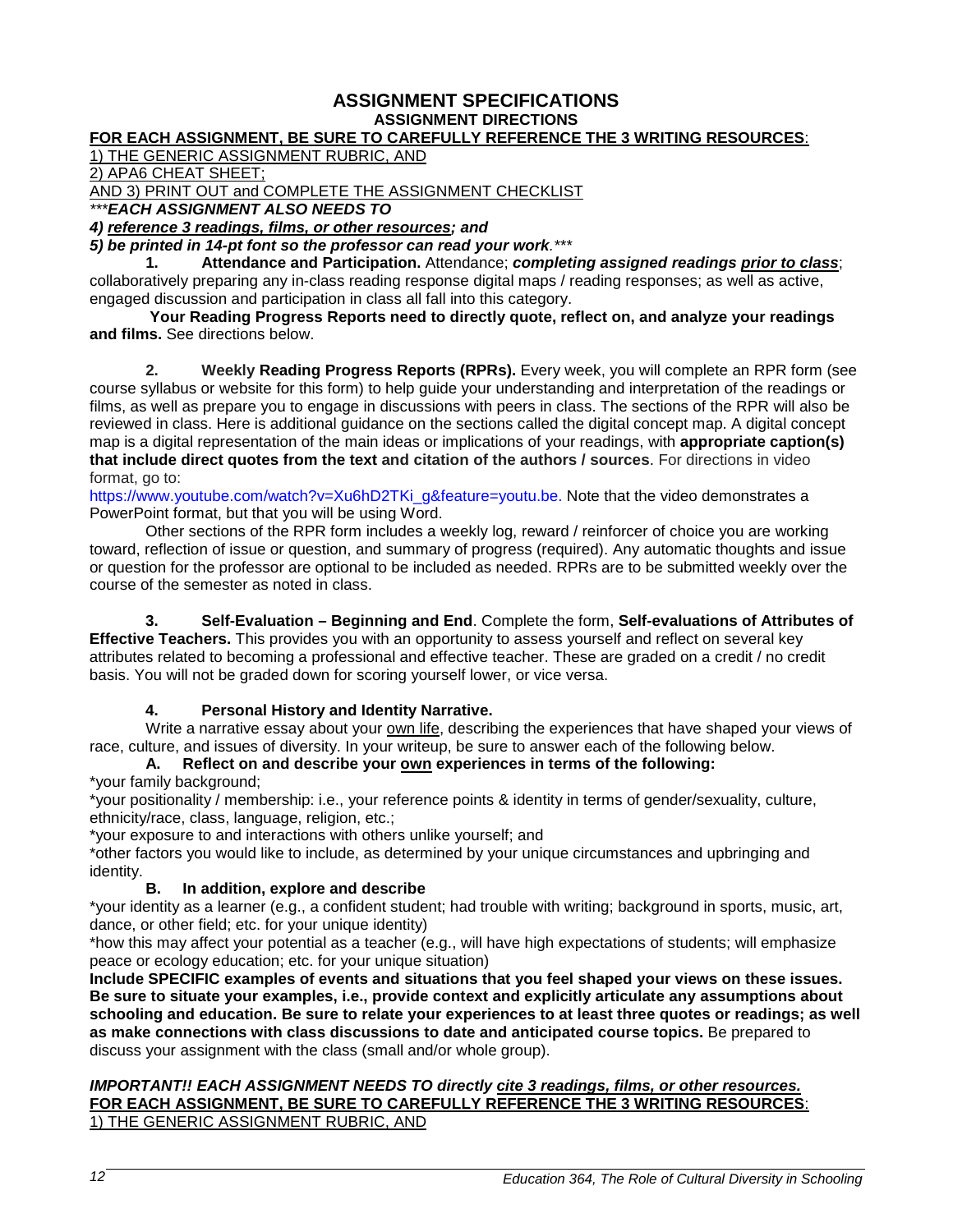# ASSIGNMENT SPECIFICATIONS

## ASSIGNMENT DIRECTIONS

**FOR EACH ASSIGNMENT, BE SURE TO CAREFULLY REFERENCE THE 3 WRITING RESOURCES**:

1) THE GENERIC ASSIGNMENT RUBRIC, AND

2) APA6 CHEAT SHEET;

AND 3) PRINT OUT and COMPLETE THE ASSIGNMENT CHECKLIST

****EACH ASSIGNMENT ALSO NEEDS TO***

***4) reference 3 readings, films, or other resources; and***

***5) be printed in 14-pt font so the professor can read your work.****

**1. Attendance and Participation.** Attendance; ***completing assigned readings prior to class***; collaboratively preparing any in-class reading response digital maps / reading responses; as well as active, engaged discussion and participation in class all fall into this category.

**Your Reading Progress Reports need to directly quote, reflect on, and analyze your readings and films.** See directions below.

**2. Weekly Reading Progress Reports (RPRs).** Every week, you will complete an RPR form (see course syllabus or website for this form) to help guide your understanding and interpretation of the readings or films, as well as prepare you to engage in discussions with peers in class. The sections of the RPR will also be reviewed in class. Here is additional guidance on the sections called the digital concept map. A digital concept map is a digital representation of the main ideas or implications of your readings, with **appropriate caption(s) that include direct quotes from the text and citation of the authors / sources**. For directions in video format, go to:
https://www.youtube.com/watch?v=Xu6hD2TKi_g&feature=youtu.be. Note that the video demonstrates a PowerPoint format, but that you will be using Word.

Other sections of the RPR form includes a weekly log, reward / reinforcer of choice you are working toward, reflection of issue or question, and summary of progress (required). Any automatic thoughts and issue or question for the professor are optional to be included as needed. RPRs are to be submitted weekly over the course of the semester as noted in class.

**3. Self-Evaluation – Beginning and End**. Complete the form, **Self-evaluations of Attributes of Effective Teachers.** This provides you with an opportunity to assess yourself and reflect on several key attributes related to becoming a professional and effective teacher. These are graded on a credit / no credit basis. You will not be graded down for scoring yourself lower, or vice versa.

**4. Personal History and Identity Narrative.**

Write a narrative essay about your own life, describing the experiences that have shaped your views of race, culture, and issues of diversity. In your writeup, be sure to answer each of the following below.

**A. Reflect on and describe your own experiences in terms of the following:**

*your family background;

*your positionality / membership: i.e., your reference points & identity in terms of gender/sexuality, culture, ethnicity/race, class, language, religion, etc.;

*your exposure to and interactions with others unlike yourself; and

*other factors you would like to include, as determined by your unique circumstances and upbringing and identity.

**B. In addition, explore and describe**

*your identity as a learner (e.g., a confident student; had trouble with writing; background in sports, music, art, dance, or other field; etc. for your unique identity)

*how this may affect your potential as a teacher (e.g., will have high expectations of students; will emphasize peace or ecology education; etc. for your unique situation)

**Include SPECIFIC examples of events and situations that you feel shaped your views on these issues. Be sure to situate your examples, i.e., provide context and explicitly articulate any assumptions about schooling and education. Be sure to relate your experiences to at least three quotes or readings; as well as make connections with class discussions to date and anticipated course topics.** Be prepared to discuss your assignment with the class (small and/or whole group).

***IMPORTANT!! EACH ASSIGNMENT NEEDS TO directly cite 3 readings, films, or other resources.***

**FOR EACH ASSIGNMENT, BE SURE TO CAREFULLY REFERENCE THE 3 WRITING RESOURCES**:

1) THE GENERIC ASSIGNMENT RUBRIC, AND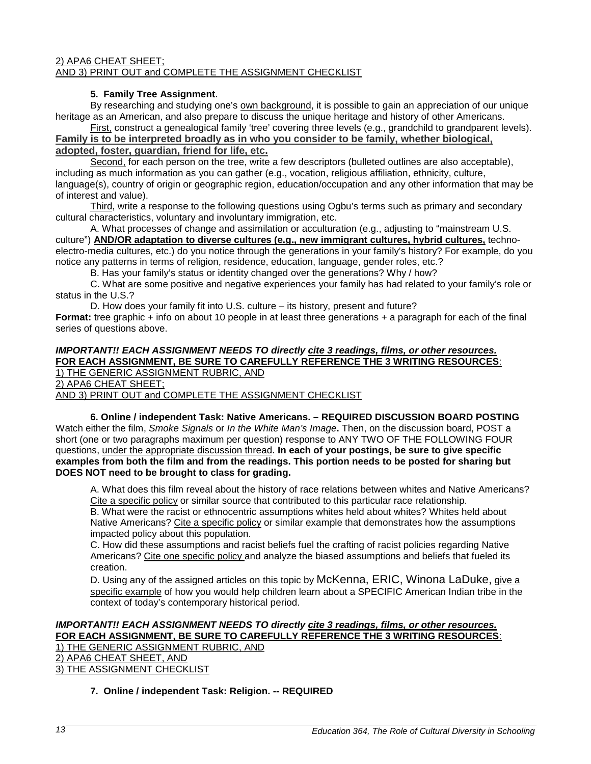2) APA6 CHEAT SHEET;
AND 3) PRINT OUT and COMPLETE THE ASSIGNMENT CHECKLIST

**5. Family Tree Assignment**.

By researching and studying one's own background, it is possible to gain an appreciation of our unique heritage as an American, and also prepare to discuss the unique heritage and history of other Americans.

First, construct a genealogical family 'tree' covering three levels (e.g., grandchild to grandparent levels). **Family is to be interpreted broadly as in who you consider to be family, whether biological, adopted, foster, guardian, friend for life, etc.**

Second, for each person on the tree, write a few descriptors (bulleted outlines are also acceptable), including as much information as you can gather (e.g., vocation, religious affiliation, ethnicity, culture, language(s), country of origin or geographic region, education/occupation and any other information that may be of interest and value).

Third, write a response to the following questions using Ogbu's terms such as primary and secondary cultural characteristics, voluntary and involuntary immigration, etc.

A. What processes of change and assimilation or acculturation (e.g., adjusting to "mainstream U.S. culture") **AND/OR adaptation to diverse cultures (e.g., new immigrant cultures, hybrid cultures,** techno-electro-media cultures, etc.) do you notice through the generations in your family's history? For example, do you notice any patterns in terms of religion, residence, education, language, gender roles, etc.?

B. Has your family's status or identity changed over the generations? Why / how?

C. What are some positive and negative experiences your family has had related to your family's role or status in the U.S.?

D. How does your family fit into U.S. culture – its history, present and future?

**Format:** tree graphic + info on about 10 people in at least three generations + a paragraph for each of the final series of questions above.

***IMPORTANT!! EACH ASSIGNMENT NEEDS TO directly cite 3 readings, films, or other resources.***
**FOR EACH ASSIGNMENT, BE SURE TO CAREFULLY REFERENCE THE 3 WRITING RESOURCES**:
1) THE GENERIC ASSIGNMENT RUBRIC, AND
2) APA6 CHEAT SHEET;
AND 3) PRINT OUT and COMPLETE THE ASSIGNMENT CHECKLIST

**6. Online / independent Task: Native Americans. – REQUIRED DISCUSSION BOARD POSTING**

Watch either the film, *Smoke Signals* or *In the White Man's Image***.** Then, on the discussion board, POST a short (one or two paragraphs maximum per question) response to ANY TWO OF THE FOLLOWING FOUR questions, under the appropriate discussion thread. **In each of your postings, be sure to give specific examples from both the film and from the readings. This portion needs to be posted for sharing but DOES NOT need to be brought to class for grading.**

A. What does this film reveal about the history of race relations between whites and Native Americans? Cite a specific policy or similar source that contributed to this particular race relationship.
B. What were the racist or ethnocentric assumptions whites held about whites? Whites held about Native Americans? Cite a specific policy or similar example that demonstrates how the assumptions impacted policy about this population.
C. How did these assumptions and racist beliefs fuel the crafting of racist policies regarding Native Americans? Cite one specific policy and analyze the biased assumptions and beliefs that fueled its creation.
D. Using any of the assigned articles on this topic by McKenna, ERIC, Winona LaDuke, give a specific example of how you would help children learn about a SPECIFIC American Indian tribe in the context of today's contemporary historical period.

***IMPORTANT!! EACH ASSIGNMENT NEEDS TO directly cite 3 readings, films, or other resources.***
**FOR EACH ASSIGNMENT, BE SURE TO CAREFULLY REFERENCE THE 3 WRITING RESOURCES**:
1) THE GENERIC ASSIGNMENT RUBRIC, AND
2) APA6 CHEAT SHEET, AND
3) THE ASSIGNMENT CHECKLIST

**7. Online / independent Task: Religion. -- REQUIRED**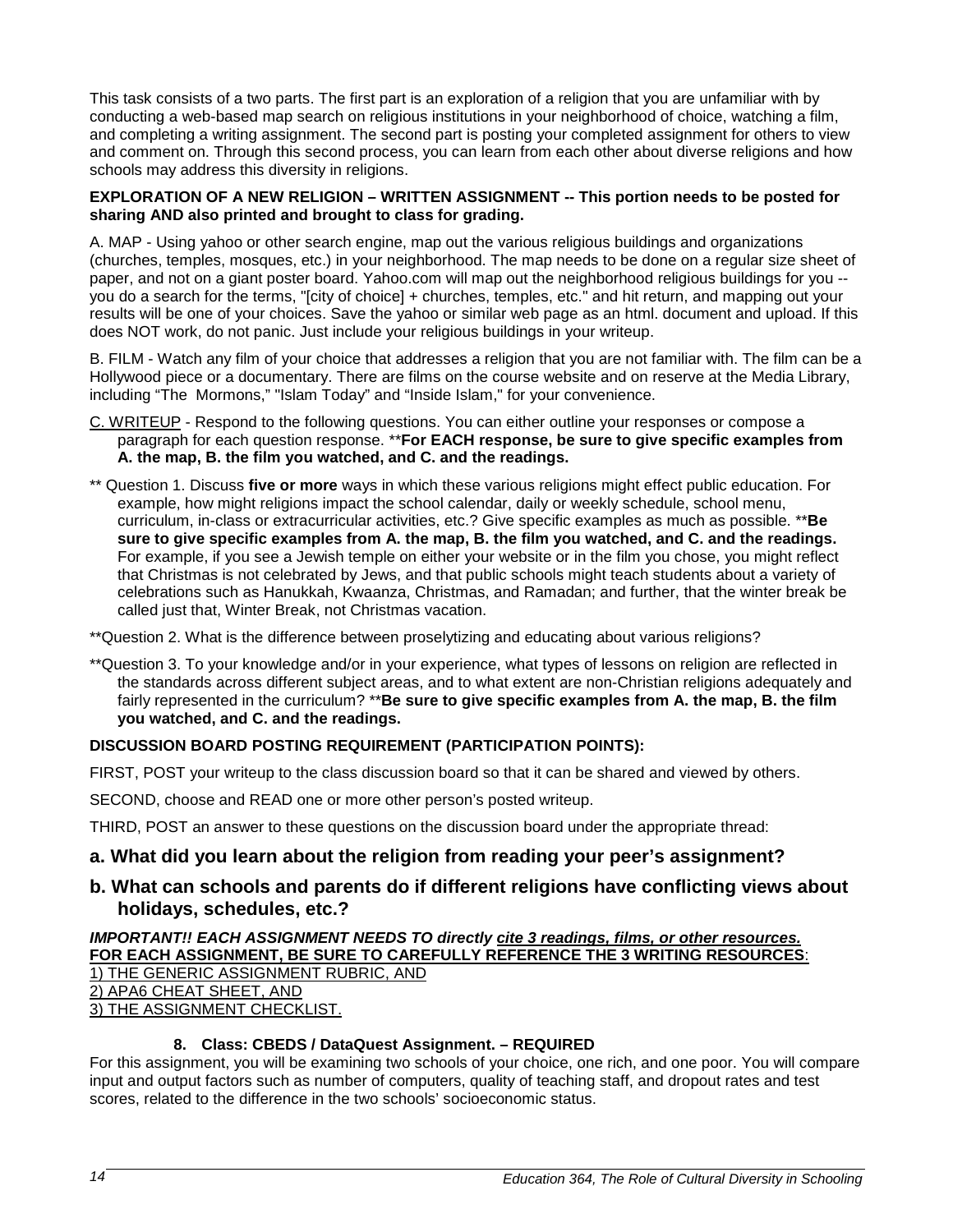This task consists of a two parts. The first part is an exploration of a religion that you are unfamiliar with by conducting a web-based map search on religious institutions in your neighborhood of choice, watching a film, and completing a writing assignment. The second part is posting your completed assignment for others to view and comment on. Through this second process, you can learn from each other about diverse religions and how schools may address this diversity in religions.

**EXPLORATION OF A NEW RELIGION – WRITTEN ASSIGNMENT -- This portion needs to be posted for sharing AND also printed and brought to class for grading.**

A. MAP - Using yahoo or other search engine, map out the various religious buildings and organizations (churches, temples, mosques, etc.) in your neighborhood. The map needs to be done on a regular size sheet of paper, and not on a giant poster board. Yahoo.com will map out the neighborhood religious buildings for you -- you do a search for the terms, "[city of choice] + churches, temples, etc." and hit return, and mapping out your results will be one of your choices. Save the yahoo or similar web page as an html. document and upload. If this does NOT work, do not panic. Just include your religious buildings in your writeup.

B. FILM - Watch any film of your choice that addresses a religion that you are not familiar with. The film can be a Hollywood piece or a documentary. There are films on the course website and on reserve at the Media Library, including "The Mormons," "Islam Today" and "Inside Islam," for your convenience.

<u>C. WRITEUP</u> - Respond to the following questions. You can either outline your responses or compose a paragraph for each question response. **For EACH response, be sure to give specific examples from A. the map, B. the film you watched, and C. and the readings.**

** Question 1. Discuss **five or more** ways in which these various religions might effect public education. For example, how might religions impact the school calendar, daily or weekly schedule, school menu, curriculum, in-class or extracurricular activities, etc.? Give specific examples as much as possible. ****Be sure to give specific examples from A. the map, B. the film you watched, and C. and the readings.** For example, if you see a Jewish temple on either your website or in the film you chose, you might reflect that Christmas is not celebrated by Jews, and that public schools might teach students about a variety of celebrations such as Hanukkah, Kwaanza, Christmas, and Ramadan; and further, that the winter break be called just that, Winter Break, not Christmas vacation.

**Question 2. What is the difference between proselytizing and educating about various religions?

**Question 3. To your knowledge and/or in your experience, what types of lessons on religion are reflected in the standards across different subject areas, and to what extent are non-Christian religions adequately and fairly represented in the curriculum? ****Be sure to give specific examples from A. the map, B. the film you watched, and C. and the readings.**

**DISCUSSION BOARD POSTING REQUIREMENT (PARTICIPATION POINTS):**

FIRST, POST your writeup to the class discussion board so that it can be shared and viewed by others.

SECOND, choose and READ one or more other person's posted writeup.

THIRD, POST an answer to these questions on the discussion board under the appropriate thread:

### a. What did you learn about the religion from reading your peer's assignment?

### b. What can schools and parents do if different religions have conflicting views about holidays, schedules, etc.?

***IMPORTANT!! EACH ASSIGNMENT NEEDS TO directly <u>cite 3 readings, films, or other resources.</u>***
**<u>FOR EACH ASSIGNMENT, BE SURE TO CAREFULLY REFERENCE THE 3 WRITING RESOURCES</u>:**
<u>1) THE GENERIC ASSIGNMENT RUBRIC, AND</u>
<u>2) APA6 CHEAT SHEET, AND</u>
<u>3) THE ASSIGNMENT CHECKLIST.</u>

**8. Class: CBEDS / DataQuest Assignment. – REQUIRED**

For this assignment, you will be examining two schools of your choice, one rich, and one poor. You will compare input and output factors such as number of computers, quality of teaching staff, and dropout rates and test scores, related to the difference in the two schools' socioeconomic status.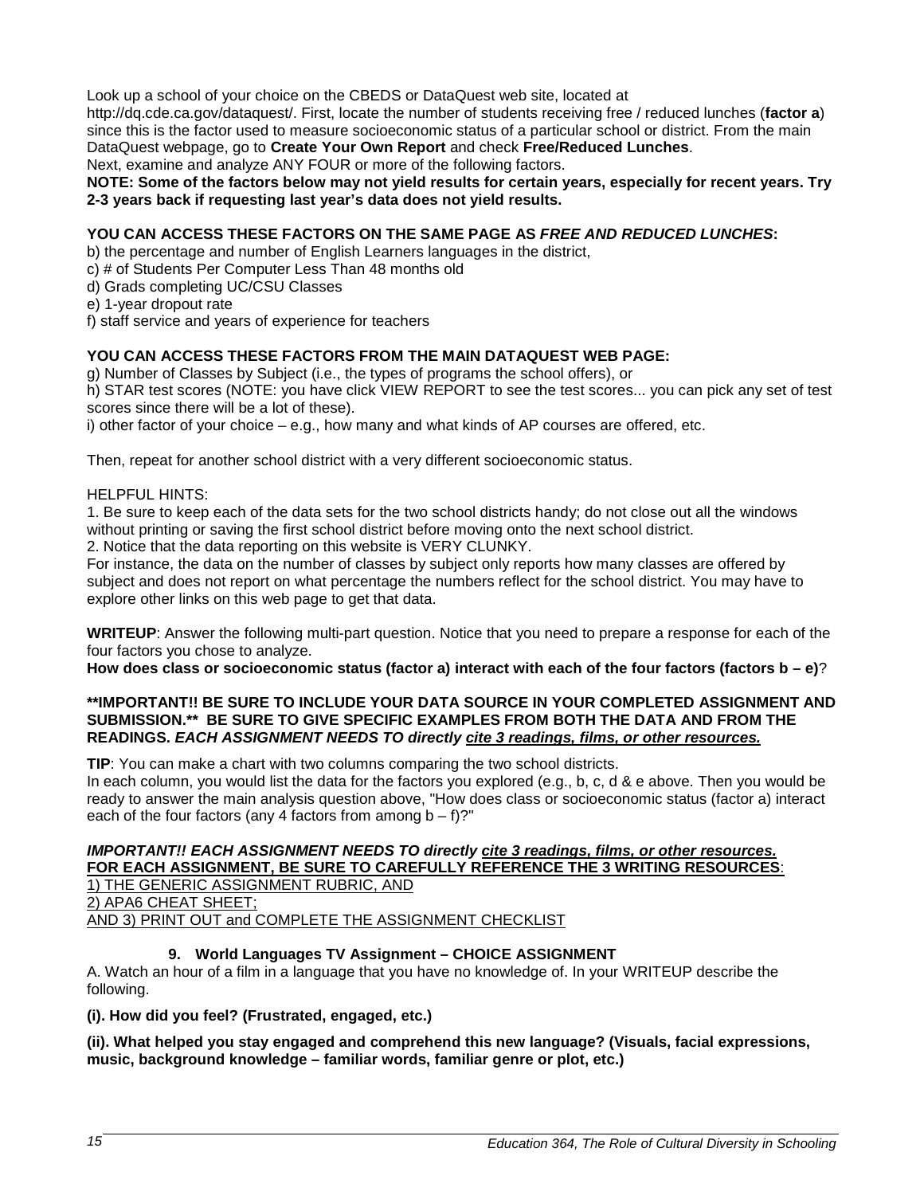Look up a school of your choice on the CBEDS or DataQuest web site, located at http://dq.cde.ca.gov/dataquest/. First, locate the number of students receiving free / reduced lunches (**factor a**) since this is the factor used to measure socioeconomic status of a particular school or district. From the main DataQuest webpage, go to **Create Your Own Report** and check **Free/Reduced Lunches**.
Next, examine and analyze ANY FOUR or more of the following factors.

**NOTE: Some of the factors below may not yield results for certain years, especially for recent years. Try 2-3 years back if requesting last year's data does not yield results.**

**YOU CAN ACCESS THESE FACTORS ON THE SAME PAGE AS *FREE AND REDUCED LUNCHES*:**

b) the percentage and number of English Learners languages in the district,
c) # of Students Per Computer Less Than 48 months old
d) Grads completing UC/CSU Classes
e) 1-year dropout rate
f) staff service and years of experience for teachers

**YOU CAN ACCESS THESE FACTORS FROM THE MAIN DATAQUEST WEB PAGE:**

g) Number of Classes by Subject (i.e., the types of programs the school offers), or
h) STAR test scores (NOTE: you have click VIEW REPORT to see the test scores... you can pick any set of test scores since there will be a lot of these).
i) other factor of your choice – e.g., how many and what kinds of AP courses are offered, etc.

Then, repeat for another school district with a very different socioeconomic status.

HELPFUL HINTS:

1. Be sure to keep each of the data sets for the two school districts handy; do not close out all the windows without printing or saving the first school district before moving onto the next school district.
2. Notice that the data reporting on this website is VERY CLUNKY.

For instance, the data on the number of classes by subject only reports how many classes are offered by subject and does not report on what percentage the numbers reflect for the school district. You may have to explore other links on this web page to get that data.

**WRITEUP**: Answer the following multi-part question. Notice that you need to prepare a response for each of the four factors you chose to analyze.

**How does class or socioeconomic status (factor a) interact with each of the four factors (factors b – e)**?

**\*\*IMPORTANT!! BE SURE TO INCLUDE YOUR DATA SOURCE IN YOUR COMPLETED ASSIGNMENT AND SUBMISSION.\*\* BE SURE TO GIVE SPECIFIC EXAMPLES FROM BOTH THE DATA AND FROM THE READINGS. *EACH ASSIGNMENT NEEDS TO directly <u>cite 3 readings, films, or other resources.</u>***

**TIP**: You can make a chart with two columns comparing the two school districts.
In each column, you would list the data for the factors you explored (e.g., b, c, d & e above. Then you would be ready to answer the main analysis question above, "How does class or socioeconomic status (factor a) interact each of the four factors (any 4 factors from among b – f)?"

***IMPORTANT!! EACH ASSIGNMENT NEEDS TO directly <u>cite 3 readings, films, or other resources.</u>***
**<u>FOR EACH ASSIGNMENT, BE SURE TO CAREFULLY REFERENCE THE 3 WRITING RESOURCES</u>**:
<u>1) THE GENERIC ASSIGNMENT RUBRIC, AND</u>
<u>2) APA6 CHEAT SHEET;</u>
<u>AND 3) PRINT OUT and COMPLETE THE ASSIGNMENT CHECKLIST</u>

### 9. World Languages TV Assignment – CHOICE ASSIGNMENT

A. Watch an hour of a film in a language that you have no knowledge of. In your WRITEUP describe the following.

**(i). How did you feel? (Frustrated, engaged, etc.)**

**(ii). What helped you stay engaged and comprehend this new language? (Visuals, facial expressions, music, background knowledge – familiar words, familiar genre or plot, etc.)**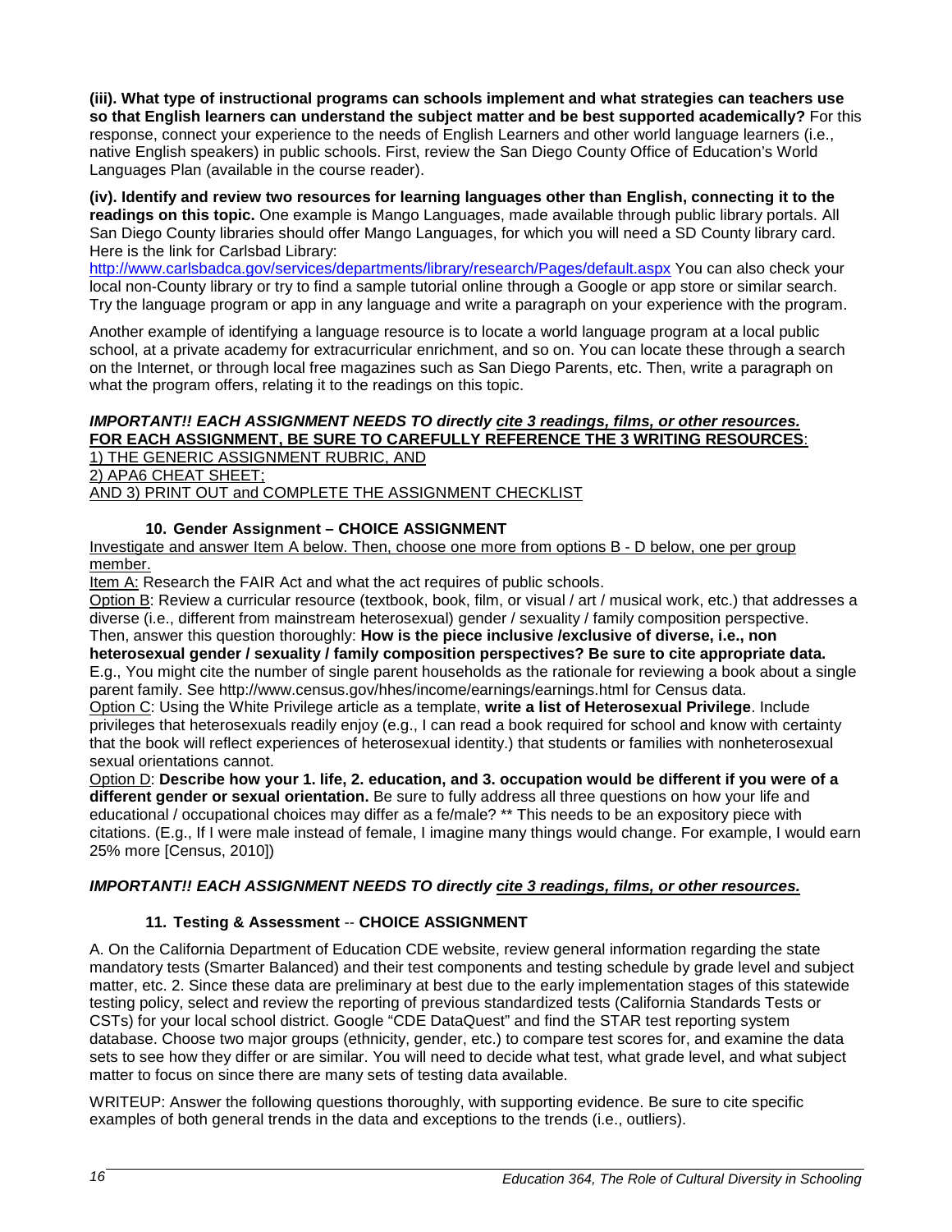**(iii). What type of instructional programs can schools implement and what strategies can teachers use so that English learners can understand the subject matter and be best supported academically?** For this response, connect your experience to the needs of English Learners and other world language learners (i.e., native English speakers) in public schools. First, review the San Diego County Office of Education's World Languages Plan (available in the course reader).

**(iv). Identify and review two resources for learning languages other than English, connecting it to the readings on this topic.** One example is Mango Languages, made available through public library portals. All San Diego County libraries should offer Mango Languages, for which you will need a SD County library card. Here is the link for Carlsbad Library: http://www.carlsbadca.gov/services/departments/library/research/Pages/default.aspx You can also check your local non-County library or try to find a sample tutorial online through a Google or app store or similar search. Try the language program or app in any language and write a paragraph on your experience with the program.

Another example of identifying a language resource is to locate a world language program at a local public school, at a private academy for extracurricular enrichment, and so on. You can locate these through a search on the Internet, or through local free magazines such as San Diego Parents, etc. Then, write a paragraph on what the program offers, relating it to the readings on this topic.

***IMPORTANT!! EACH ASSIGNMENT NEEDS TO directly <u>cite 3 readings, films, or other resources.</u>***
**<u>FOR EACH ASSIGNMENT, BE SURE TO CAREFULLY REFERENCE THE 3 WRITING RESOURCES</u>**:
<u>1) THE GENERIC ASSIGNMENT RUBRIC, AND</u>
<u>2) APA6 CHEAT SHEET;</u>
<u>AND 3) PRINT OUT and COMPLETE THE ASSIGNMENT CHECKLIST</u>

### 10. Gender Assignment – CHOICE ASSIGNMENT

<u>Investigate and answer Item A below. Then, choose one more from options B - D below, one per group member.</u>

<u>Item A:</u> Research the FAIR Act and what the act requires of public schools.

<u>Option B</u>: Review a curricular resource (textbook, book, film, or visual / art / musical work, etc.) that addresses a diverse (i.e., different from mainstream heterosexual) gender / sexuality / family composition perspective. Then, answer this question thoroughly: **How is the piece inclusive /exclusive of diverse, i.e., non heterosexual gender / sexuality / family composition perspectives? Be sure to cite appropriate data.** E.g., You might cite the number of single parent households as the rationale for reviewing a book about a single parent family. See http://www.census.gov/hhes/income/earnings/earnings.html for Census data.

<u>Option C</u>: Using the White Privilege article as a template, **write a list of Heterosexual Privilege**. Include privileges that heterosexuals readily enjoy (e.g., I can read a book required for school and know with certainty that the book will reflect experiences of heterosexual identity.) that students or families with nonheterosexual sexual orientations cannot.

<u>Option D</u>: **Describe how your 1. life, 2. education, and 3. occupation would be different if you were of a different gender or sexual orientation.** Be sure to fully address all three questions on how your life and educational / occupational choices may differ as a fe/male? ** This needs to be an expository piece with citations. (E.g., If I were male instead of female, I imagine many things would change. For example, I would earn 25% more [Census, 2010])

***IMPORTANT!! EACH ASSIGNMENT NEEDS TO directly <u>cite 3 readings, films, or other resources.</u>***

### 11. Testing & Assessment -- CHOICE ASSIGNMENT

A. On the California Department of Education CDE website, review general information regarding the state mandatory tests (Smarter Balanced) and their test components and testing schedule by grade level and subject matter, etc. 2. Since these data are preliminary at best due to the early implementation stages of this statewide testing policy, select and review the reporting of previous standardized tests (California Standards Tests or CSTs) for your local school district. Google "CDE DataQuest" and find the STAR test reporting system database. Choose two major groups (ethnicity, gender, etc.) to compare test scores for, and examine the data sets to see how they differ or are similar. You will need to decide what test, what grade level, and what subject matter to focus on since there are many sets of testing data available.

WRITEUP: Answer the following questions thoroughly, with supporting evidence. Be sure to cite specific examples of both general trends in the data and exceptions to the trends (i.e., outliers).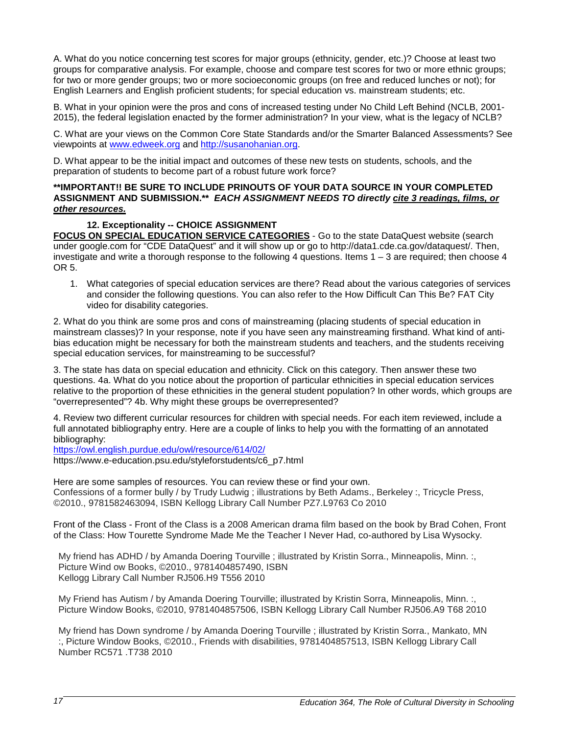A. What do you notice concerning test scores for major groups (ethnicity, gender, etc.)? Choose at least two groups for comparative analysis. For example, choose and compare test scores for two or more ethnic groups; for two or more gender groups; two or more socioeconomic groups (on free and reduced lunches or not); for English Learners and English proficient students; for special education vs. mainstream students; etc.

B. What in your opinion were the pros and cons of increased testing under No Child Left Behind (NCLB, 2001-2015), the federal legislation enacted by the former administration? In your view, what is the legacy of NCLB?

C. What are your views on the Common Core State Standards and/or the Smarter Balanced Assessments? See viewpoints at [www.edweek.org](http://www.edweek.org) and [http://susanohanian.org](http://susanohanian.org).

D. What appear to be the initial impact and outcomes of these new tests on students, schools, and the preparation of students to become part of a robust future work force?

**\*\*IMPORTANT!! BE SURE TO INCLUDE PRINOUTS OF YOUR DATA SOURCE IN YOUR COMPLETED ASSIGNMENT AND SUBMISSION.\*\*** ***EACH ASSIGNMENT NEEDS TO directly <u>cite 3 readings, films, or other resources.</u>***

**12. Exceptionality -- CHOICE ASSIGNMENT**

**<u>FOCUS ON SPECIAL EDUCATION SERVICE CATEGORIES</u>** - Go to the state DataQuest website (search under google.com for "CDE DataQuest" and it will show up or go to http://data1.cde.ca.gov/dataquest/. Then, investigate and write a thorough response to the following 4 questions. Items 1 – 3 are required; then choose 4 OR 5.

1. What categories of special education services are there? Read about the various categories of services and consider the following questions. You can also refer to the How Difficult Can This Be? FAT City video for disability categories.

2. What do you think are some pros and cons of mainstreaming (placing students of special education in mainstream classes)? In your response, note if you have seen any mainstreaming firsthand. What kind of anti-bias education might be necessary for both the mainstream students and teachers, and the students receiving special education services, for mainstreaming to be successful?

3. The state has data on special education and ethnicity. Click on this category. Then answer these two questions. 4a. What do you notice about the proportion of particular ethnicities in special education services relative to the proportion of these ethnicities in the general student population? In other words, which groups are "overrepresented"? 4b. Why might these groups be overrepresented?

4. Review two different curricular resources for children with special needs. For each item reviewed, include a full annotated bibliography entry. Here are a couple of links to help you with the formatting of an annotated bibliography:
[https://owl.english.purdue.edu/owl/resource/614/02/](https://owl.english.purdue.edu/owl/resource/614/02/)
https://www.e-education.psu.edu/styleforstudents/c6_p7.html

Here are some samples of resources. You can review these or find your own.
Confessions of a former bully / by Trudy Ludwig ; illustrations by Beth Adams., Berkeley :, Tricycle Press, ©2010., 9781582463094, ISBN Kellogg Library Call Number PZ7.L9763 Co 2010

Front of the Class - Front of the Class is a 2008 American drama film based on the book by Brad Cohen, Front of the Class: How Tourette Syndrome Made Me the Teacher I Never Had, co-authored by Lisa Wysocky.

My friend has ADHD / by Amanda Doering Tourville ; illustrated by Kristin Sorra., Minneapolis, Minn. :, Picture Wind ow Books, ©2010., 9781404857490, ISBN
Kellogg Library Call Number RJ506.H9 T556 2010

My Friend has Autism / by Amanda Doering Tourville; illustrated by Kristin Sorra, Minneapolis, Minn. :, Picture Window Books, ©2010, 9781404857506, ISBN Kellogg Library Call Number RJ506.A9 T68 2010

My friend has Down syndrome / by Amanda Doering Tourville ; illustrated by Kristin Sorra., Mankato, MN :, Picture Window Books, ©2010., Friends with disabilities, 9781404857513, ISBN Kellogg Library Call Number RC571 .T738 2010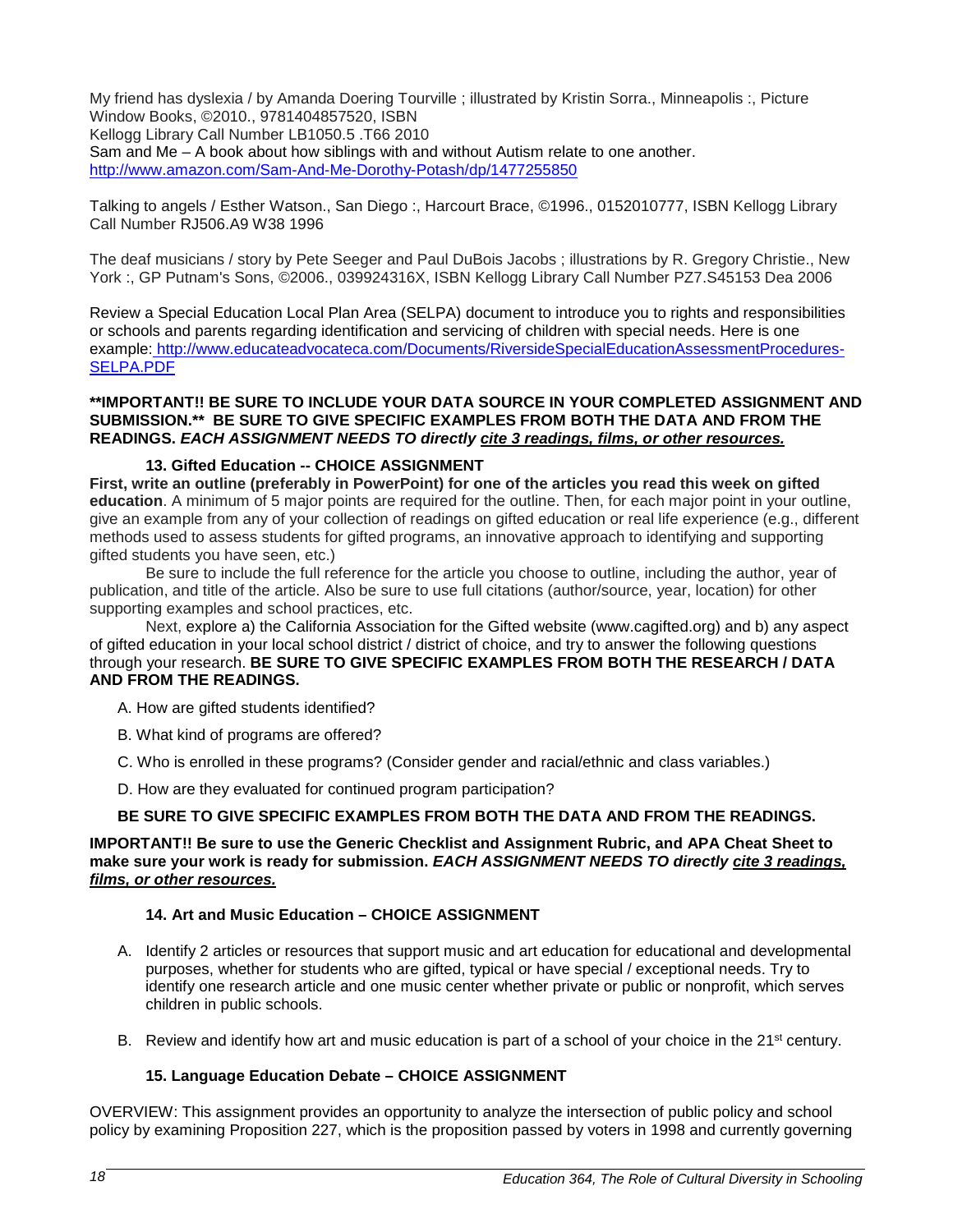My friend has dyslexia / by Amanda Doering Tourville ; illustrated by Kristin Sorra., Minneapolis :, Picture Window Books, ©2010., 9781404857520, ISBN
Kellogg Library Call Number LB1050.5 .T66 2010
Sam and Me – A book about how siblings with and without Autism relate to one another.
http://www.amazon.com/Sam-And-Me-Dorothy-Potash/dp/1477255850

Talking to angels / Esther Watson., San Diego :, Harcourt Brace, ©1996., 0152010777, ISBN Kellogg Library Call Number RJ506.A9 W38 1996

The deaf musicians / story by Pete Seeger and Paul DuBois Jacobs ; illustrations by R. Gregory Christie., New York :, GP Putnam's Sons, ©2006., 039924316X, ISBN Kellogg Library Call Number PZ7.S45153 Dea 2006

Review a Special Education Local Plan Area (SELPA) document to introduce you to rights and responsibilities or schools and parents regarding identification and servicing of children with special needs. Here is one example: http://www.educateadvocateca.com/Documents/RiversideSpecialEducationAssessmentProcedures-SELPA.PDF

**\*\*IMPORTANT!! BE SURE TO INCLUDE YOUR DATA SOURCE IN YOUR COMPLETED ASSIGNMENT AND SUBMISSION.\*\* BE SURE TO GIVE SPECIFIC EXAMPLES FROM BOTH THE DATA AND FROM THE READINGS. *EACH ASSIGNMENT NEEDS TO directly <u>cite 3 readings, films, or other resources.</u>***

### 13. Gifted Education -- CHOICE ASSIGNMENT

**First, write an outline (preferably in PowerPoint) for one of the articles you read this week on gifted education**. A minimum of 5 major points are required for the outline. Then, for each major point in your outline, give an example from any of your collection of readings on gifted education or real life experience (e.g., different methods used to assess students for gifted programs, an innovative approach to identifying and supporting gifted students you have seen, etc.)

Be sure to include the full reference for the article you choose to outline, including the author, year of publication, and title of the article. Also be sure to use full citations (author/source, year, location) for other supporting examples and school practices, etc.

Next, explore a) the California Association for the Gifted website (www.cagifted.org) and b) any aspect of gifted education in your local school district / district of choice, and try to answer the following questions through your research. **BE SURE TO GIVE SPECIFIC EXAMPLES FROM BOTH THE RESEARCH / DATA AND FROM THE READINGS.**

A. How are gifted students identified?

B. What kind of programs are offered?

C. Who is enrolled in these programs? (Consider gender and racial/ethnic and class variables.)

D. How are they evaluated for continued program participation?

**BE SURE TO GIVE SPECIFIC EXAMPLES FROM BOTH THE DATA AND FROM THE READINGS.**

**IMPORTANT!! Be sure to use the Generic Checklist and Assignment Rubric, and APA Cheat Sheet to make sure your work is ready for submission. *EACH ASSIGNMENT NEEDS TO directly <u>cite 3 readings, films, or other resources.</u>***

### 14. Art and Music Education – CHOICE ASSIGNMENT

A. Identify 2 articles or resources that support music and art education for educational and developmental purposes, whether for students who are gifted, typical or have special / exceptional needs. Try to identify one research article and one music center whether private or public or nonprofit, which serves children in public schools.

B. Review and identify how art and music education is part of a school of your choice in the 21st century.

### 15. Language Education Debate – CHOICE ASSIGNMENT

OVERVIEW: This assignment provides an opportunity to analyze the intersection of public policy and school policy by examining Proposition 227, which is the proposition passed by voters in 1998 and currently governing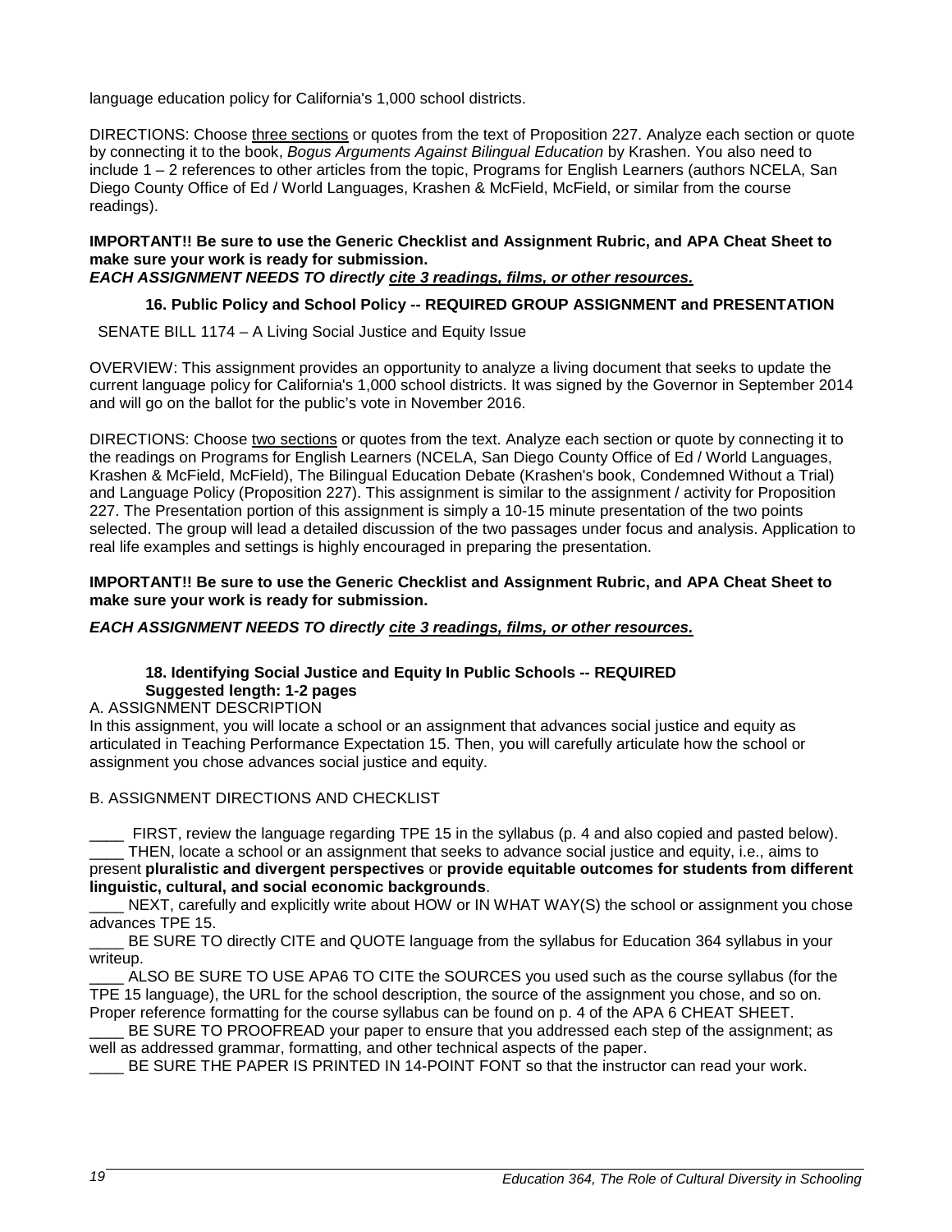language education policy for California's 1,000 school districts.

DIRECTIONS: Choose three sections or quotes from the text of Proposition 227. Analyze each section or quote by connecting it to the book, *Bogus Arguments Against Bilingual Education* by Krashen. You also need to include 1 – 2 references to other articles from the topic, Programs for English Learners (authors NCELA, San Diego County Office of Ed / World Languages, Krashen & McField, McField, or similar from the course readings).

**IMPORTANT!! Be sure to use the Generic Checklist and Assignment Rubric, and APA Cheat Sheet to make sure your work is ready for submission.**
***EACH ASSIGNMENT NEEDS TO directly cite 3 readings, films, or other resources.***

### 16. Public Policy and School Policy -- REQUIRED GROUP ASSIGNMENT and PRESENTATION

SENATE BILL 1174 – A Living Social Justice and Equity Issue

OVERVIEW: This assignment provides an opportunity to analyze a living document that seeks to update the current language policy for California's 1,000 school districts. It was signed by the Governor in September 2014 and will go on the ballot for the public's vote in November 2016.

DIRECTIONS: Choose two sections or quotes from the text. Analyze each section or quote by connecting it to the readings on Programs for English Learners (NCELA, San Diego County Office of Ed / World Languages, Krashen & McField, McField), The Bilingual Education Debate (Krashen's book, Condemned Without a Trial) and Language Policy (Proposition 227). This assignment is similar to the assignment / activity for Proposition 227. The Presentation portion of this assignment is simply a 10-15 minute presentation of the two points selected. The group will lead a detailed discussion of the two passages under focus and analysis. Application to real life examples and settings is highly encouraged in preparing the presentation.

**IMPORTANT!! Be sure to use the Generic Checklist and Assignment Rubric, and APA Cheat Sheet to make sure your work is ready for submission.**

***EACH ASSIGNMENT NEEDS TO directly cite 3 readings, films, or other resources.***

### 18. Identifying Social Justice and Equity In Public Schools -- REQUIRED
**Suggested length: 1-2 pages**

A. ASSIGNMENT DESCRIPTION

In this assignment, you will locate a school or an assignment that advances social justice and equity as articulated in Teaching Performance Expectation 15. Then, you will carefully articulate how the school or assignment you chose advances social justice and equity.

B. ASSIGNMENT DIRECTIONS AND CHECKLIST

____ FIRST, review the language regarding TPE 15 in the syllabus (p. 4 and also copied and pasted below).

____ THEN, locate a school or an assignment that seeks to advance social justice and equity, i.e., aims to present **pluralistic and divergent perspectives** or **provide equitable outcomes for students from different linguistic, cultural, and social economic backgrounds**.

____ NEXT, carefully and explicitly write about HOW or IN WHAT WAY(S) the school or assignment you chose advances TPE 15.

____ BE SURE TO directly CITE and QUOTE language from the syllabus for Education 364 syllabus in your writeup.

____ ALSO BE SURE TO USE APA6 TO CITE the SOURCES you used such as the course syllabus (for the TPE 15 language), the URL for the school description, the source of the assignment you chose, and so on. Proper reference formatting for the course syllabus can be found on p. 4 of the APA 6 CHEAT SHEET.

____ BE SURE TO PROOFREAD your paper to ensure that you addressed each step of the assignment; as well as addressed grammar, formatting, and other technical aspects of the paper.

____ BE SURE THE PAPER IS PRINTED IN 14-POINT FONT so that the instructor can read your work.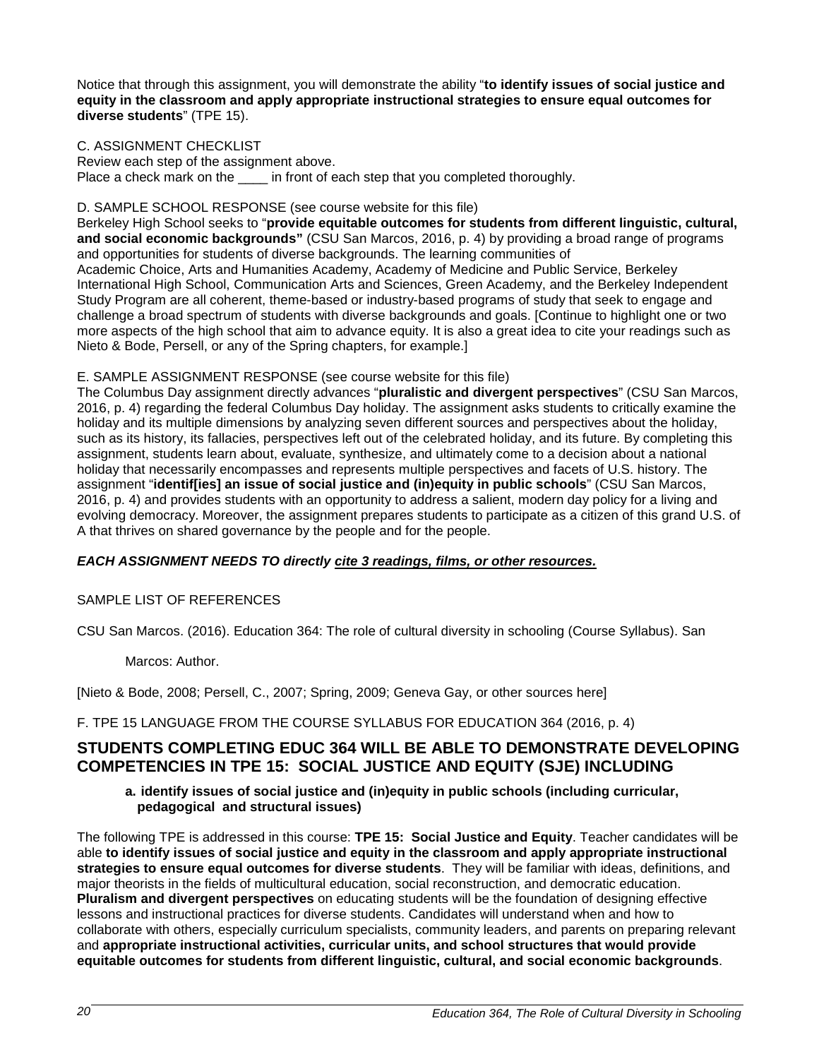Notice that through this assignment, you will demonstrate the ability "**to identify issues of social justice and equity in the classroom and apply appropriate instructional strategies to ensure equal outcomes for diverse students**" (TPE 15).

C. ASSIGNMENT CHECKLIST
Review each step of the assignment above.
Place a check mark on the ____ in front of each step that you completed thoroughly.

D. SAMPLE SCHOOL RESPONSE (see course website for this file)
Berkeley High School seeks to "**provide equitable outcomes for students from different linguistic, cultural, and social economic backgrounds"** (CSU San Marcos, 2016, p. 4) by providing a broad range of programs and opportunities for students of diverse backgrounds. The learning communities of Academic Choice, Arts and Humanities Academy, Academy of Medicine and Public Service, Berkeley International High School, Communication Arts and Sciences, Green Academy, and the Berkeley Independent Study Program are all coherent, theme-based or industry-based programs of study that seek to engage and challenge a broad spectrum of students with diverse backgrounds and goals. [Continue to highlight one or two more aspects of the high school that aim to advance equity. It is also a great idea to cite your readings such as Nieto & Bode, Persell, or any of the Spring chapters, for example.]

E. SAMPLE ASSIGNMENT RESPONSE (see course website for this file)
The Columbus Day assignment directly advances "**pluralistic and divergent perspectives**" (CSU San Marcos, 2016, p. 4) regarding the federal Columbus Day holiday. The assignment asks students to critically examine the holiday and its multiple dimensions by analyzing seven different sources and perspectives about the holiday, such as its history, its fallacies, perspectives left out of the celebrated holiday, and its future. By completing this assignment, students learn about, evaluate, synthesize, and ultimately come to a decision about a national holiday that necessarily encompasses and represents multiple perspectives and facets of U.S. history. The assignment "**identif[ies] an issue of social justice and (in)equity in public schools**" (CSU San Marcos, 2016, p. 4) and provides students with an opportunity to address a salient, modern day policy for a living and evolving democracy. Moreover, the assignment prepares students to participate as a citizen of this grand U.S. of A that thrives on shared governance by the people and for the people.

***EACH ASSIGNMENT NEEDS TO directly <u>cite 3 readings, films, or other resources.</u>***

SAMPLE LIST OF REFERENCES

CSU San Marcos. (2016). Education 364: The role of cultural diversity in schooling (Course Syllabus). San Marcos: Author.

[Nieto & Bode, 2008; Persell, C., 2007; Spring, 2009; Geneva Gay, or other sources here]

F. TPE 15 LANGUAGE FROM THE COURSE SYLLABUS FOR EDUCATION 364 (2016, p. 4)

## STUDENTS COMPLETING EDUC 364 WILL BE ABLE TO DEMONSTRATE DEVELOPING COMPETENCIES IN TPE 15: SOCIAL JUSTICE AND EQUITY (SJE) INCLUDING

**a. identify issues of social justice and (in)equity in public schools (including curricular, pedagogical and structural issues)**

The following TPE is addressed in this course: **TPE 15: Social Justice and Equity**. Teacher candidates will be able **to identify issues of social justice and equity in the classroom and apply appropriate instructional strategies to ensure equal outcomes for diverse students**. They will be familiar with ideas, definitions, and major theorists in the fields of multicultural education, social reconstruction, and democratic education. **Pluralism and divergent perspectives** on educating students will be the foundation of designing effective lessons and instructional practices for diverse students. Candidates will understand when and how to collaborate with others, especially curriculum specialists, community leaders, and parents on preparing relevant and **appropriate instructional activities, curricular units, and school structures that would provide equitable outcomes for students from different linguistic, cultural, and social economic backgrounds**.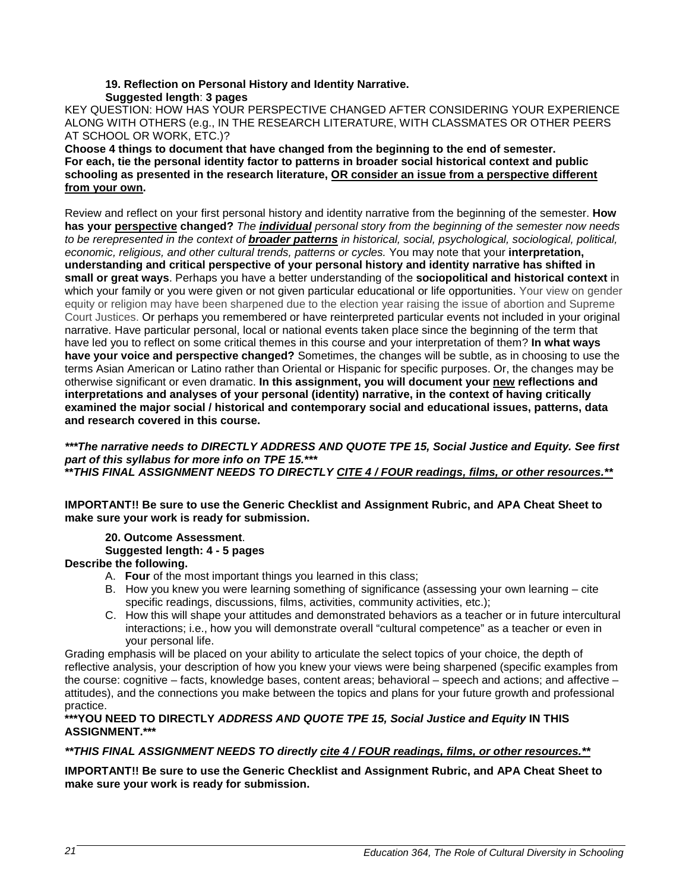**19. Reflection on Personal History and Identity Narrative.**
**Suggested length**: **3 pages**

KEY QUESTION: HOW HAS YOUR PERSPECTIVE CHANGED AFTER CONSIDERING YOUR EXPERIENCE ALONG WITH OTHERS (e.g., IN THE RESEARCH LITERATURE, WITH CLASSMATES OR OTHER PEERS AT SCHOOL OR WORK, ETC.)?

**Choose 4 things to document that have changed from the beginning to the end of semester. For each, tie the personal identity factor to patterns in broader social historical context and public schooling as presented in the research literature, <u>OR consider an issue from a perspective different from your own</u>.**

Review and reflect on your first personal history and identity narrative from the beginning of the semester. **How has your <u>perspective</u> changed?** *The **<u>individual</u>** personal story from the beginning of the semester now needs to be rerepresented in the context of **<u>broader patterns</u>** in historical, social, psychological, sociological, political, economic, religious, and other cultural trends, patterns or cycles.* You may note that your **interpretation, understanding and critical perspective of your personal history and identity narrative has shifted in small or great ways**. Perhaps you have a better understanding of the **sociopolitical and historical context** in which your family or you were given or not given particular educational or life opportunities. Your view on gender equity or religion may have been sharpened due to the election year raising the issue of abortion and Supreme Court Justices. Or perhaps you remembered or have reinterpreted particular events not included in your original narrative. Have particular personal, local or national events taken place since the beginning of the term that have led you to reflect on some critical themes in this course and your interpretation of them? **In what ways have your voice and perspective changed?** Sometimes, the changes will be subtle, as in choosing to use the terms Asian American or Latino rather than Oriental or Hispanic for specific purposes. Or, the changes may be otherwise significant or even dramatic. **In this assignment, you will document your <u>new</u> reflections and interpretations and analyses of your personal (identity) narrative, in the context of having critically examined the major social / historical and contemporary social and educational issues, patterns, data and research covered in this course.**

***\*\*\*The narrative needs to DIRECTLY ADDRESS AND QUOTE TPE 15, Social Justice and Equity. See first part of this syllabus for more info on TPE 15.\*\*\****
***\*\*THIS FINAL ASSIGNMENT NEEDS TO DIRECTLY <u>CITE 4 / FOUR readings, films, or other resources</u>.\*\****

**IMPORTANT!! Be sure to use the Generic Checklist and Assignment Rubric, and APA Cheat Sheet to make sure your work is ready for submission.**

**20. Outcome Assessment**.
**Suggested length: 4 - 5 pages**

**Describe the following.**

A. **Four** of the most important things you learned in this class;
B. How you knew you were learning something of significance (assessing your own learning – cite specific readings, discussions, films, activities, community activities, etc.);
C. How this will shape your attitudes and demonstrated behaviors as a teacher or in future intercultural interactions; i.e., how you will demonstrate overall "cultural competence" as a teacher or even in your personal life.

Grading emphasis will be placed on your ability to articulate the select topics of your choice, the depth of reflective analysis, your description of how you knew your views were being sharpened (specific examples from the course: cognitive – facts, knowledge bases, content areas; behavioral – speech and actions; and affective – attitudes), and the connections you make between the topics and plans for your future growth and professional practice.

**\*\*\*YOU NEED TO DIRECTLY *ADDRESS AND QUOTE TPE 15, Social Justice and Equity* IN THIS ASSIGNMENT.\*\*\***

***\*\*THIS FINAL ASSIGNMENT NEEDS TO directly <u>cite 4 / FOUR readings, films, or other resources.</u>\*\****

**IMPORTANT!! Be sure to use the Generic Checklist and Assignment Rubric, and APA Cheat Sheet to make sure your work is ready for submission.**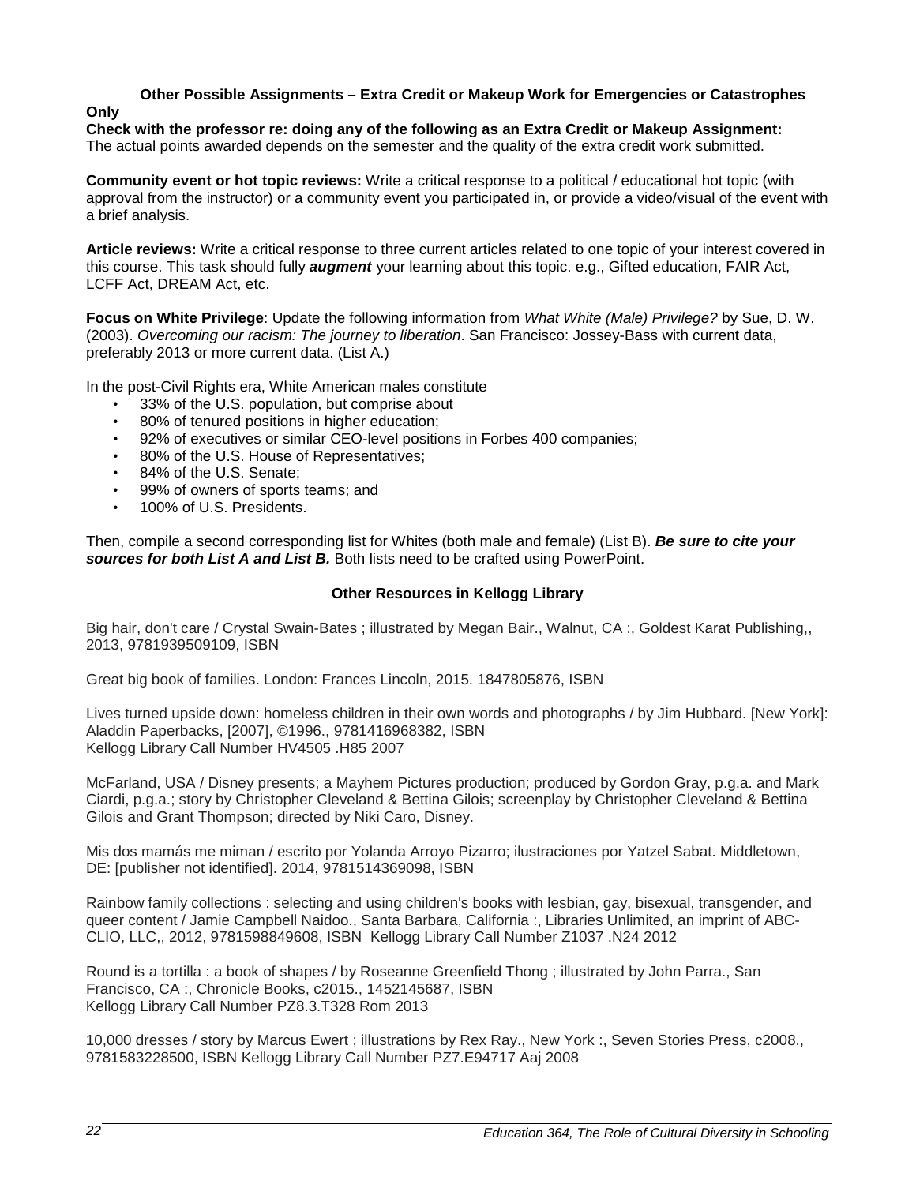**Other Possible Assignments – Extra Credit or Makeup Work for Emergencies or Catastrophes Only**

**Check with the professor re: doing any of the following as an Extra Credit or Makeup Assignment:**
The actual points awarded depends on the semester and the quality of the extra credit work submitted.

**Community event or hot topic reviews:** Write a critical response to a political / educational hot topic (with approval from the instructor) or a community event you participated in, or provide a video/visual of the event with a brief analysis.

**Article reviews:** Write a critical response to three current articles related to one topic of your interest covered in this course. This task should fully ***augment*** your learning about this topic. e.g., Gifted education, FAIR Act, LCFF Act, DREAM Act, etc.

**Focus on White Privilege**: Update the following information from *What White (Male) Privilege?* by Sue, D. W. (2003). *Overcoming our racism: The journey to liberation*. San Francisco: Jossey-Bass with current data, preferably 2013 or more current data. (List A.)

In the post-Civil Rights era, White American males constitute

- 33% of the U.S. population, but comprise about
- 80% of tenured positions in higher education;
- 92% of executives or similar CEO-level positions in Forbes 400 companies;
- 80% of the U.S. House of Representatives;
- 84% of the U.S. Senate;
- 99% of owners of sports teams; and
- 100% of U.S. Presidents.

Then, compile a second corresponding list for Whites (both male and female) (List B). ***Be sure to cite your sources for both List A and List B.*** Both lists need to be crafted using PowerPoint.

**Other Resources in Kellogg Library**

Big hair, don't care / Crystal Swain-Bates ; illustrated by Megan Bair., Walnut, CA :, Goldest Karat Publishing,, 2013, 9781939509109, ISBN

Great big book of families. London: Frances Lincoln, 2015. 1847805876, ISBN

Lives turned upside down: homeless children in their own words and photographs / by Jim Hubbard. [New York]: Aladdin Paperbacks, [2007], ©1996., 9781416968382, ISBN
Kellogg Library Call Number HV4505 .H85 2007

McFarland, USA / Disney presents; a Mayhem Pictures production; produced by Gordon Gray, p.g.a. and Mark Ciardi, p.g.a.; story by Christopher Cleveland & Bettina Gilois; screenplay by Christopher Cleveland & Bettina Gilois and Grant Thompson; directed by Niki Caro, Disney.

Mis dos mamás me miman / escrito por Yolanda Arroyo Pizarro; ilustraciones por Yatzel Sabat. Middletown, DE: [publisher not identified]. 2014, 9781514369098, ISBN

Rainbow family collections : selecting and using children's books with lesbian, gay, bisexual, transgender, and queer content / Jamie Campbell Naidoo., Santa Barbara, California :, Libraries Unlimited, an imprint of ABC-CLIO, LLC,, 2012, 9781598849608, ISBN Kellogg Library Call Number Z1037 .N24 2012

Round is a tortilla : a book of shapes / by Roseanne Greenfield Thong ; illustrated by John Parra., San Francisco, CA :, Chronicle Books, c2015., 1452145687, ISBN
Kellogg Library Call Number PZ8.3.T328 Rom 2013

10,000 dresses / story by Marcus Ewert ; illustrations by Rex Ray., New York :, Seven Stories Press, c2008., 9781583228500, ISBN Kellogg Library Call Number PZ7.E94717 Aaj 2008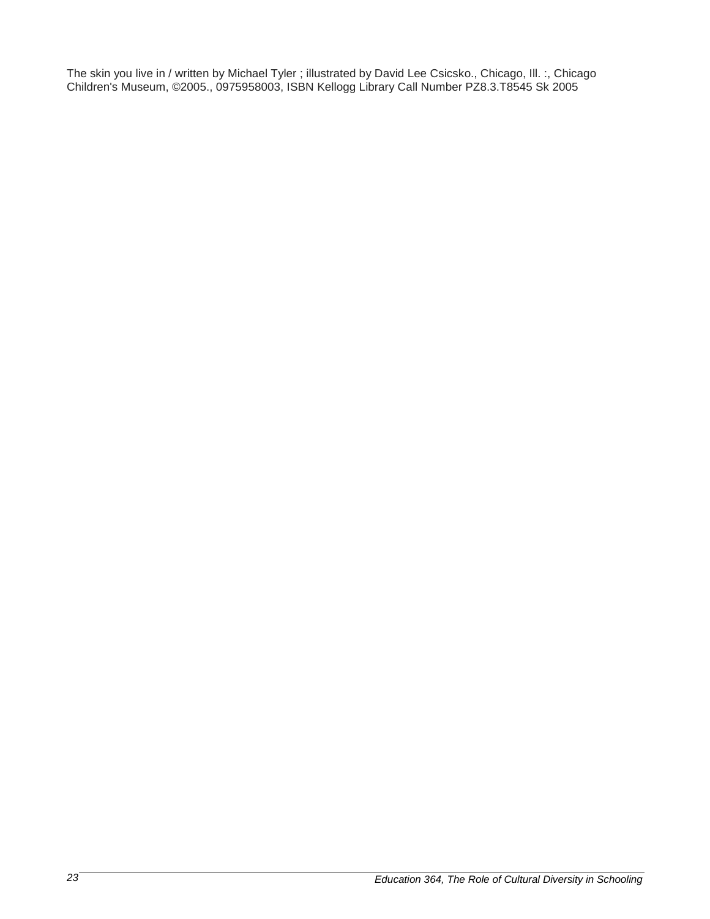The skin you live in / written by Michael Tyler ; illustrated by David Lee Csicsko., Chicago, Ill. :, Chicago Children's Museum, ©2005., 0975958003, ISBN Kellogg Library Call Number PZ8.3.T8545 Sk 2005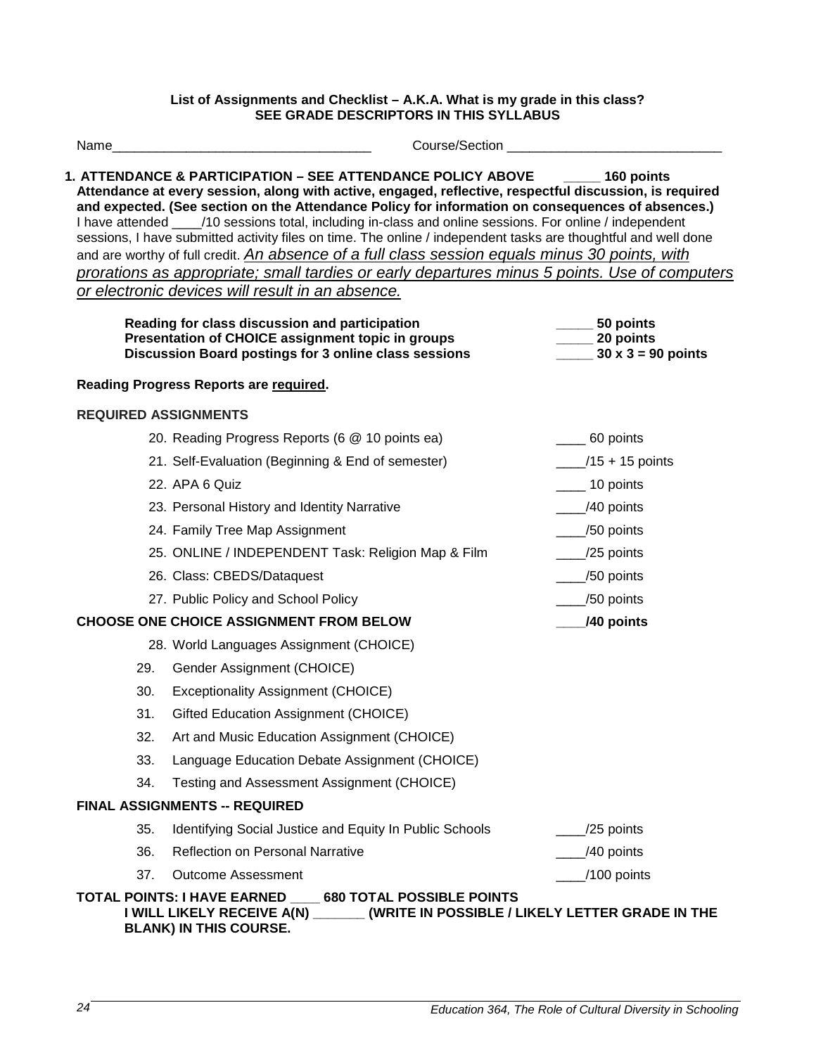**List of Assignments and Checklist – A.K.A. What is my grade in this class?**
**SEE GRADE DESCRIPTORS IN THIS SYLLABUS**

Name___________________________________ Course/Section ______________________________

**1. ATTENDANCE & PARTICIPATION – SEE ATTENDANCE POLICY ABOVE _____ 160 points**
**Attendance at every session, along with active, engaged, reflective, respectful discussion, is required and expected. (See section on the Attendance Policy for information on consequences of absences.)** I have attended ____/10 sessions total, including in-class and online sessions. For online / independent sessions, I have submitted activity files on time. The online / independent tasks are thoughtful and well done and are worthy of full credit. *An absence of a full class session equals minus 30 points, with prorations as appropriate; small tardies or early departures minus 5 points. Use of computers or electronic devices will result in an absence.*

| | |
|---|---|
| **Reading for class discussion and participation** | **_____ 50 points** |
| **Presentation of CHOICE assignment topic in groups** | **_____ 20 points** |
| **Discussion Board postings for 3 online class sessions** | **_____ 30 x 3 = 90 points** |

**Reading Progress Reports are required.**

**REQUIRED ASSIGNMENTS**

| | |
|---|---|
| 20. Reading Progress Reports (6 @ 10 points ea) | ____ 60 points |
| 21. Self-Evaluation (Beginning & End of semester) | ____/15 + 15 points |
| 22. APA 6 Quiz | ____ 10 points |
| 23. Personal History and Identity Narrative | ____/40 points |
| 24. Family Tree Map Assignment | ____/50 points |
| 25. ONLINE / INDEPENDENT Task: Religion Map & Film | ____/25 points |
| 26. Class: CBEDS/Dataquest | ____/50 points |
| 27. Public Policy and School Policy | ____/50 points |

**CHOOSE ONE CHOICE ASSIGNMENT FROM BELOW ____/40 points**

28. World Languages Assignment (CHOICE)
29. Gender Assignment (CHOICE)
30. Exceptionality Assignment (CHOICE)
31. Gifted Education Assignment (CHOICE)
32. Art and Music Education Assignment (CHOICE)
33. Language Education Debate Assignment (CHOICE)
34. Testing and Assessment Assignment (CHOICE)

**FINAL ASSIGNMENTS -- REQUIRED**

| | |
|---|---|
| 35. Identifying Social Justice and Equity In Public Schools | ____/25 points |
| 36. Reflection on Personal Narrative | ____/40 points |
| 37. Outcome Assessment | ____/100 points |

**TOTAL POINTS: I HAVE EARNED ____ 680 TOTAL POSSIBLE POINTS**
**I WILL LIKELY RECEIVE A(N) _______ (WRITE IN POSSIBLE / LIKELY LETTER GRADE IN THE BLANK) IN THIS COURSE.**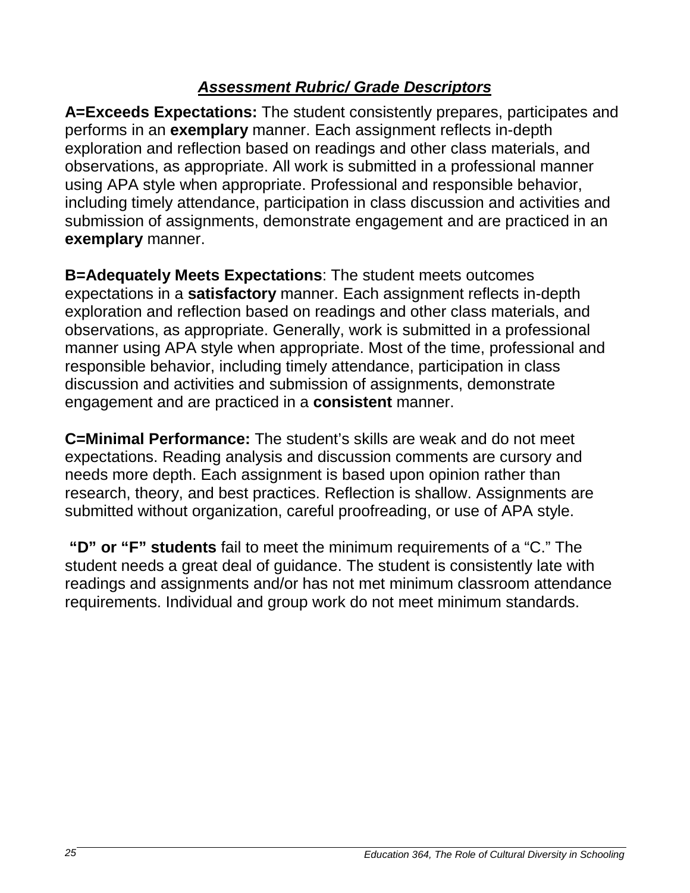## ***Assessment Rubric/ Grade Descriptors***

**A=Exceeds Expectations:** The student consistently prepares, participates and performs in an **exemplary** manner. Each assignment reflects in-depth exploration and reflection based on readings and other class materials, and observations, as appropriate. All work is submitted in a professional manner using APA style when appropriate. Professional and responsible behavior, including timely attendance, participation in class discussion and activities and submission of assignments, demonstrate engagement and are practiced in an **exemplary** manner.

**B=Adequately Meets Expectations**: The student meets outcomes expectations in a **satisfactory** manner. Each assignment reflects in-depth exploration and reflection based on readings and other class materials, and observations, as appropriate. Generally, work is submitted in a professional manner using APA style when appropriate. Most of the time, professional and responsible behavior, including timely attendance, participation in class discussion and activities and submission of assignments, demonstrate engagement and are practiced in a **consistent** manner.

**C=Minimal Performance:** The student's skills are weak and do not meet expectations. Reading analysis and discussion comments are cursory and needs more depth. Each assignment is based upon opinion rather than research, theory, and best practices. Reflection is shallow. Assignments are submitted without organization, careful proofreading, or use of APA style.

**"D" or "F" students** fail to meet the minimum requirements of a "C." The student needs a great deal of guidance. The student is consistently late with readings and assignments and/or has not met minimum classroom attendance requirements. Individual and group work do not meet minimum standards.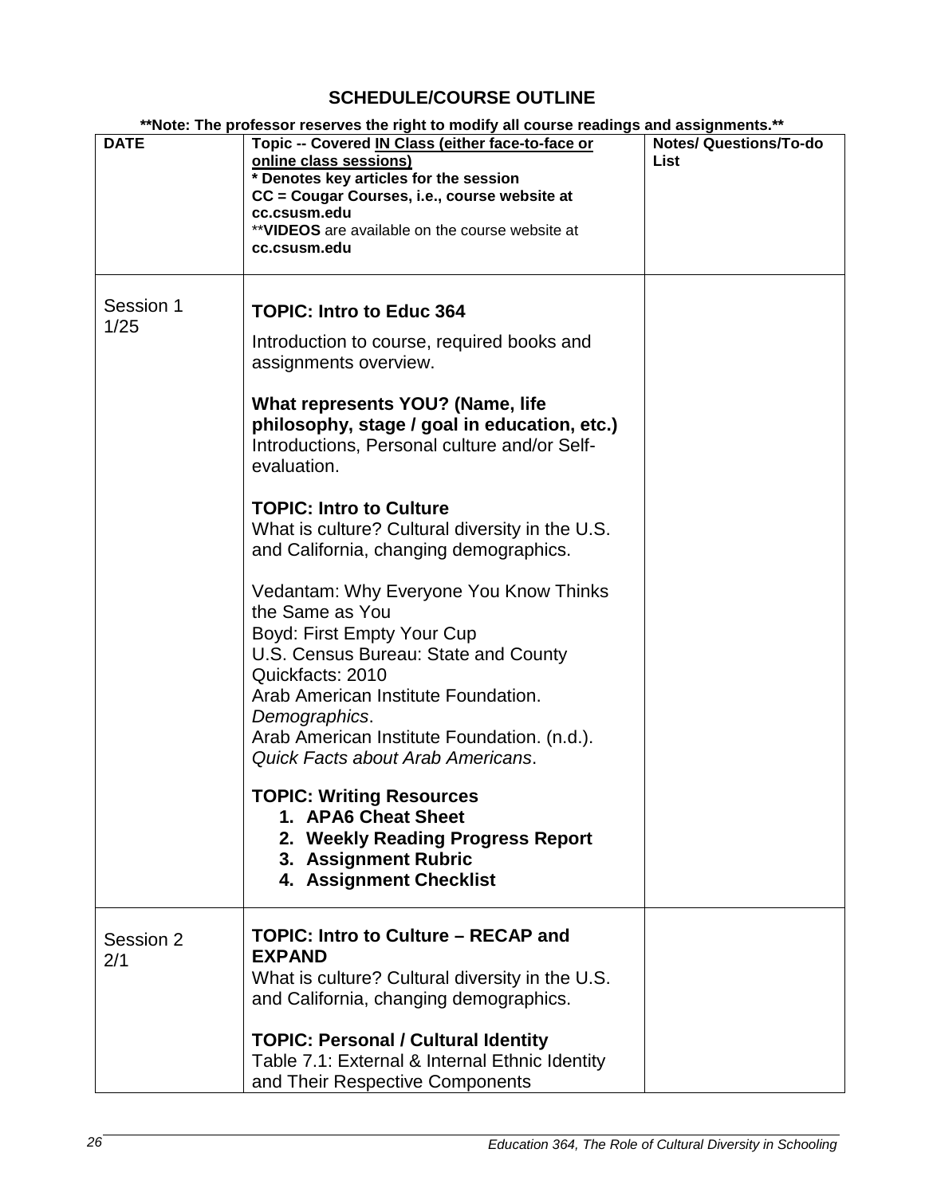## SCHEDULE/COURSE OUTLINE

**\*\*Note: The professor reserves the right to modify all course readings and assignments.\*\***

| DATE | Topic -- Covered IN Class (either face-to-face or online class sessions)<br>* Denotes key articles for the session<br>CC = Cougar Courses, i.e., course website at cc.csusm.edu<br>**VIDEOS are available on the course website at cc.csusm.edu | Notes/ Questions/To-do List |
|---|---|---|
| Session 1<br>1/25 | **TOPIC: Intro to Educ 364**<br>Introduction to course, required books and assignments overview.<br><br>**What represents YOU? (Name, life philosophy, stage / goal in education, etc.)**<br>Introductions, Personal culture and/or Self-evaluation.<br><br>**TOPIC: Intro to Culture**<br>What is culture? Cultural diversity in the U.S. and California, changing demographics.<br><br>Vedantam: Why Everyone You Know Thinks the Same as You<br>Boyd: First Empty Your Cup<br>U.S. Census Bureau: State and County Quickfacts: 2010<br>Arab American Institute Foundation. *Demographics*.<br>Arab American Institute Foundation. (n.d.). *Quick Facts about Arab Americans*.<br><br>**TOPIC: Writing Resources**<br>1. **APA6 Cheat Sheet**<br>2. **Weekly Reading Progress Report**<br>3. **Assignment Rubric**<br>4. **Assignment Checklist** | |
| Session 2<br>2/1 | **TOPIC: Intro to Culture – RECAP and EXPAND**<br>What is culture? Cultural diversity in the U.S. and California, changing demographics.<br><br>**TOPIC: Personal / Cultural Identity**<br>Table 7.1: External & Internal Ethnic Identity and Their Respective Components | |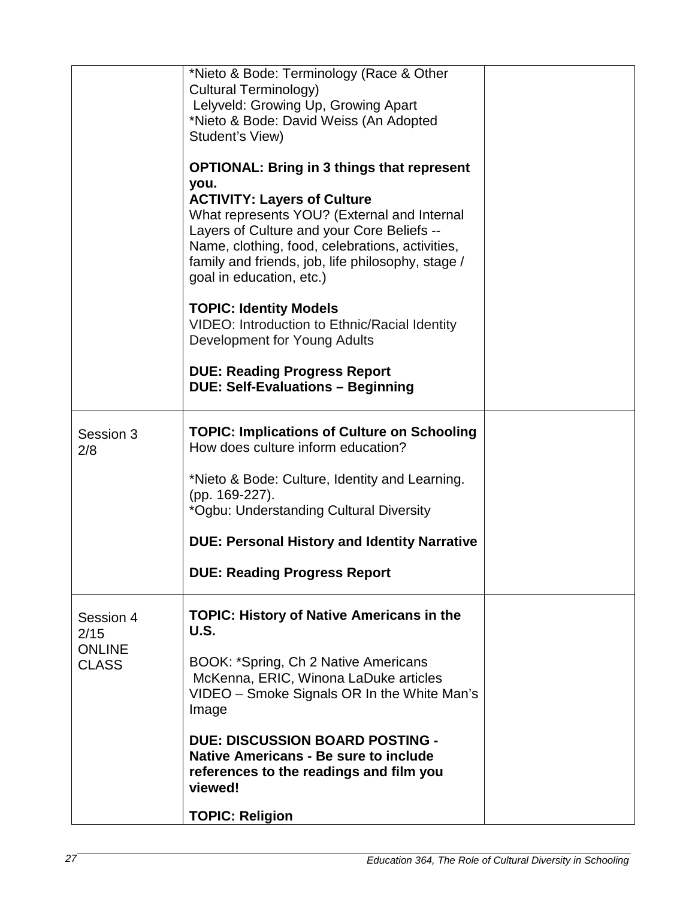| | | |
|---|---|---|
| | *Nieto & Bode: Terminology (Race & Other Cultural Terminology)<br>Lelyveld: Growing Up, Growing Apart<br>*Nieto & Bode: David Weiss (An Adopted Student's View)<br><br>**OPTIONAL: Bring in 3 things that represent you.**<br>**ACTIVITY: Layers of Culture**<br>What represents YOU? (External and Internal Layers of Culture and your Core Beliefs -- Name, clothing, food, celebrations, activities, family and friends, job, life philosophy, stage / goal in education, etc.)<br><br>**TOPIC: Identity Models**<br>VIDEO: Introduction to Ethnic/Racial Identity Development for Young Adults<br><br>**DUE: Reading Progress Report**<br>**DUE: Self-Evaluations – Beginning** | |
| Session 3<br>2/8 | **TOPIC: Implications of Culture on Schooling**<br>How does culture inform education?<br><br>*Nieto & Bode: Culture, Identity and Learning. (pp. 169-227).<br>*Ogbu: Understanding Cultural Diversity<br><br>**DUE: Personal History and Identity Narrative**<br><br>**DUE: Reading Progress Report** | |
| Session 4<br>2/15<br>ONLINE CLASS | **TOPIC: History of Native Americans in the U.S.**<br><br>BOOK: *Spring, Ch 2 Native Americans<br>McKenna, ERIC, Winona LaDuke articles<br>VIDEO – Smoke Signals OR In the White Man's Image<br><br>**DUE: DISCUSSION BOARD POSTING - Native Americans - Be sure to include references to the readings and film you viewed!**<br><br>**TOPIC: Religion** | |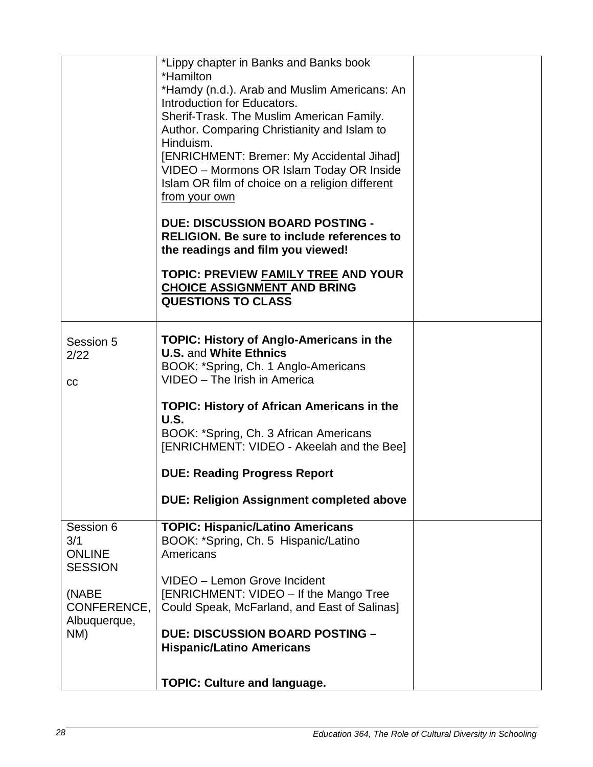| | | |
|---|---|---|
| | *Lippy chapter in Banks and Banks book<br>*Hamilton<br>*Hamdy (n.d.). Arab and Muslim Americans: An Introduction for Educators.<br>Sherif-Trask. The Muslim American Family.<br>Author. Comparing Christianity and Islam to Hinduism.<br>[ENRICHMENT: Bremer: My Accidental Jihad]<br>VIDEO – Mormons OR Islam Today OR Inside Islam OR film of choice on <u>a religion different from your own</u><br><br>**DUE: DISCUSSION BOARD POSTING - RELIGION. Be sure to include references to the readings and film you viewed!**<br><br>**TOPIC: PREVIEW <u>FAMILY TREE</u> AND YOUR <u>CHOICE ASSIGNMENT</u> AND BRING QUESTIONS TO CLASS** | |
| Session 5<br>2/22<br><br>cc | **TOPIC: History of Anglo-Americans in the U.S.** and **White Ethnics**<br>BOOK: *Spring, Ch. 1 Anglo-Americans<br>VIDEO – The Irish in America<br><br>**TOPIC: History of African Americans in the U.S.**<br>BOOK: *Spring, Ch. 3 African Americans<br>[ENRICHMENT: VIDEO - Akeelah and the Bee]<br><br>**DUE: Reading Progress Report**<br><br>**DUE: Religion Assignment completed above** | |
| Session 6<br>3/1<br>ONLINE SESSION<br><br>(NABE CONFERENCE, Albuquerque, NM) | **TOPIC: Hispanic/Latino Americans**<br>BOOK: *Spring, Ch. 5 Hispanic/Latino Americans<br><br>VIDEO – Lemon Grove Incident<br>[ENRICHMENT: VIDEO – If the Mango Tree Could Speak, McFarland, and East of Salinas]<br><br>**DUE: DISCUSSION BOARD POSTING – Hispanic/Latino Americans**<br><br>**TOPIC: Culture and language.** | |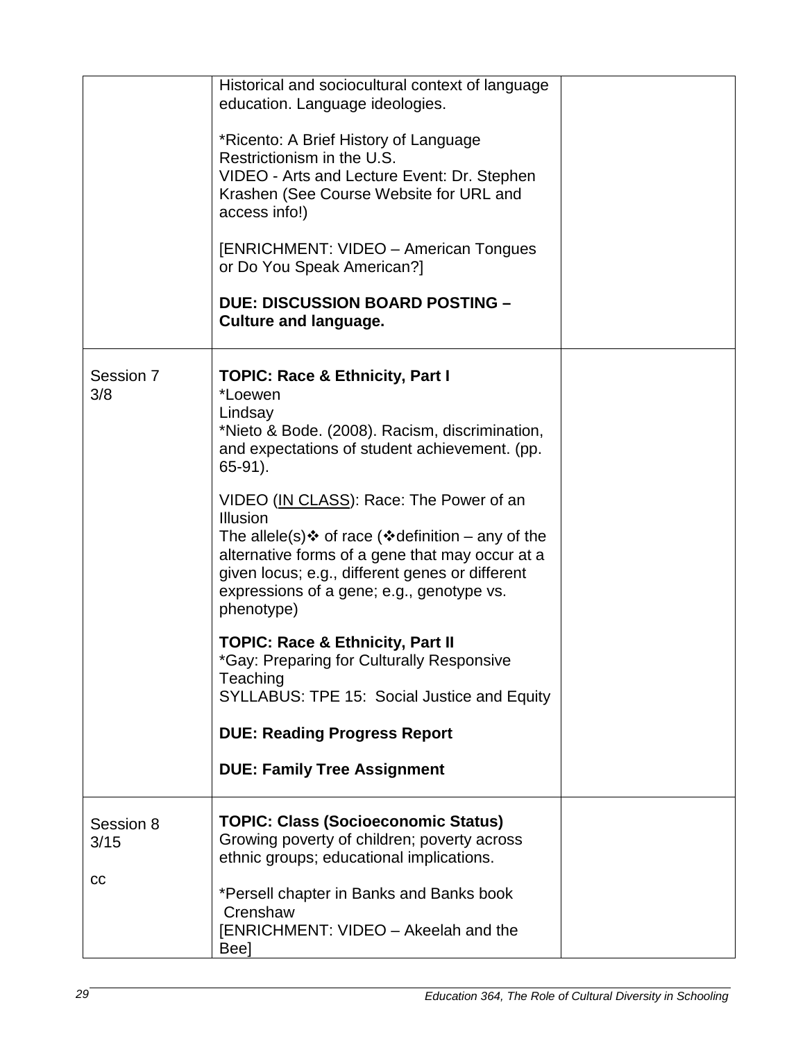| | | |
|---|---|---|
| | Historical and sociocultural context of language education. Language ideologies.<br><br>*Ricento: A Brief History of Language Restrictionism in the U.S.<br>VIDEO - Arts and Lecture Event: Dr. Stephen Krashen (See Course Website for URL and access info!)<br><br>[ENRICHMENT: VIDEO – American Tongues or Do You Speak American?]<br><br>**DUE: DISCUSSION BOARD POSTING – Culture and language.** | |
| Session 7<br>3/8 | **TOPIC: Race & Ethnicity, Part I**<br>*Loewen<br>Lindsay<br>*Nieto & Bode. (2008). Racism, discrimination, and expectations of student achievement. (pp. 65-91).<br><br>VIDEO (<u>IN CLASS</u>): Race: The Power of an Illusion<br>The allele(s)❖ of race (❖definition – any of the alternative forms of a gene that may occur at a given locus; e.g., different genes or different expressions of a gene; e.g., genotype vs. phenotype)<br><br>**TOPIC: Race & Ethnicity, Part II**<br>*Gay: Preparing for Culturally Responsive Teaching<br>SYLLABUS: TPE 15: Social Justice and Equity<br><br>**DUE: Reading Progress Report**<br><br>**DUE: Family Tree Assignment** | |
| Session 8<br>3/15<br><br>cc | **TOPIC: Class (Socioeconomic Status)**<br>Growing poverty of children; poverty across ethnic groups; educational implications.<br><br>*Persell chapter in Banks and Banks book<br>Crenshaw<br>[ENRICHMENT: VIDEO – Akeelah and the Bee] | |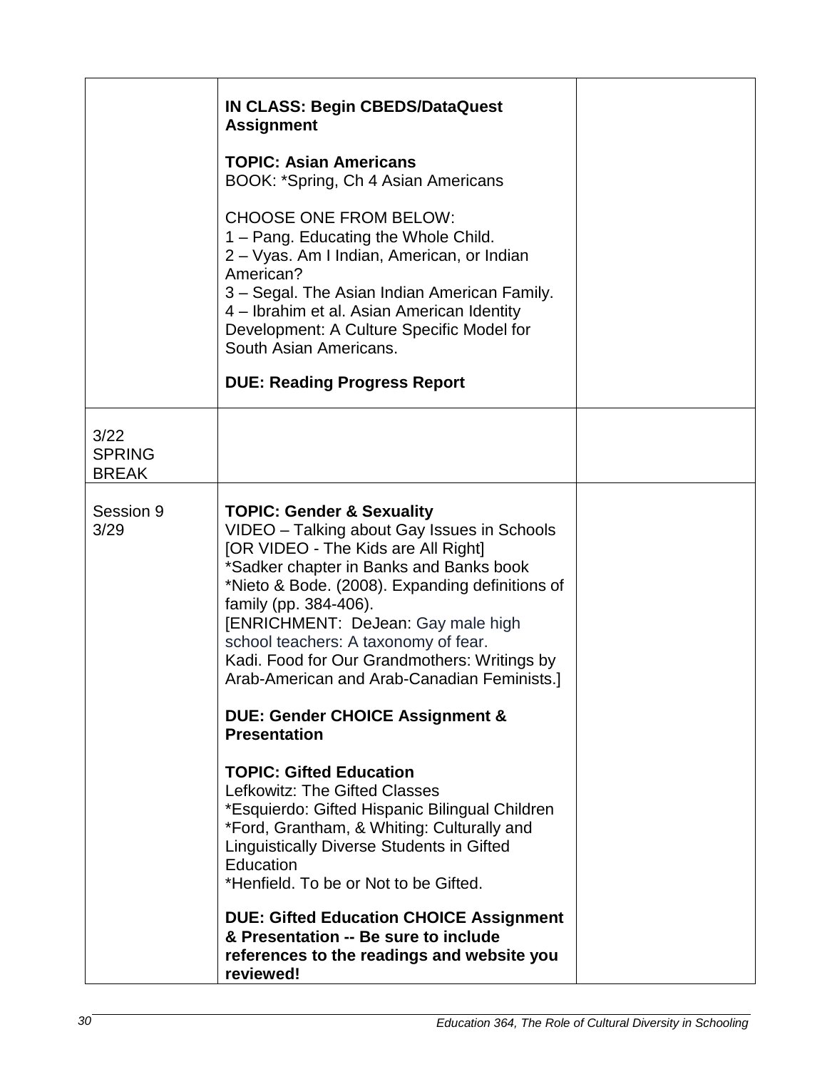| | | |
|---|---|---|
| | **IN CLASS: Begin CBEDS/DataQuest Assignment**<br><br>**TOPIC: Asian Americans**<br>BOOK: *Spring, Ch 4 Asian Americans<br><br>CHOOSE ONE FROM BELOW:<br>1 – Pang. Educating the Whole Child.<br>2 – Vyas. Am I Indian, American, or Indian American?<br>3 – Segal. The Asian Indian American Family.<br>4 – Ibrahim et al. Asian American Identity Development: A Culture Specific Model for South Asian Americans.<br><br>**DUE: Reading Progress Report** | |
| 3/22 SPRING BREAK | | |
| Session 9 3/29 | **TOPIC: Gender & Sexuality**<br>VIDEO – Talking about Gay Issues in Schools [OR VIDEO - The Kids are All Right]<br>*Sadker chapter in Banks and Banks book<br>*Nieto & Bode. (2008). Expanding definitions of family (pp. 384-406).<br>[ENRICHMENT: DeJean: Gay male high school teachers: A taxonomy of fear.<br>Kadi. Food for Our Grandmothers: Writings by Arab-American and Arab-Canadian Feminists.]<br><br>**DUE: Gender CHOICE Assignment & Presentation**<br><br>**TOPIC: Gifted Education**<br>Lefkowitz: The Gifted Classes<br>*Esquierdo: Gifted Hispanic Bilingual Children<br>*Ford, Grantham, & Whiting: Culturally and Linguistically Diverse Students in Gifted Education<br>*Henfield. To be or Not to be Gifted.<br><br>**DUE: Gifted Education CHOICE Assignment & Presentation -- Be sure to include references to the readings and website you reviewed!** | |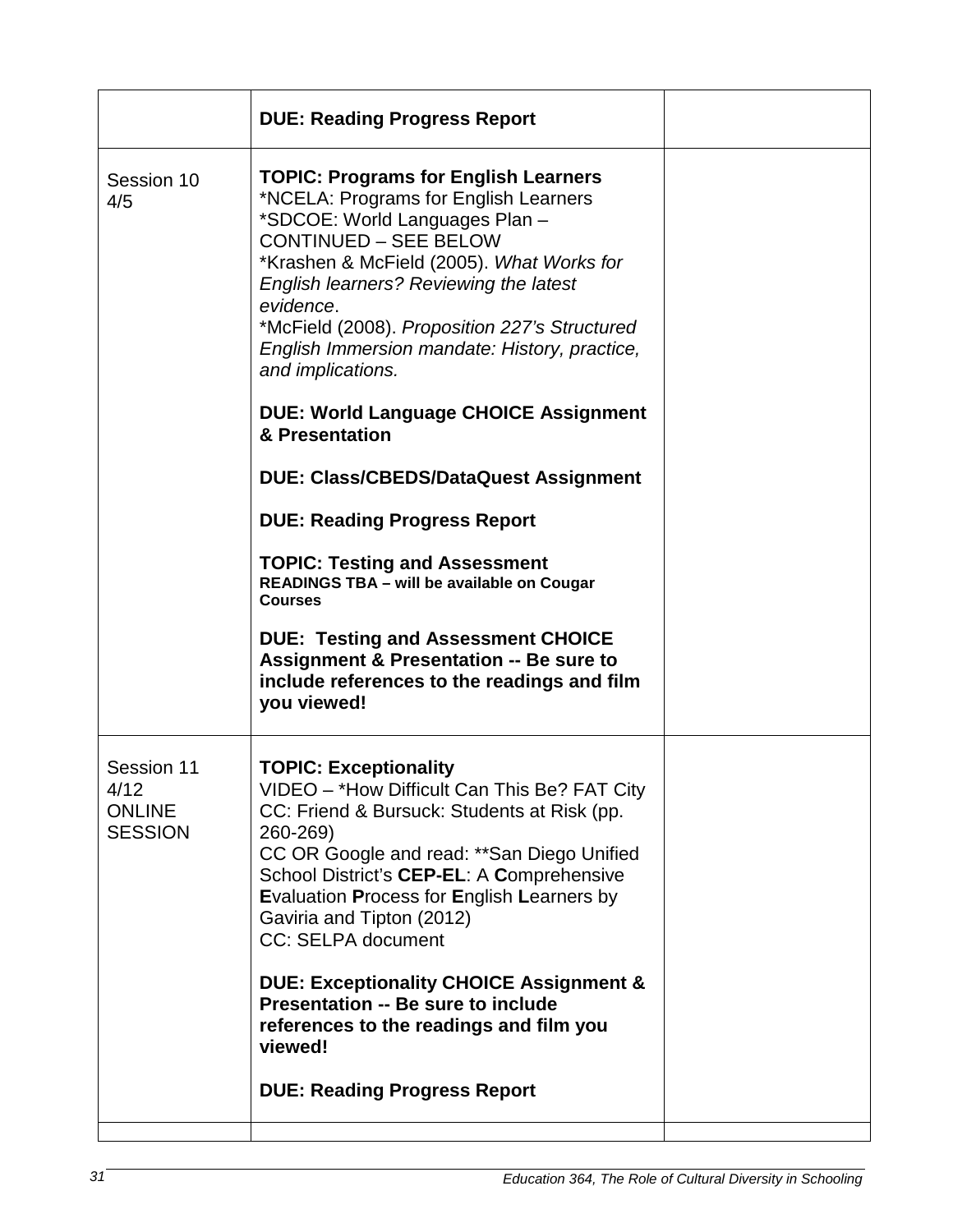| | | |
|---|---|---|
| | **DUE: Reading Progress Report** | |
| Session 10<br>4/5 | **TOPIC: Programs for English Learners**<br>*NCELA: Programs for English Learners<br>*SDCOE: World Languages Plan – CONTINUED – SEE BELOW<br>*Krashen & McField (2005). *What Works for English learners? Reviewing the latest evidence*.<br>*McField (2008). *Proposition 227's Structured English Immersion mandate: History, practice, and implications.*<br><br>**DUE: World Language CHOICE Assignment & Presentation**<br><br>**DUE: Class/CBEDS/DataQuest Assignment**<br><br>**DUE: Reading Progress Report**<br><br>**TOPIC: Testing and Assessment**<br>**READINGS TBA – will be available on Cougar Courses**<br><br>**DUE: Testing and Assessment CHOICE Assignment & Presentation -- Be sure to include references to the readings and film you viewed!** | |
| Session 11<br>4/12<br>ONLINE SESSION | **TOPIC: Exceptionality**<br>VIDEO – *How Difficult Can This Be? FAT City<br>CC: Friend & Bursuck: Students at Risk (pp. 260-269)<br>CC OR Google and read: **San Diego Unified School District's **CEP-EL**: A **C**omprehensive **E**valuation **P**rocess for **E**nglish **L**earners by Gaviria and Tipton (2012)<br>CC: SELPA document<br><br>**DUE: Exceptionality CHOICE Assignment & Presentation -- Be sure to include references to the readings and film you viewed!**<br><br>**DUE: Reading Progress Report** | |
| | | |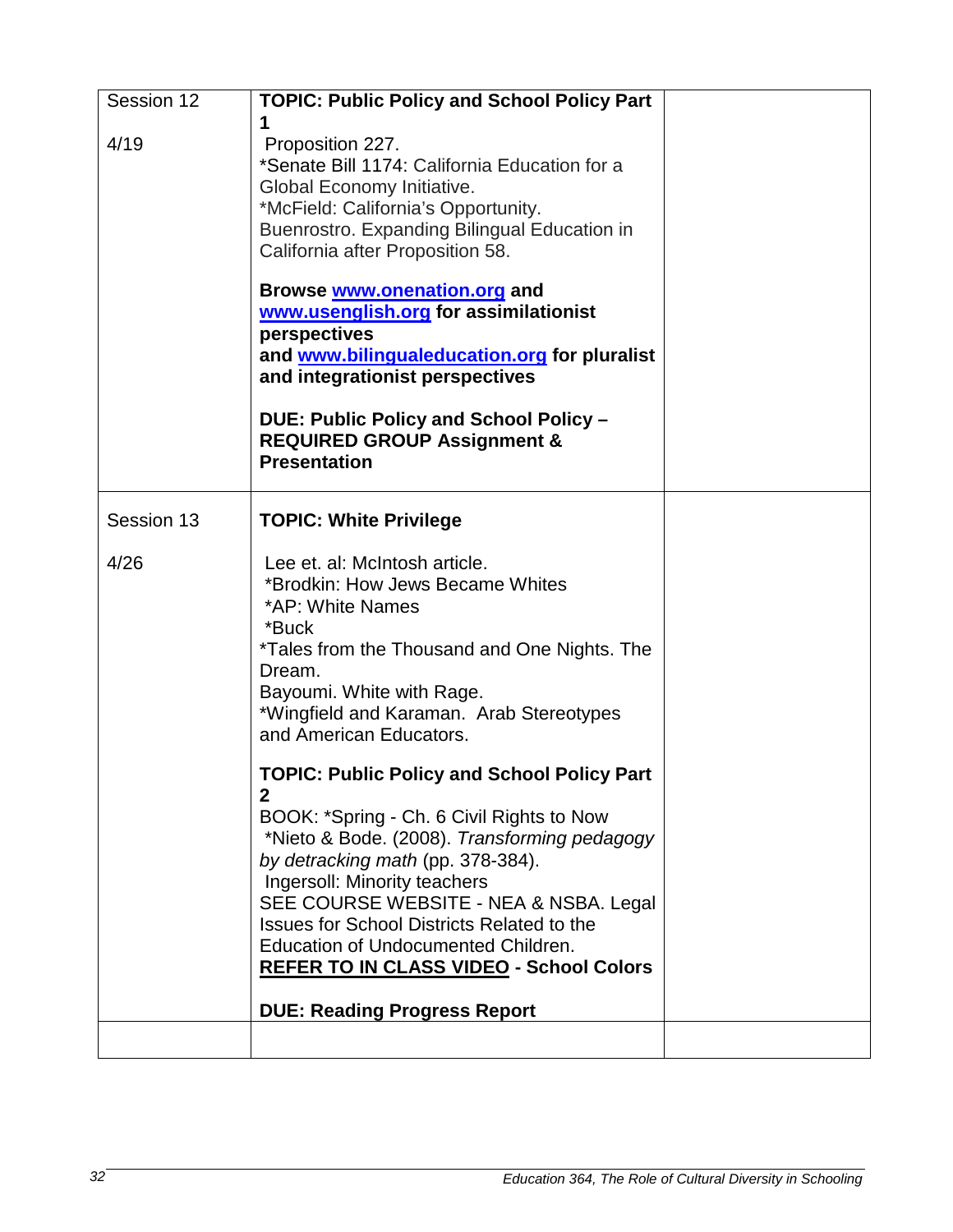| Session 12<br><br>4/19 | **TOPIC: Public Policy and School Policy Part 1**<br>Proposition 227.<br>*Senate Bill 1174: California Education for a Global Economy Initiative.<br>*McField: California's Opportunity.<br>Buenrostro. Expanding Bilingual Education in California after Proposition 58.<br><br>**Browse [www.onenation.org](www.onenation.org) and [www.usenglish.org](www.usenglish.org) for assimilationist perspectives and [www.bilingualeducation.org](www.bilingualeducation.org) for pluralist and integrationist perspectives**<br><br>**DUE: Public Policy and School Policy – REQUIRED GROUP Assignment & Presentation** | |
|---|---|---|
| Session 13<br><br>4/26 | **TOPIC: White Privilege**<br><br>Lee et. al: McIntosh article.<br>*Brodkin: How Jews Became Whites<br>*AP: White Names<br>*Buck<br>*Tales from the Thousand and One Nights. The Dream.<br>Bayoumi. White with Rage.<br>*Wingfield and Karaman. Arab Stereotypes and American Educators.<br><br>**TOPIC: Public Policy and School Policy Part 2**<br>BOOK: *Spring - Ch. 6 Civil Rights to Now<br>*Nieto & Bode. (2008). *Transforming pedagogy by detracking math* (pp. 378-384).<br>Ingersoll: Minority teachers<br>SEE COURSE WEBSITE - NEA & NSBA. Legal Issues for School Districts Related to the Education of Undocumented Children.<br>**<u>REFER TO IN CLASS VIDEO</u> - School Colors**<br><br>**DUE: Reading Progress Report** | |
| | | |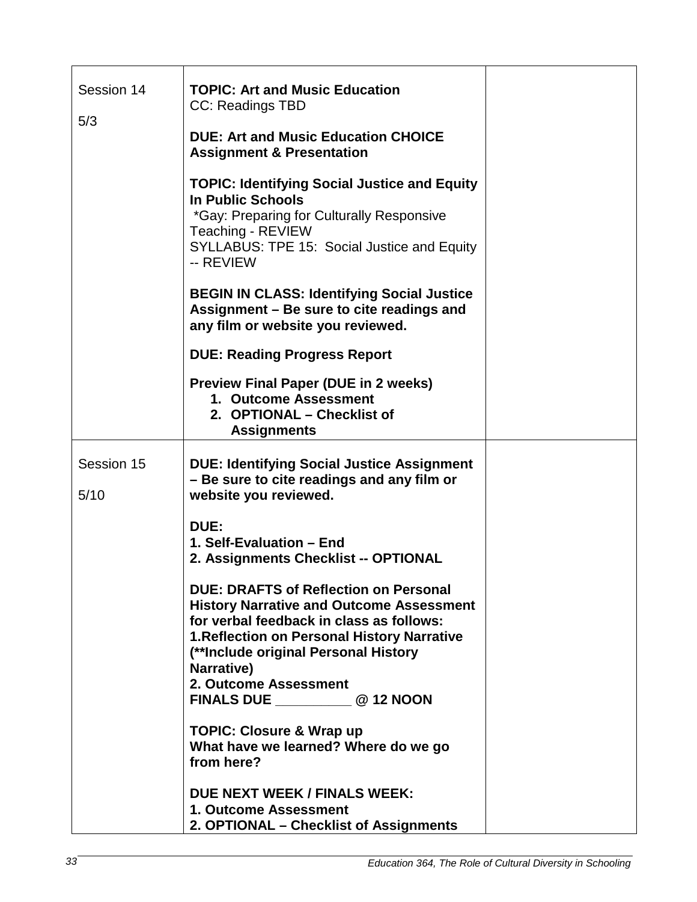| | | |
|---|---|---|
| Session 14<br><br>5/3 | **TOPIC: Art and Music Education**<br>CC: Readings TBD<br><br>**DUE: Art and Music Education CHOICE Assignment & Presentation**<br><br>**TOPIC: Identifying Social Justice and Equity In Public Schools**<br>*Gay: Preparing for Culturally Responsive Teaching - REVIEW<br>SYLLABUS: TPE 15: Social Justice and Equity -- REVIEW<br><br>**BEGIN IN CLASS: Identifying Social Justice Assignment – Be sure to cite readings and any film or website you reviewed.**<br><br>**DUE: Reading Progress Report**<br><br>**Preview Final Paper (DUE in 2 weeks)**<br>**1. Outcome Assessment**<br>**2. OPTIONAL – Checklist of Assignments** | |
| Session 15<br><br>5/10 | **DUE: Identifying Social Justice Assignment – Be sure to cite readings and any film or website you reviewed.**<br><br>**DUE:**<br>**1. Self-Evaluation – End**<br>**2. Assignments Checklist -- OPTIONAL**<br><br>**DUE: DRAFTS of Reflection on Personal History Narrative and Outcome Assessment for verbal feedback in class as follows:**<br>**1.Reflection on Personal History Narrative (**Include original Personal History Narrative)**<br>**2. Outcome Assessment**<br>**FINALS DUE __________ @ 12 NOON**<br><br>**TOPIC: Closure & Wrap up**<br>**What have we learned? Where do we go from here?**<br><br>**DUE NEXT WEEK / FINALS WEEK:**<br>**1. Outcome Assessment**<br>**2. OPTIONAL – Checklist of Assignments** | |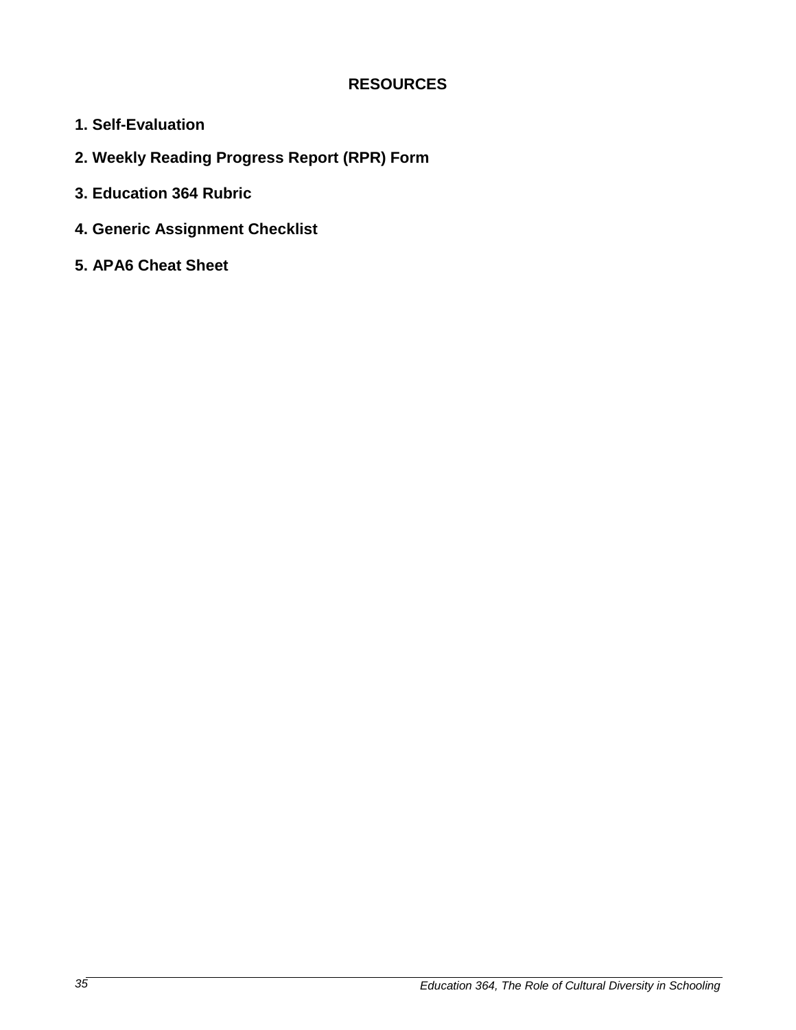# RESOURCES

**1. Self-Evaluation**

**2. Weekly Reading Progress Report (RPR) Form**

**3. Education 364 Rubric**

**4. Generic Assignment Checklist**

**5. APA6 Cheat Sheet**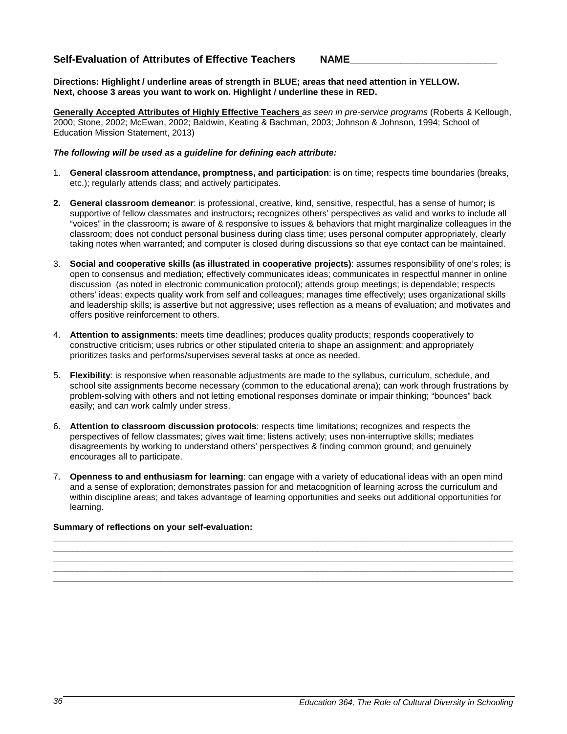**Self-Evaluation of Attributes of Effective Teachers NAME__________________________**

**Directions: Highlight / underline areas of strength in BLUE; areas that need attention in YELLOW. Next, choose 3 areas you want to work on. Highlight / underline these in RED.**

**Generally Accepted Attributes of Highly Effective Teachers** *as seen in pre-service programs* (Roberts & Kellough, 2000; Stone, 2002; McEwan, 2002; Baldwin, Keating & Bachman, 2003; Johnson & Johnson, 1994; School of Education Mission Statement, 2013)

***The following will be used as a guideline for defining each attribute:***

1. **General classroom attendance, promptness, and participation**: is on time; respects time boundaries (breaks, etc.); regularly attends class; and actively participates.

2. **General classroom demeanor**: is professional, creative, kind, sensitive, respectful, has a sense of humor**;** is supportive of fellow classmates and instructors**;** recognizes others' perspectives as valid and works to include all "voices" in the classroom**;** is aware of & responsive to issues & behaviors that might marginalize colleagues in the classroom; does not conduct personal business during class time; uses personal computer appropriately, clearly taking notes when warranted; and computer is closed during discussions so that eye contact can be maintained.

3. **Social and cooperative skills (as illustrated in cooperative projects)**: assumes responsibility of one's roles; is open to consensus and mediation; effectively communicates ideas; communicates in respectful manner in online discussion (as noted in electronic communication protocol); attends group meetings; is dependable; respects others' ideas; expects quality work from self and colleagues; manages time effectively; uses organizational skills and leadership skills; is assertive but not aggressive; uses reflection as a means of evaluation; and motivates and offers positive reinforcement to others.

4. **Attention to assignments**: meets time deadlines; produces quality products; responds cooperatively to constructive criticism; uses rubrics or other stipulated criteria to shape an assignment; and appropriately prioritizes tasks and performs/supervises several tasks at once as needed.

5. **Flexibility**: is responsive when reasonable adjustments are made to the syllabus, curriculum, schedule, and school site assignments become necessary (common to the educational arena); can work through frustrations by problem-solving with others and not letting emotional responses dominate or impair thinking; "bounces" back easily; and can work calmly under stress.

6. **Attention to classroom discussion protocols**: respects time limitations; recognizes and respects the perspectives of fellow classmates; gives wait time; listens actively; uses non-interruptive skills; mediates disagreements by working to understand others' perspectives & finding common ground; and genuinely encourages all to participate.

7. **Openness to and enthusiasm for learning**: can engage with a variety of educational ideas with an open mind and a sense of exploration; demonstrates passion for and metacognition of learning across the curriculum and within discipline areas; and takes advantage of learning opportunities and seeks out additional opportunities for learning.

**Summary of reflections on your self-evaluation:**

______________________________________________________________________________________________
______________________________________________________________________________________________
______________________________________________________________________________________________
______________________________________________________________________________________________
______________________________________________________________________________________________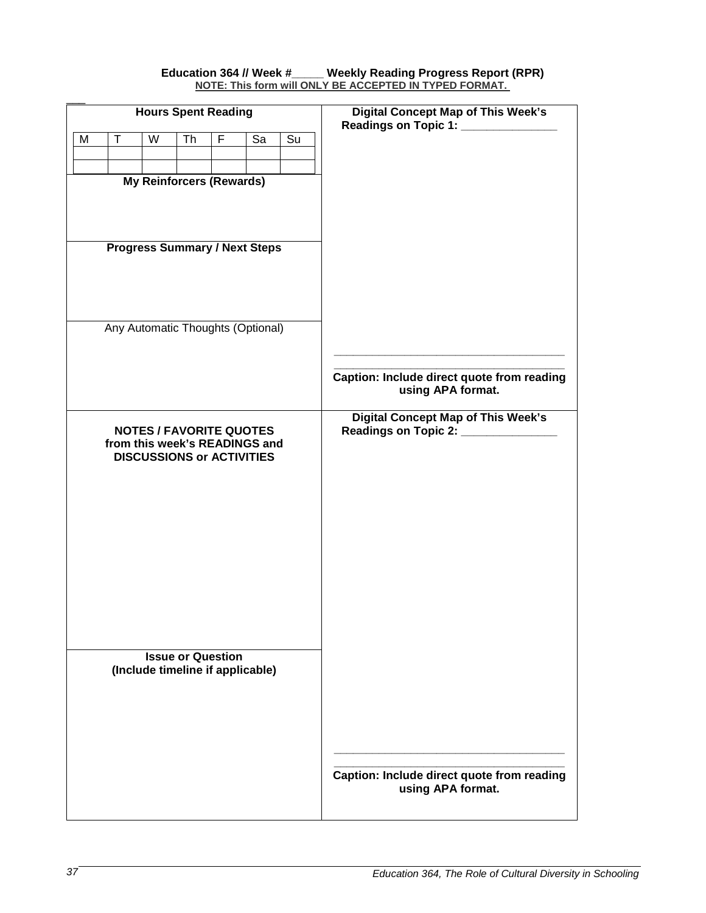**Education 364 // Week #_____ Weekly Reading Progress Report (RPR)**

**NOTE: This form will ONLY BE ACCEPTED IN TYPED FORMAT.**

| Left Column | Right Column |
|---|---|
| **Hours Spent Reading** | **Digital Concept Map of This Week's Readings on Topic 1: _______________** |
| **My Reinforcers (Rewards)** | |
| **Progress Summary / Next Steps** | |
| Any Automatic Thoughts (Optional) | ____________________________________ ____________________________________ **Caption: Include direct quote from reading using APA format.** |
| **NOTES / FAVORITE QUOTES from this week's READINGS and DISCUSSIONS or ACTIVITIES** | **Digital Concept Map of This Week's Readings on Topic 2: _______________** |
| **Issue or Question (Include timeline if applicable)** | ____________________________________ ____________________________________ **Caption: Include direct quote from reading using APA format.** |

**Hours Spent Reading**

| M | T | W | Th | F | Sa | Su |
|---|---|---|---|---|---|---|
| | | | | | | |
| | | | | | | |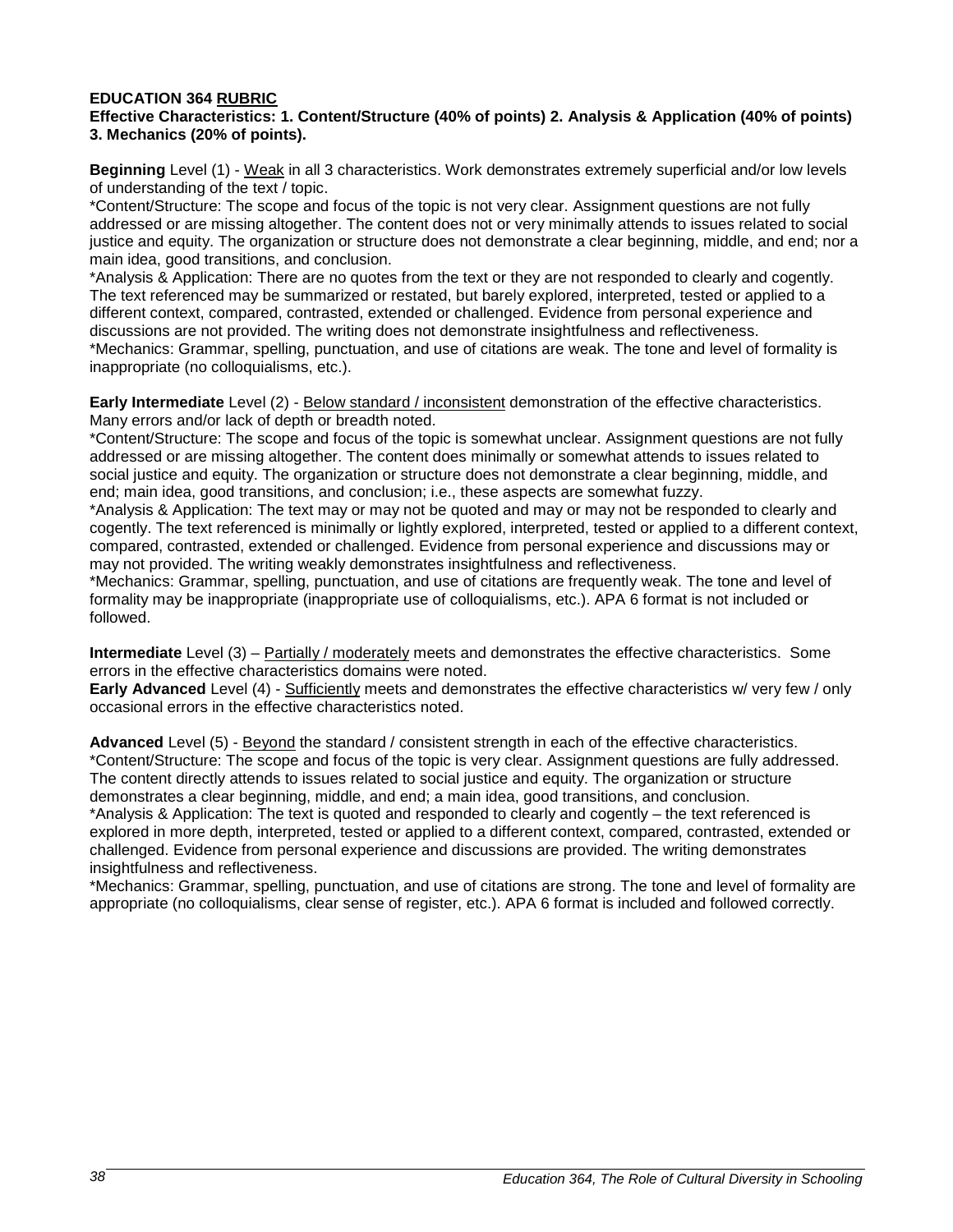**EDUCATION 364 RUBRIC**

**Effective Characteristics: 1. Content/Structure (40% of points) 2. Analysis & Application (40% of points) 3. Mechanics (20% of points).**

**Beginning** Level (1) - Weak in all 3 characteristics. Work demonstrates extremely superficial and/or low levels of understanding of the text / topic.

*Content/Structure: The scope and focus of the topic is not very clear. Assignment questions are not fully addressed or are missing altogether. The content does not or very minimally attends to issues related to social justice and equity. The organization or structure does not demonstrate a clear beginning, middle, and end; nor a main idea, good transitions, and conclusion.

*Analysis & Application: There are no quotes from the text or they are not responded to clearly and cogently. The text referenced may be summarized or restated, but barely explored, interpreted, tested or applied to a different context, compared, contrasted, extended or challenged. Evidence from personal experience and discussions are not provided. The writing does not demonstrate insightfulness and reflectiveness.

*Mechanics: Grammar, spelling, punctuation, and use of citations are weak. The tone and level of formality is inappropriate (no colloquialisms, etc.).

**Early Intermediate** Level (2) - Below standard / inconsistent demonstration of the effective characteristics. Many errors and/or lack of depth or breadth noted.

*Content/Structure: The scope and focus of the topic is somewhat unclear. Assignment questions are not fully addressed or are missing altogether. The content does minimally or somewhat attends to issues related to social justice and equity. The organization or structure does not demonstrate a clear beginning, middle, and end; main idea, good transitions, and conclusion; i.e., these aspects are somewhat fuzzy.

*Analysis & Application: The text may or may not be quoted and may or may not be responded to clearly and cogently. The text referenced is minimally or lightly explored, interpreted, tested or applied to a different context, compared, contrasted, extended or challenged. Evidence from personal experience and discussions may or may not provided. The writing weakly demonstrates insightfulness and reflectiveness.

*Mechanics: Grammar, spelling, punctuation, and use of citations are frequently weak. The tone and level of formality may be inappropriate (inappropriate use of colloquialisms, etc.). APA 6 format is not included or followed.

**Intermediate** Level (3) – Partially / moderately meets and demonstrates the effective characteristics. Some errors in the effective characteristics domains were noted.

**Early Advanced** Level (4) - Sufficiently meets and demonstrates the effective characteristics w/ very few / only occasional errors in the effective characteristics noted.

**Advanced** Level (5) - Beyond the standard / consistent strength in each of the effective characteristics.

*Content/Structure: The scope and focus of the topic is very clear. Assignment questions are fully addressed. The content directly attends to issues related to social justice and equity. The organization or structure demonstrates a clear beginning, middle, and end; a main idea, good transitions, and conclusion.

*Analysis & Application: The text is quoted and responded to clearly and cogently – the text referenced is explored in more depth, interpreted, tested or applied to a different context, compared, contrasted, extended or challenged. Evidence from personal experience and discussions are provided. The writing demonstrates insightfulness and reflectiveness.

*Mechanics: Grammar, spelling, punctuation, and use of citations are strong. The tone and level of formality are appropriate (no colloquialisms, clear sense of register, etc.). APA 6 format is included and followed correctly.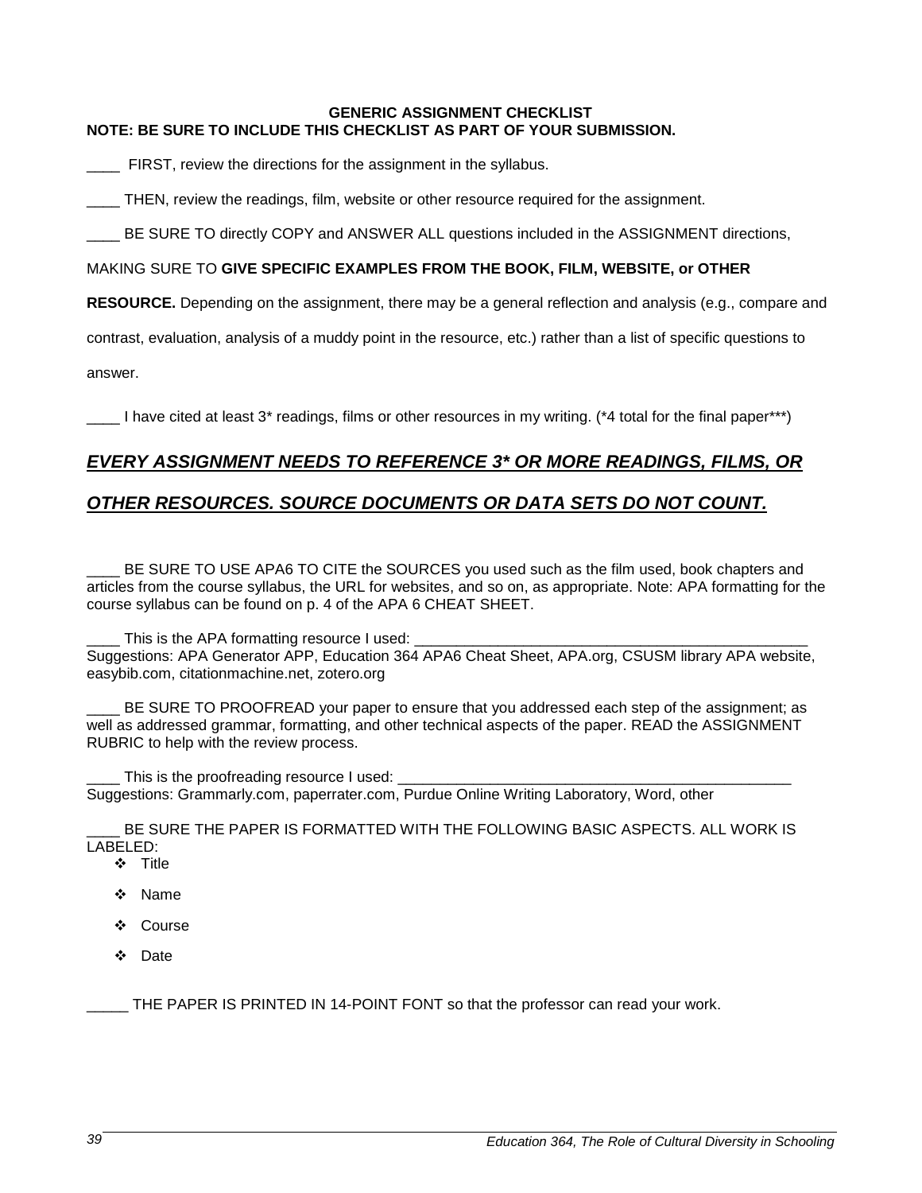**GENERIC ASSIGNMENT CHECKLIST**

**NOTE: BE SURE TO INCLUDE THIS CHECKLIST AS PART OF YOUR SUBMISSION.**

____ FIRST, review the directions for the assignment in the syllabus.

____ THEN, review the readings, film, website or other resource required for the assignment.

____ BE SURE TO directly COPY and ANSWER ALL questions included in the ASSIGNMENT directions, MAKING SURE TO **GIVE SPECIFIC EXAMPLES FROM THE BOOK, FILM, WEBSITE, or OTHER RESOURCE.** Depending on the assignment, there may be a general reflection and analysis (e.g., compare and contrast, evaluation, analysis of a muddy point in the resource, etc.) rather than a list of specific questions to answer.

____ I have cited at least 3* readings, films or other resources in my writing. (*4 total for the final paper***)

***EVERY ASSIGNMENT NEEDS TO REFERENCE 3* OR MORE READINGS, FILMS, OR OTHER RESOURCES. SOURCE DOCUMENTS OR DATA SETS DO NOT COUNT.***

____ BE SURE TO USE APA6 TO CITE the SOURCES you used such as the film used, book chapters and articles from the course syllabus, the URL for websites, and so on, as appropriate. Note: APA formatting for the course syllabus can be found on p. 4 of the APA 6 CHEAT SHEET.

____ This is the APA formatting resource I used: ________________________________________________
Suggestions: APA Generator APP, Education 364 APA6 Cheat Sheet, APA.org, CSUSM library APA website, easybib.com, citationmachine.net, zotero.org

____ BE SURE TO PROOFREAD your paper to ensure that you addressed each step of the assignment; as well as addressed grammar, formatting, and other technical aspects of the paper. READ the ASSIGNMENT RUBRIC to help with the review process.

____ This is the proofreading resource I used: ________________________________________________
Suggestions: Grammarly.com, paperrater.com, Purdue Online Writing Laboratory, Word, other

____ BE SURE THE PAPER IS FORMATTED WITH THE FOLLOWING BASIC ASPECTS. ALL WORK IS LABELED:

- Title
- Name
- Course
- Date

_____ THE PAPER IS PRINTED IN 14-POINT FONT so that the professor can read your work.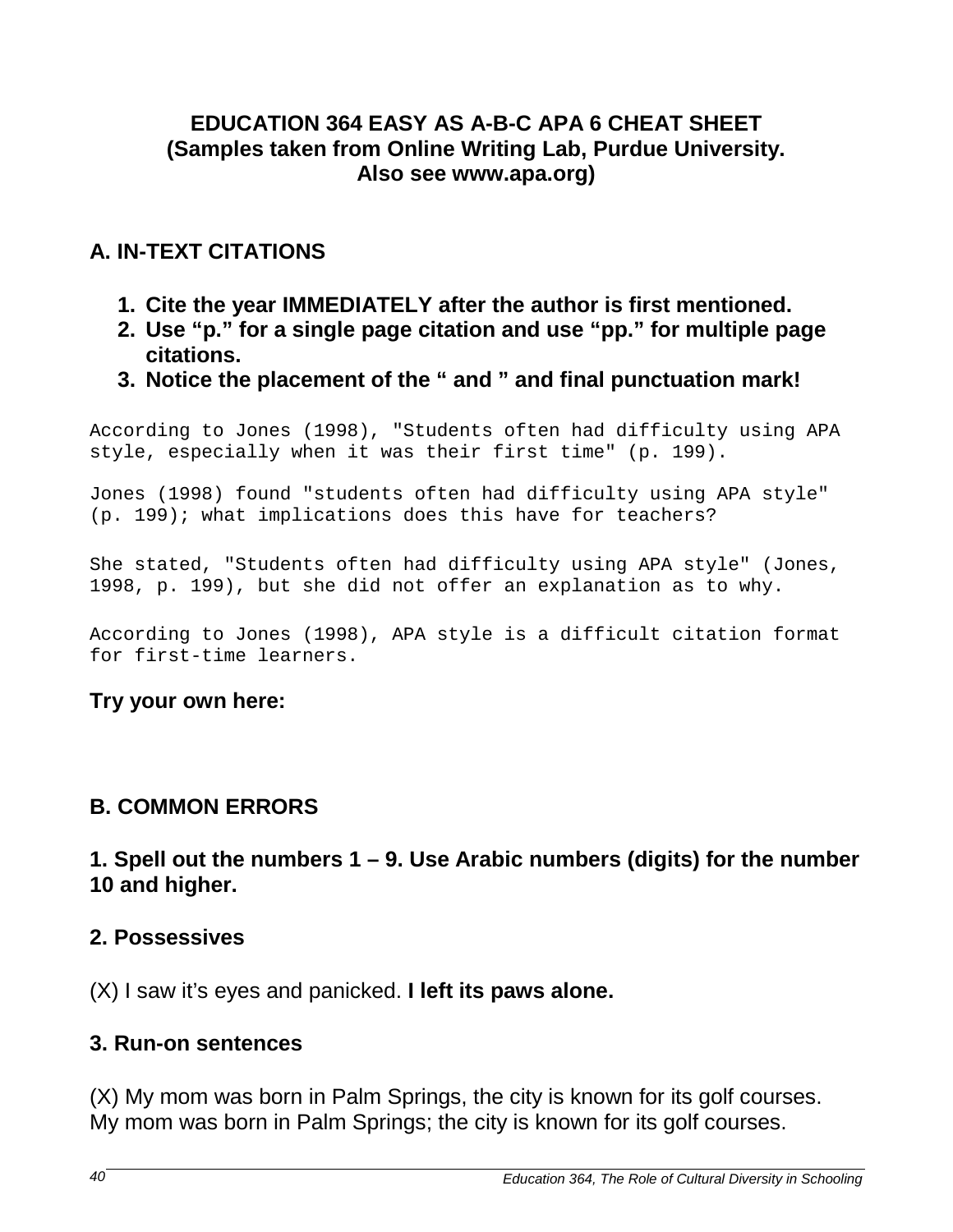# EDUCATION 364 EASY AS A-B-C APA 6 CHEAT SHEET
**(Samples taken from Online Writing Lab, Purdue University. Also see www.apa.org)**

## A. IN-TEXT CITATIONS

1. **Cite the year IMMEDIATELY after the author is first mentioned.**
2. **Use "p." for a single page citation and use "pp." for multiple page citations.**
3. **Notice the placement of the " and " and final punctuation mark!**

```
According to Jones (1998), "Students often had difficulty using APA
style, especially when it was their first time" (p. 199).

Jones (1998) found "students often had difficulty using APA style"
(p. 199); what implications does this have for teachers?

She stated, "Students often had difficulty using APA style" (Jones,
1998, p. 199), but she did not offer an explanation as to why.

According to Jones (1998), APA style is a difficult citation format
for first-time learners.
```

**Try your own here:**

## B. COMMON ERRORS

**1. Spell out the numbers 1 – 9. Use Arabic numbers (digits) for the number 10 and higher.**

**2. Possessives**

(X) I saw it's eyes and panicked. **I left its paws alone.**

**3. Run-on sentences**

(X) My mom was born in Palm Springs, the city is known for its golf courses.
My mom was born in Palm Springs; the city is known for its golf courses.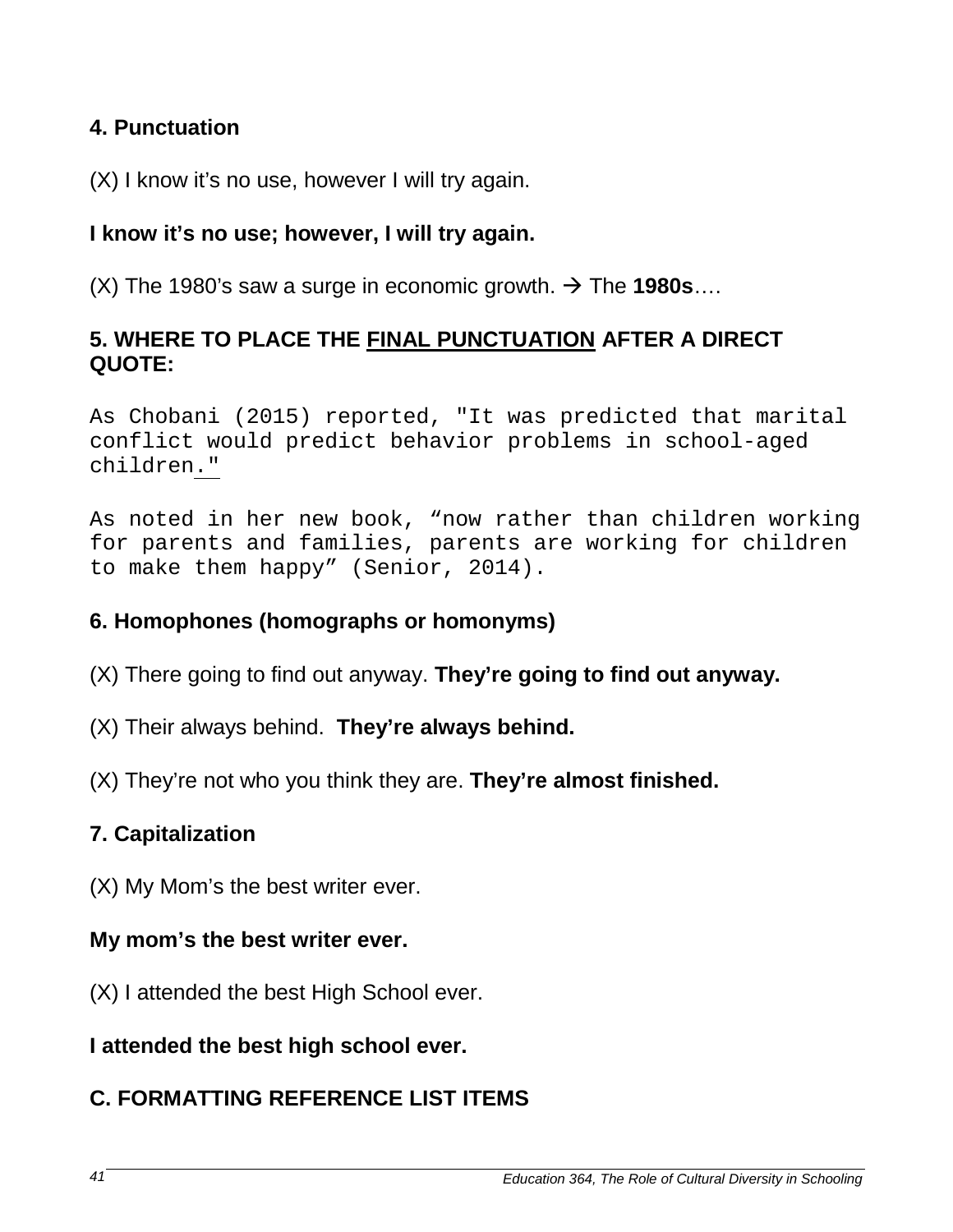**4. Punctuation**

(X) I know it's no use, however I will try again.

**I know it's no use; however, I will try again.**

(X) The 1980's saw a surge in economic growth. → The **1980s**….

**5. WHERE TO PLACE THE <u>FINAL PUNCTUATION</u> AFTER A DIRECT QUOTE:**

As Chobani (2015) reported, "It was predicted that marital conflict would predict behavior problems in school-aged children<u>."</u>

As noted in her new book, "now rather than children working for parents and families, parents are working for children to make them happy" (Senior, 2014).

**6. Homophones (homographs or homonyms)**

(X) There going to find out anyway. **They're going to find out anyway.**

(X) Their always behind. **They're always behind.**

(X) They're not who you think they are. **They're almost finished.**

**7. Capitalization**

(X) My Mom's the best writer ever.

**My mom's the best writer ever.**

(X) I attended the best High School ever.

**I attended the best high school ever.**

**C. FORMATTING REFERENCE LIST ITEMS**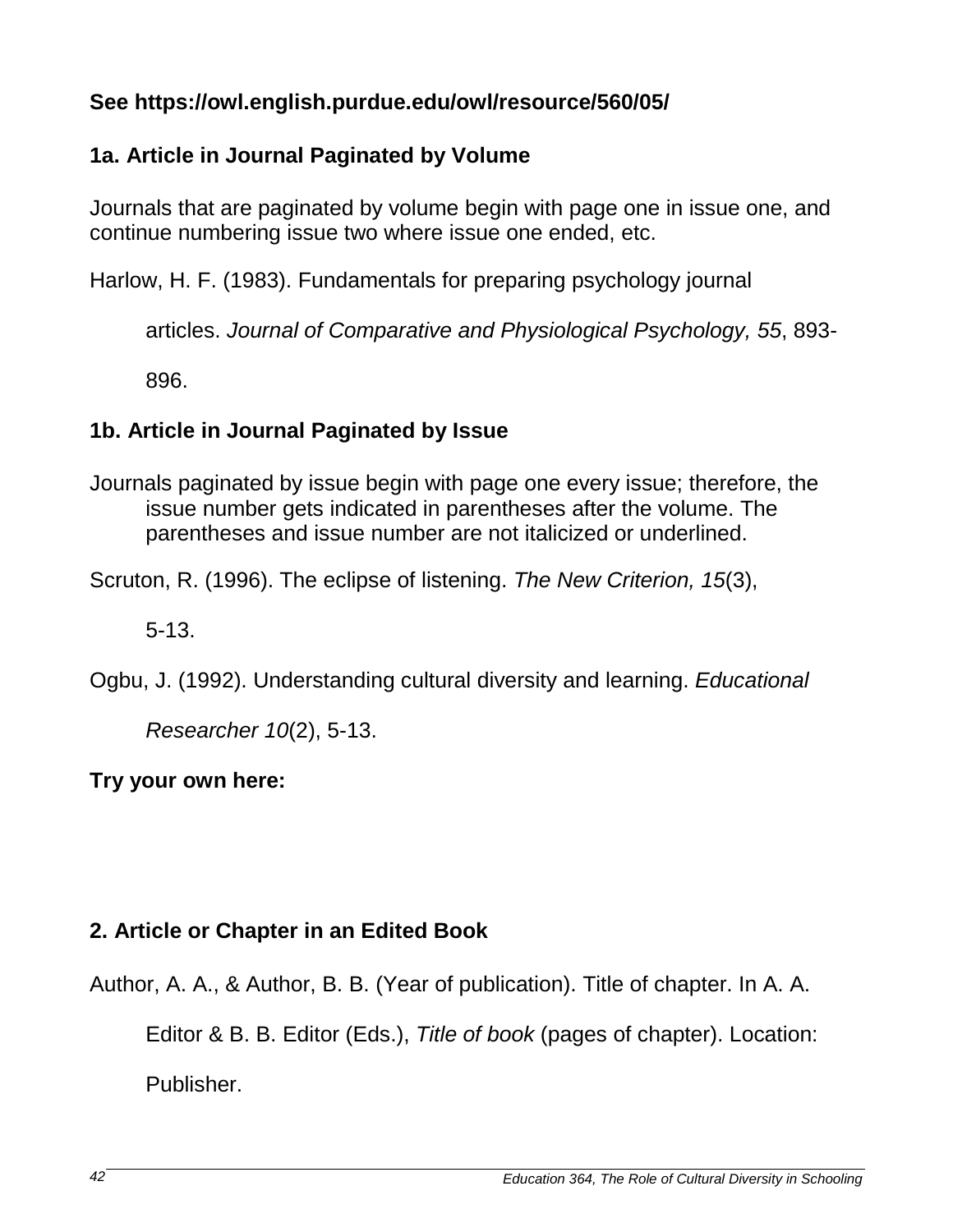**See https://owl.english.purdue.edu/owl/resource/560/05/**

**1a. Article in Journal Paginated by Volume**

Journals that are paginated by volume begin with page one in issue one, and continue numbering issue two where issue one ended, etc.

Harlow, H. F. (1983). Fundamentals for preparing psychology journal articles. *Journal of Comparative and Physiological Psychology, 55*, 893-896.

**1b. Article in Journal Paginated by Issue**

Journals paginated by issue begin with page one every issue; therefore, the issue number gets indicated in parentheses after the volume. The parentheses and issue number are not italicized or underlined.

Scruton, R. (1996). The eclipse of listening. *The New Criterion, 15*(3), 5-13.

Ogbu, J. (1992). Understanding cultural diversity and learning. *Educational Researcher 10*(2), 5-13.

**Try your own here:**

**2. Article or Chapter in an Edited Book**

Author, A. A., & Author, B. B. (Year of publication). Title of chapter. In A. A. Editor & B. B. Editor (Eds.), *Title of book* (pages of chapter). Location: Publisher.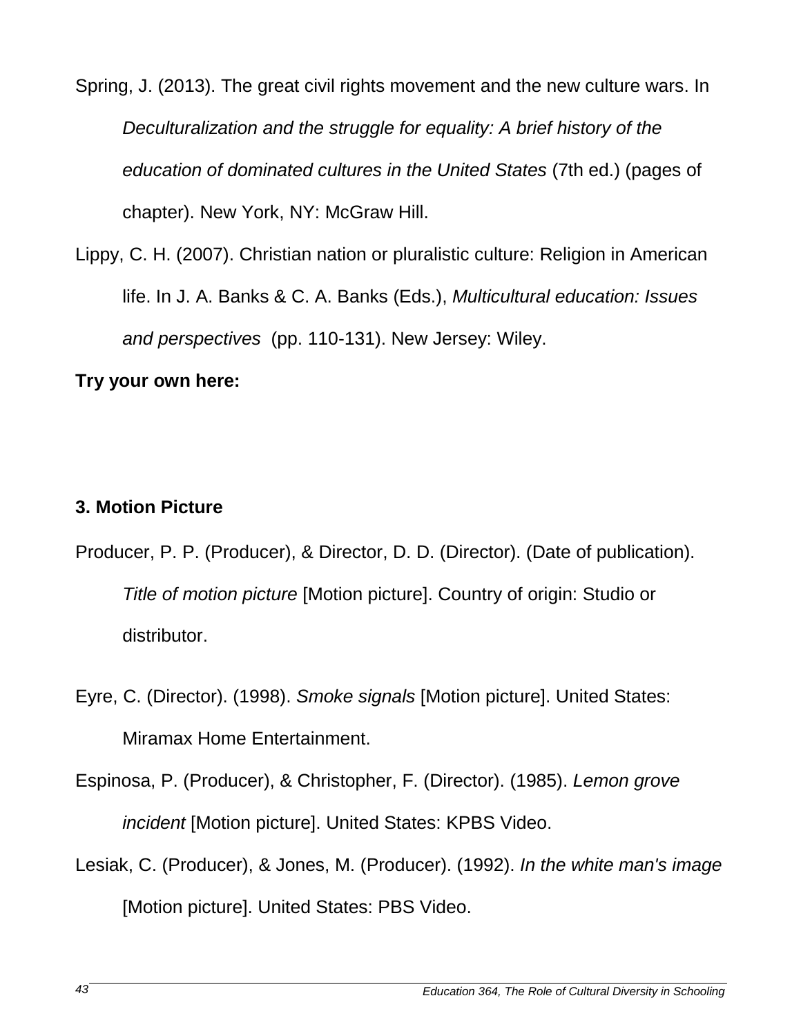Spring, J. (2013). The great civil rights movement and the new culture wars. In *Deculturalization and the struggle for equality: A brief history of the education of dominated cultures in the United States* (7th ed.) (pages of chapter). New York, NY: McGraw Hill.

Lippy, C. H. (2007). Christian nation or pluralistic culture: Religion in American life. In J. A. Banks & C. A. Banks (Eds.), *Multicultural education: Issues and perspectives* (pp. 110-131). New Jersey: Wiley.

**Try your own here:**

**3. Motion Picture**

Producer, P. P. (Producer), & Director, D. D. (Director). (Date of publication). *Title of motion picture* [Motion picture]. Country of origin: Studio or distributor.

Eyre, C. (Director). (1998). *Smoke signals* [Motion picture]. United States: Miramax Home Entertainment.

Espinosa, P. (Producer), & Christopher, F. (Director). (1985). *Lemon grove incident* [Motion picture]. United States: KPBS Video.

Lesiak, C. (Producer), & Jones, M. (Producer). (1992). *In the white man's image* [Motion picture]. United States: PBS Video.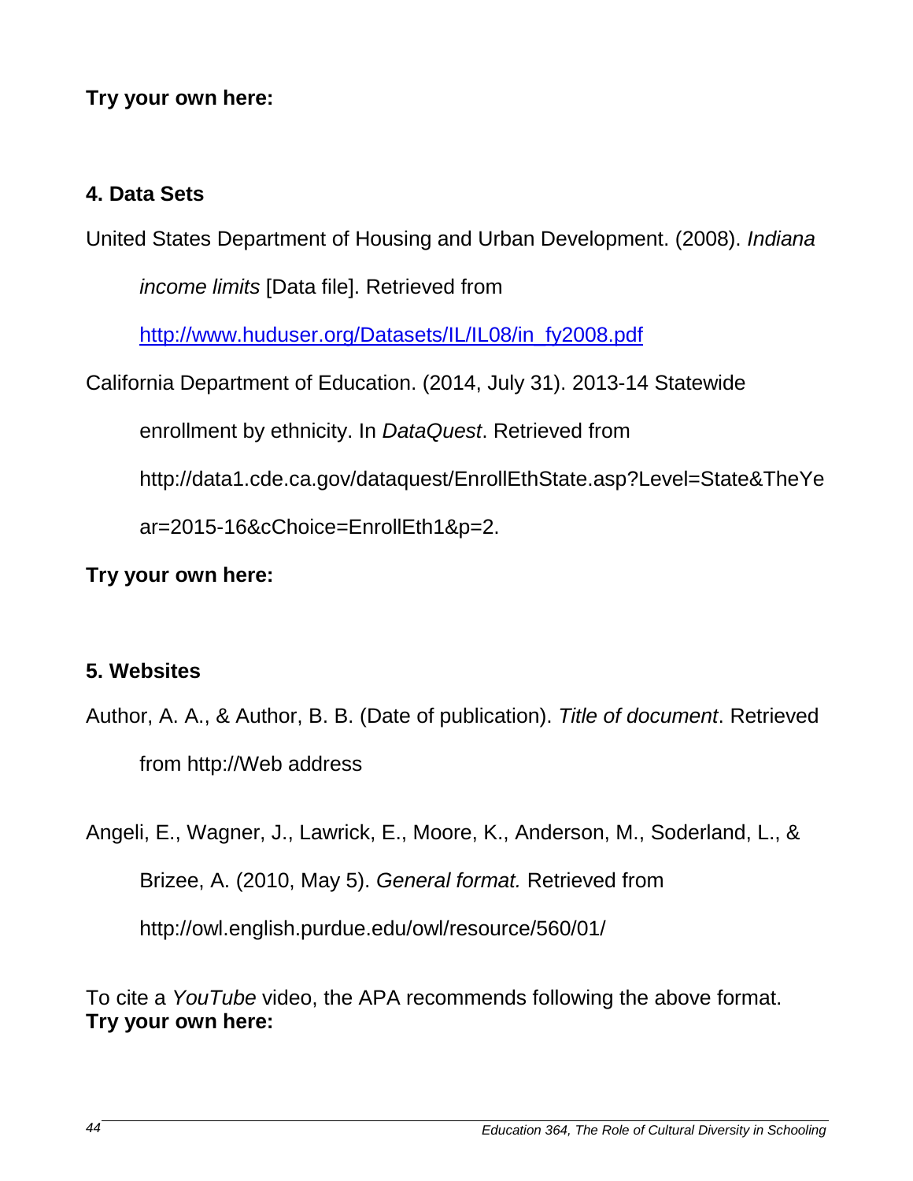**Try your own here:**

**4. Data Sets**

United States Department of Housing and Urban Development. (2008). *Indiana income limits* [Data file]. Retrieved from http://www.huduser.org/Datasets/IL/IL08/in_fy2008.pdf

California Department of Education. (2014, July 31). 2013-14 Statewide enrollment by ethnicity. In *DataQuest*. Retrieved from http://data1.cde.ca.gov/dataquest/EnrollEthState.asp?Level=State&TheYear=2015-16&cChoice=EnrollEth1&p=2.

**Try your own here:**

**5. Websites**

Author, A. A., & Author, B. B. (Date of publication). *Title of document*. Retrieved from http://Web address

Angeli, E., Wagner, J., Lawrick, E., Moore, K., Anderson, M., Soderland, L., & Brizee, A. (2010, May 5). *General format.* Retrieved from http://owl.english.purdue.edu/owl/resource/560/01/

To cite a *YouTube* video, the APA recommends following the above format.

**Try your own here:**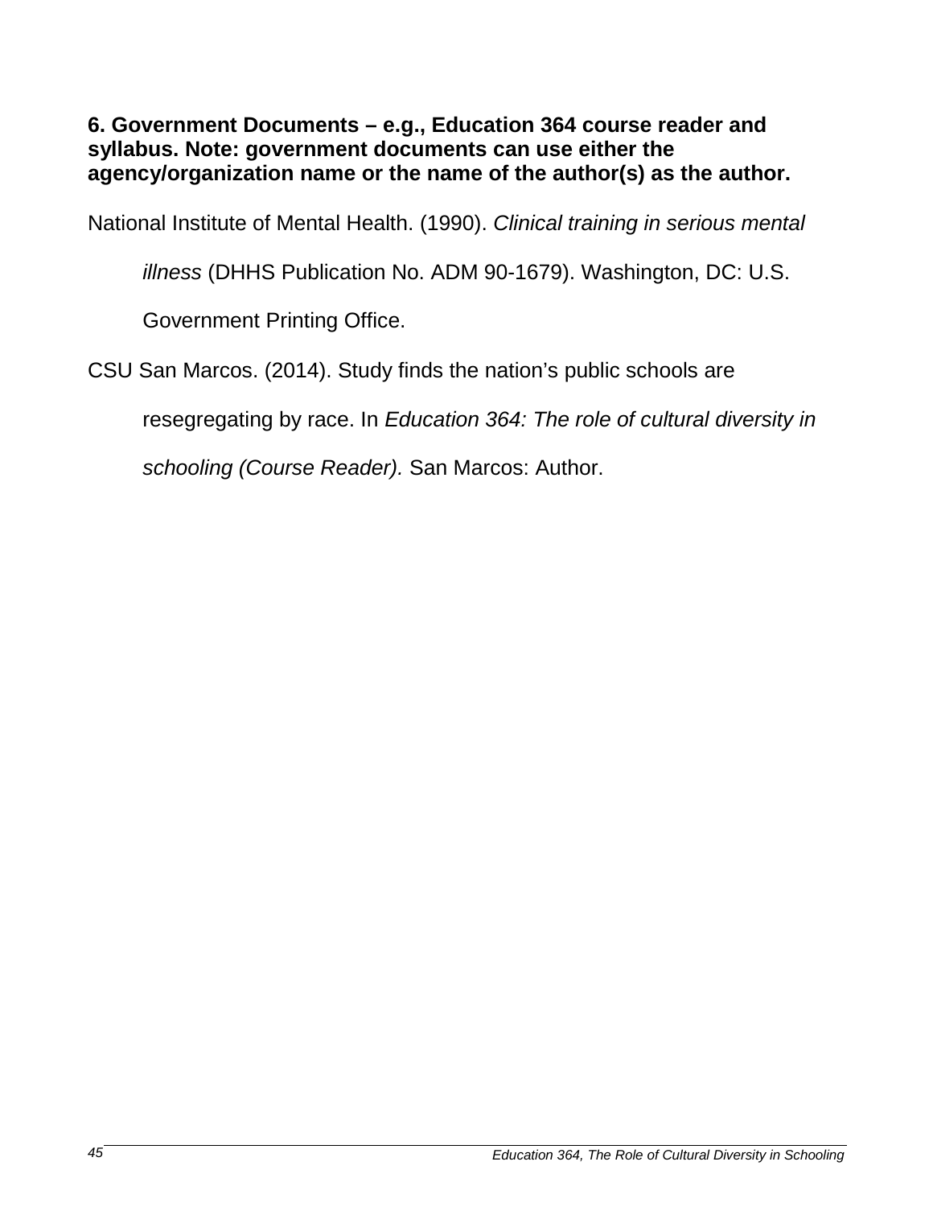**6. Government Documents – e.g., Education 364 course reader and syllabus. Note: government documents can use either the agency/organization name or the name of the author(s) as the author.**

National Institute of Mental Health. (1990). *Clinical training in serious mental illness* (DHHS Publication No. ADM 90-1679). Washington, DC: U.S. Government Printing Office.

CSU San Marcos. (2014). Study finds the nation's public schools are resegregating by race. In *Education 364: The role of cultural diversity in schooling (Course Reader).* San Marcos: Author.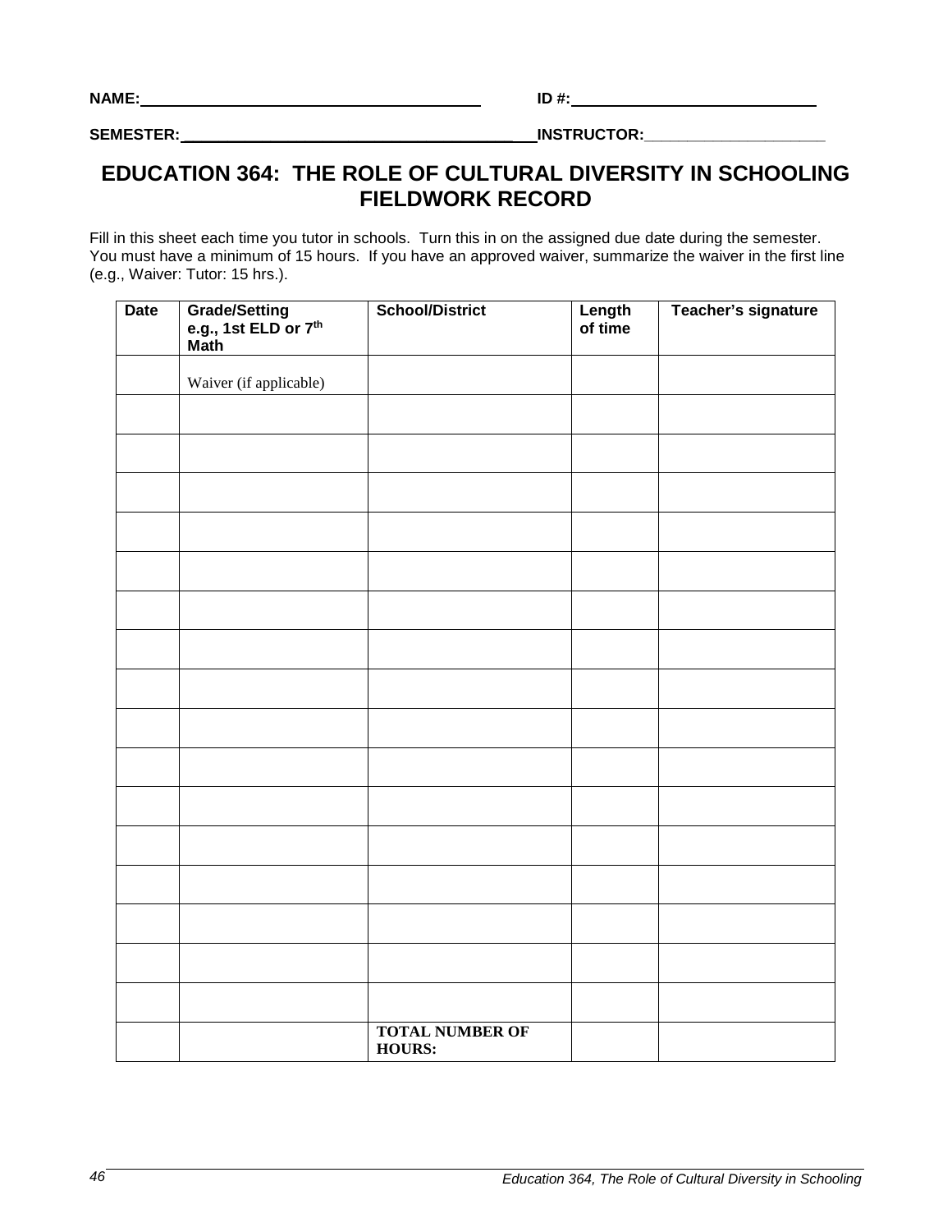**NAME:**\_\_\_\_\_\_\_\_\_\_\_\_\_\_\_\_\_\_\_\_\_\_\_\_\_\_\_\_\_\_\_\_\_\_\_\_\_\_\_ **ID #:**\_\_\_\_\_\_\_\_\_\_\_\_\_\_\_\_\_\_\_\_\_\_\_\_\_\_\_\_\_\_

**SEMESTER:**\_\_\_\_\_\_\_\_\_\_\_\_\_\_\_\_\_\_\_\_\_\_\_\_\_\_\_\_\_\_\_\_\_\_\_\_\_\_\_\_\_\_ **INSTRUCTOR:**\_\_\_\_\_\_\_\_\_\_\_\_\_\_\_\_\_\_\_\_\_\_

# EDUCATION 364: THE ROLE OF CULTURAL DIVERSITY IN SCHOOLING FIELDWORK RECORD

Fill in this sheet each time you tutor in schools. Turn this in on the assigned due date during the semester. You must have a minimum of 15 hours. If you have an approved waiver, summarize the waiver in the first line (e.g., Waiver: Tutor: 15 hrs.).

| Date | Grade/Setting e.g., 1st ELD or 7th Math | School/District | Length of time | Teacher's signature |
|---|---|---|---|---|
| | Waiver (if applicable) | | | |
| | | | | |
| | | | | |
| | | | | |
| | | | | |
| | | | | |
| | | | | |
| | | | | |
| | | | | |
| | | | | |
| | | | | |
| | | | | |
| | | | | |
| | | | | |
| | | | | |
| | | | | |
| | | | | |
| | | **TOTAL NUMBER OF HOURS:** | | |